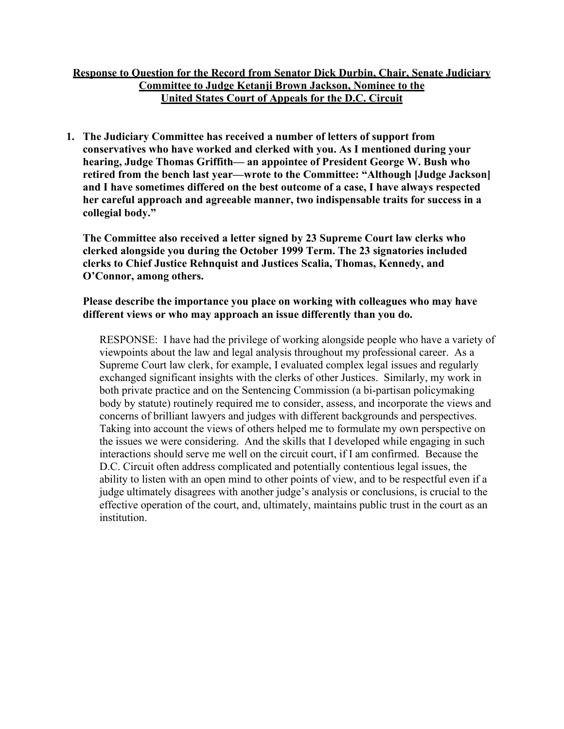**<u>Response to Question for the Record from Senator Dick Durbin, Chair, Senate Judiciary Committee to Judge Ketanji Brown Jackson, Nominee to the United States Court of Appeals for the D.C. Circuit</u>**

1. **The Judiciary Committee has received a number of letters of support from conservatives who have worked and clerked with you. As I mentioned during your hearing, Judge Thomas Griffith— an appointee of President George W. Bush who retired from the bench last year—wrote to the Committee: "Although [Judge Jackson] and I have sometimes differed on the best outcome of a case, I have always respected her careful approach and agreeable manner, two indispensable traits for success in a collegial body."**

   **The Committee also received a letter signed by 23 Supreme Court law clerks who clerked alongside you during the October 1999 Term. The 23 signatories included clerks to Chief Justice Rehnquist and Justices Scalia, Thomas, Kennedy, and O'Connor, among others.**

   **Please describe the importance you place on working with colleagues who may have different views or who may approach an issue differently than you do.**

   RESPONSE: I have had the privilege of working alongside people who have a variety of viewpoints about the law and legal analysis throughout my professional career. As a Supreme Court law clerk, for example, I evaluated complex legal issues and regularly exchanged significant insights with the clerks of other Justices. Similarly, my work in both private practice and on the Sentencing Commission (a bi-partisan policymaking body by statute) routinely required me to consider, assess, and incorporate the views and concerns of brilliant lawyers and judges with different backgrounds and perspectives. Taking into account the views of others helped me to formulate my own perspective on the issues we were considering. And the skills that I developed while engaging in such interactions should serve me well on the circuit court, if I am confirmed. Because the D.C. Circuit often address complicated and potentially contentious legal issues, the ability to listen with an open mind to other points of view, and to be respectful even if a judge ultimately disagrees with another judge's analysis or conclusions, is crucial to the effective operation of the court, and, ultimately, maintains public trust in the court as an institution.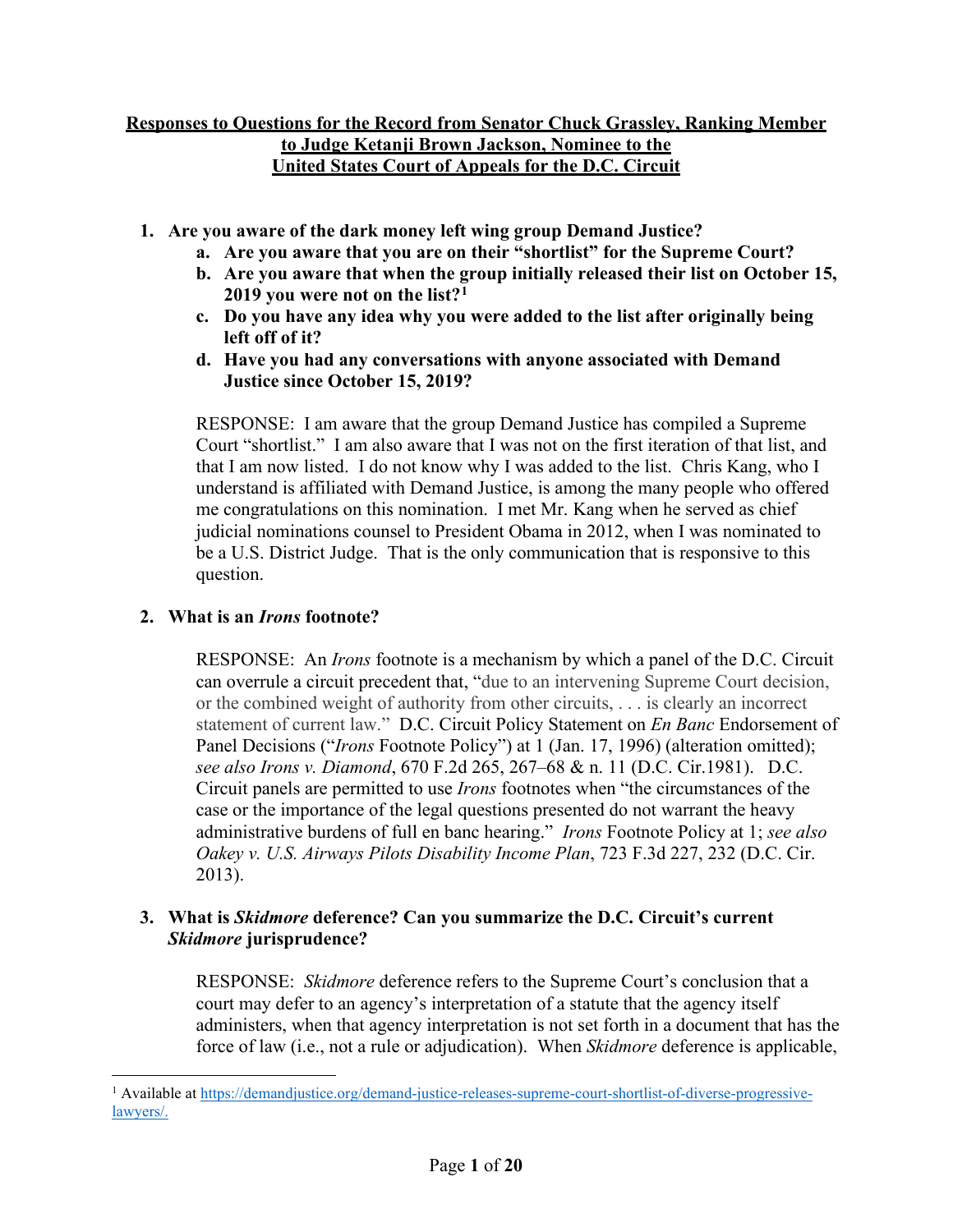**Responses to Questions for the Record from Senator Chuck Grassley, Ranking Member to Judge Ketanji Brown Jackson, Nominee to the United States Court of Appeals for the D.C. Circuit**

1. **Are you aware of the dark money left wing group Demand Justice?**
   a. **Are you aware that you are on their "shortlist" for the Supreme Court?**
   b. **Are you aware that when the group initially released their list on October 15, 2019 you were not on the list?[1]**
   c. **Do you have any idea why you were added to the list after originally being left off of it?**
   d. **Have you had any conversations with anyone associated with Demand Justice since October 15, 2019?**

   RESPONSE: I am aware that the group Demand Justice has compiled a Supreme Court "shortlist." I am also aware that I was not on the first iteration of that list, and that I am now listed. I do not know why I was added to the list. Chris Kang, who I understand is affiliated with Demand Justice, is among the many people who offered me congratulations on this nomination. I met Mr. Kang when he served as chief judicial nominations counsel to President Obama in 2012, when I was nominated to be a U.S. District Judge. That is the only communication that is responsive to this question.

2. **What is an *Irons* footnote?**

   RESPONSE: An *Irons* footnote is a mechanism by which a panel of the D.C. Circuit can overrule a circuit precedent that, "due to an intervening Supreme Court decision, or the combined weight of authority from other circuits, . . . is clearly an incorrect statement of current law." D.C. Circuit Policy Statement on *En Banc* Endorsement of Panel Decisions ("*Irons* Footnote Policy") at 1 (Jan. 17, 1996) (alteration omitted); *see also Irons v. Diamond*, 670 F.2d 265, 267–68 & n. 11 (D.C. Cir.1981). D.C. Circuit panels are permitted to use *Irons* footnotes when "the circumstances of the case or the importance of the legal questions presented do not warrant the heavy administrative burdens of full en banc hearing." *Irons* Footnote Policy at 1; *see also Oakey v. U.S. Airways Pilots Disability Income Plan*, 723 F.3d 227, 232 (D.C. Cir. 2013).

3. **What is *Skidmore* deference? Can you summarize the D.C. Circuit's current *Skidmore* jurisprudence?**

   RESPONSE: *Skidmore* deference refers to the Supreme Court's conclusion that a court may defer to an agency's interpretation of a statute that the agency itself administers, when that agency interpretation is not set forth in a document that has the force of law (i.e., not a rule or adjudication). When *Skidmore* deference is applicable,

[1] Available at https://demandjustice.org/demand-justice-releases-supreme-court-shortlist-of-diverse-progressive-lawyers/.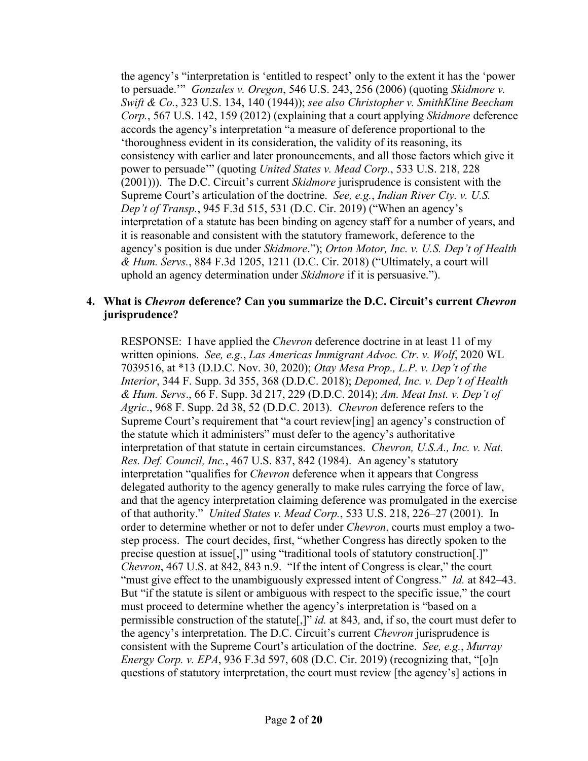the agency's "interpretation is 'entitled to respect' only to the extent it has the 'power to persuade.'" *Gonzales v. Oregon*, 546 U.S. 243, 256 (2006) (quoting *Skidmore v. Swift & Co.*, 323 U.S. 134, 140 (1944)); *see also Christopher v. SmithKline Beecham Corp.*, 567 U.S. 142, 159 (2012) (explaining that a court applying *Skidmore* deference accords the agency's interpretation "a measure of deference proportional to the 'thoroughness evident in its consideration, the validity of its reasoning, its consistency with earlier and later pronouncements, and all those factors which give it power to persuade'" (quoting *United States v. Mead Corp.*, 533 U.S. 218, 228 (2001))). The D.C. Circuit's current *Skidmore* jurisprudence is consistent with the Supreme Court's articulation of the doctrine. *See, e.g.*, *Indian River Cty. v. U.S. Dep't of Transp.*, 945 F.3d 515, 531 (D.C. Cir. 2019) ("When an agency's interpretation of a statute has been binding on agency staff for a number of years, and it is reasonable and consistent with the statutory framework, deference to the agency's position is due under *Skidmore*."); *Orton Motor, Inc. v. U.S. Dep't of Health & Hum. Servs.*, 884 F.3d 1205, 1211 (D.C. Cir. 2018) ("Ultimately, a court will uphold an agency determination under *Skidmore* if it is persuasive.").

**4. What is *Chevron* deference? Can you summarize the D.C. Circuit's current *Chevron* jurisprudence?**

RESPONSE: I have applied the *Chevron* deference doctrine in at least 11 of my written opinions. *See, e.g.*, *Las Americas Immigrant Advoc. Ctr. v. Wolf*, 2020 WL 7039516, at *13 (D.D.C. Nov. 30, 2020); *Otay Mesa Prop., L.P. v. Dep't of the Interior*, 344 F. Supp. 3d 355, 368 (D.D.C. 2018); *Depomed, Inc. v. Dep't of Health & Hum. Servs*., 66 F. Supp. 3d 217, 229 (D.D.C. 2014); *Am. Meat Inst. v. Dep't of Agric*., 968 F. Supp. 2d 38, 52 (D.D.C. 2013). *Chevron* deference refers to the Supreme Court's requirement that "a court review[ing] an agency's construction of the statute which it administers" must defer to the agency's authoritative interpretation of that statute in certain circumstances. *Chevron, U.S.A., Inc. v. Nat. Res. Def. Council, Inc.*, 467 U.S. 837, 842 (1984). An agency's statutory interpretation "qualifies for *Chevron* deference when it appears that Congress delegated authority to the agency generally to make rules carrying the force of law, and that the agency interpretation claiming deference was promulgated in the exercise of that authority." *United States v. Mead Corp.*, 533 U.S. 218, 226–27 (2001). In order to determine whether or not to defer under *Chevron*, courts must employ a two-step process. The court decides, first, "whether Congress has directly spoken to the precise question at issue[,]" using "traditional tools of statutory construction[.]" *Chevron*, 467 U.S. at 842, 843 n.9. "If the intent of Congress is clear," the court "must give effect to the unambiguously expressed intent of Congress." *Id.* at 842–43. But "if the statute is silent or ambiguous with respect to the specific issue," the court must proceed to determine whether the agency's interpretation is "based on a permissible construction of the statute[,]" *id.* at 843, and, if so, the court must defer to the agency's interpretation. The D.C. Circuit's current *Chevron* jurisprudence is consistent with the Supreme Court's articulation of the doctrine. *See, e.g.*, *Murray Energy Corp. v. EPA*, 936 F.3d 597, 608 (D.C. Cir. 2019) (recognizing that, "[o]n questions of statutory interpretation, the court must review [the agency's] actions in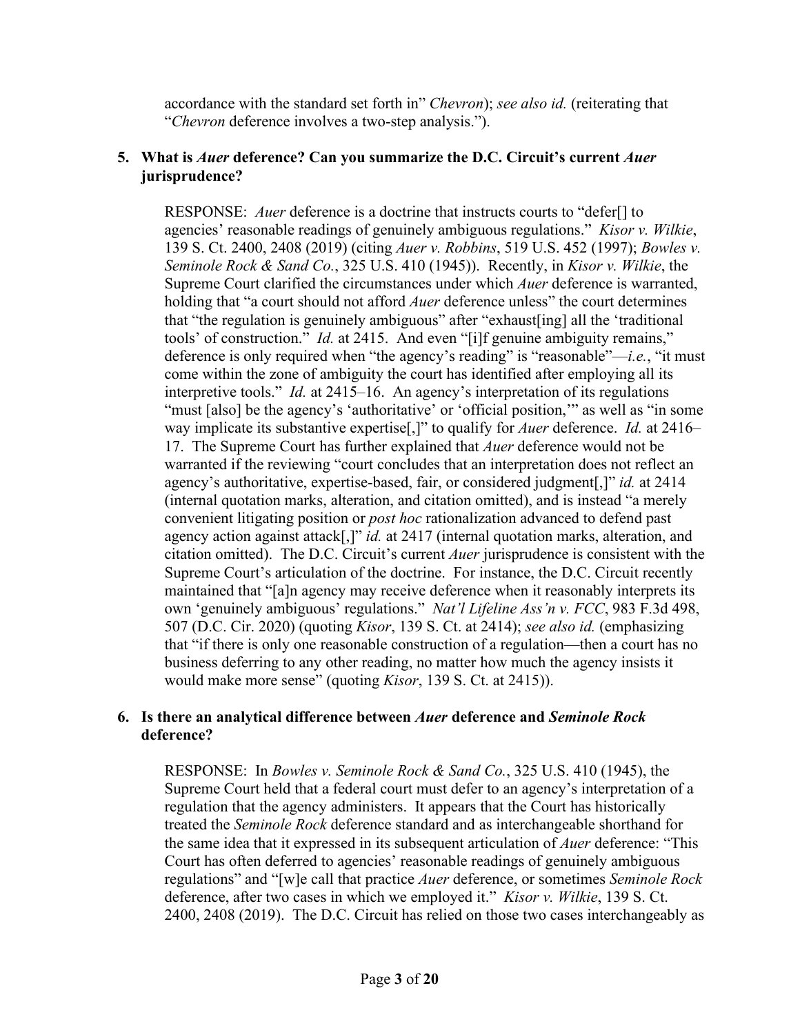accordance with the standard set forth in" *Chevron*); *see also id.* (reiterating that "*Chevron* deference involves a two-step analysis.").

**5. What is *Auer* deference? Can you summarize the D.C. Circuit's current *Auer* jurisprudence?**

RESPONSE: *Auer* deference is a doctrine that instructs courts to "defer[] to agencies' reasonable readings of genuinely ambiguous regulations." *Kisor v. Wilkie*, 139 S. Ct. 2400, 2408 (2019) (citing *Auer v. Robbins*, 519 U.S. 452 (1997); *Bowles v. Seminole Rock & Sand Co.*, 325 U.S. 410 (1945)). Recently, in *Kisor v. Wilkie*, the Supreme Court clarified the circumstances under which *Auer* deference is warranted, holding that "a court should not afford *Auer* deference unless" the court determines that "the regulation is genuinely ambiguous" after "exhaust[ing] all the 'traditional tools' of construction." *Id.* at 2415. And even "[i]f genuine ambiguity remains," deference is only required when "the agency's reading" is "reasonable"—*i.e.*, "it must come within the zone of ambiguity the court has identified after employing all its interpretive tools." *Id.* at 2415–16. An agency's interpretation of its regulations "must [also] be the agency's 'authoritative' or 'official position,'" as well as "in some way implicate its substantive expertise[,]" to qualify for *Auer* deference. *Id.* at 2416–17. The Supreme Court has further explained that *Auer* deference would not be warranted if the reviewing "court concludes that an interpretation does not reflect an agency's authoritative, expertise-based, fair, or considered judgment[,]" *id.* at 2414 (internal quotation marks, alteration, and citation omitted), and is instead "a merely convenient litigating position or *post hoc* rationalization advanced to defend past agency action against attack[,]" *id.* at 2417 (internal quotation marks, alteration, and citation omitted). The D.C. Circuit's current *Auer* jurisprudence is consistent with the Supreme Court's articulation of the doctrine. For instance, the D.C. Circuit recently maintained that "[a]n agency may receive deference when it reasonably interprets its own 'genuinely ambiguous' regulations." *Nat'l Lifeline Ass'n v. FCC*, 983 F.3d 498, 507 (D.C. Cir. 2020) (quoting *Kisor*, 139 S. Ct. at 2414); *see also id.* (emphasizing that "if there is only one reasonable construction of a regulation—then a court has no business deferring to any other reading, no matter how much the agency insists it would make more sense" (quoting *Kisor*, 139 S. Ct. at 2415)).

**6. Is there an analytical difference between *Auer* deference and *Seminole Rock* deference?**

RESPONSE: In *Bowles v. Seminole Rock & Sand Co.*, 325 U.S. 410 (1945), the Supreme Court held that a federal court must defer to an agency's interpretation of a regulation that the agency administers. It appears that the Court has historically treated the *Seminole Rock* deference standard and as interchangeable shorthand for the same idea that it expressed in its subsequent articulation of *Auer* deference: "This Court has often deferred to agencies' reasonable readings of genuinely ambiguous regulations" and "[w]e call that practice *Auer* deference, or sometimes *Seminole Rock* deference, after two cases in which we employed it." *Kisor v. Wilkie*, 139 S. Ct. 2400, 2408 (2019). The D.C. Circuit has relied on those two cases interchangeably as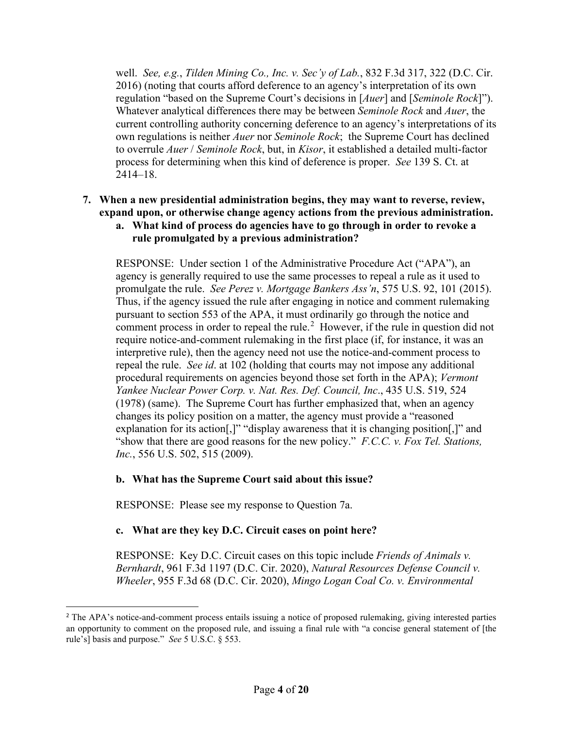well. *See, e.g.*, *Tilden Mining Co., Inc. v. Sec'y of Lab.*, 832 F.3d 317, 322 (D.C. Cir. 2016) (noting that courts afford deference to an agency's interpretation of its own regulation "based on the Supreme Court's decisions in [*Auer*] and [*Seminole Rock*]"). Whatever analytical differences there may be between *Seminole Rock* and *Auer*, the current controlling authority concerning deference to an agency's interpretations of its own regulations is neither *Auer* nor *Seminole Rock*; the Supreme Court has declined to overrule *Auer* / *Seminole Rock*, but, in *Kisor*, it established a detailed multi-factor process for determining when this kind of deference is proper. *See* 139 S. Ct. at 2414–18.

**7. When a new presidential administration begins, they may want to reverse, review, expand upon, or otherwise change agency actions from the previous administration.**

**a. What kind of process do agencies have to go through in order to revoke a rule promulgated by a previous administration?**

RESPONSE: Under section 1 of the Administrative Procedure Act ("APA"), an agency is generally required to use the same processes to repeal a rule as it used to promulgate the rule. *See Perez v. Mortgage Bankers Ass'n*, 575 U.S. 92, 101 (2015). Thus, if the agency issued the rule after engaging in notice and comment rulemaking pursuant to section 553 of the APA, it must ordinarily go through the notice and comment process in order to repeal the rule.[2] However, if the rule in question did not require notice-and-comment rulemaking in the first place (if, for instance, it was an interpretive rule), then the agency need not use the notice-and-comment process to repeal the rule. *See id*. at 102 (holding that courts may not impose any additional procedural requirements on agencies beyond those set forth in the APA); *Vermont Yankee Nuclear Power Corp. v. Nat. Res. Def. Council, Inc*., 435 U.S. 519, 524 (1978) (same). The Supreme Court has further emphasized that, when an agency changes its policy position on a matter, the agency must provide a "reasoned explanation for its action[,]" "display awareness that it is changing position[,]" and "show that there are good reasons for the new policy." *F.C.C. v. Fox Tel. Stations, Inc.*, 556 U.S. 502, 515 (2009).

**b. What has the Supreme Court said about this issue?**

RESPONSE: Please see my response to Question 7a.

**c. What are they key D.C. Circuit cases on point here?**

RESPONSE: Key D.C. Circuit cases on this topic include *Friends of Animals v. Bernhardt*, 961 F.3d 1197 (D.C. Cir. 2020), *Natural Resources Defense Council v. Wheeler*, 955 F.3d 68 (D.C. Cir. 2020), *Mingo Logan Coal Co. v. Environmental*

---

[2] The APA's notice-and-comment process entails issuing a notice of proposed rulemaking, giving interested parties an opportunity to comment on the proposed rule, and issuing a final rule with "a concise general statement of [the rule's] basis and purpose." *See* 5 U.S.C. § 553.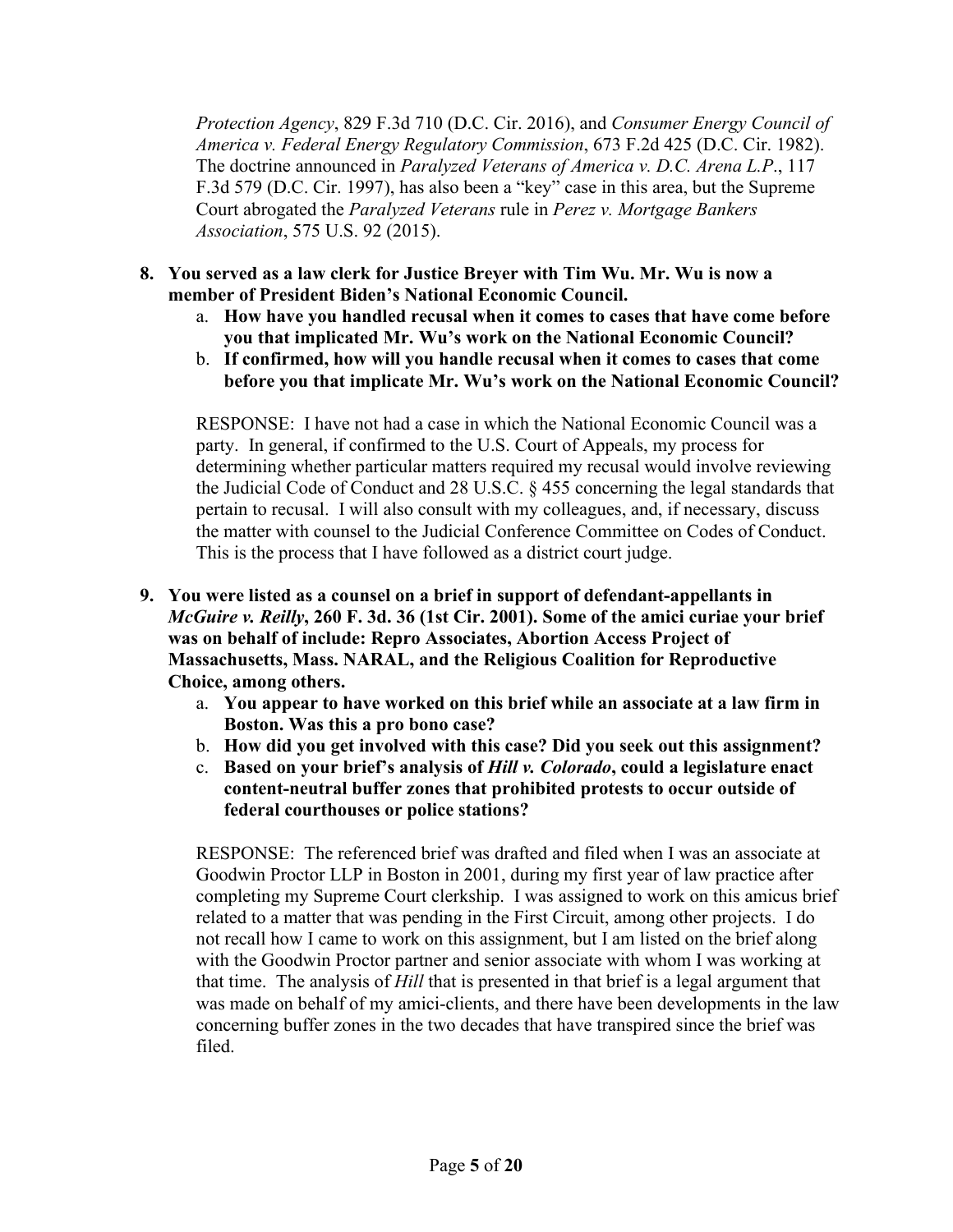*Protection Agency*, 829 F.3d 710 (D.C. Cir. 2016), and *Consumer Energy Council of America v. Federal Energy Regulatory Commission*, 673 F.2d 425 (D.C. Cir. 1982). The doctrine announced in *Paralyzed Veterans of America v. D.C. Arena L.P.*, 117 F.3d 579 (D.C. Cir. 1997), has also been a "key" case in this area, but the Supreme Court abrogated the *Paralyzed Veterans* rule in *Perez v. Mortgage Bankers Association*, 575 U.S. 92 (2015).

**8. You served as a law clerk for Justice Breyer with Tim Wu. Mr. Wu is now a member of President Biden's National Economic Council.**

   a. **How have you handled recusal when it comes to cases that have come before you that implicated Mr. Wu's work on the National Economic Council?**

   b. **If confirmed, how will you handle recusal when it comes to cases that come before you that implicate Mr. Wu's work on the National Economic Council?**

RESPONSE: I have not had a case in which the National Economic Council was a party. In general, if confirmed to the U.S. Court of Appeals, my process for determining whether particular matters required my recusal would involve reviewing the Judicial Code of Conduct and 28 U.S.C. § 455 concerning the legal standards that pertain to recusal. I will also consult with my colleagues, and, if necessary, discuss the matter with counsel to the Judicial Conference Committee on Codes of Conduct. This is the process that I have followed as a district court judge.

**9. You were listed as a counsel on a brief in support of defendant-appellants in *McGuire v. Reilly*, 260 F. 3d. 36 (1st Cir. 2001). Some of the amici curiae your brief was on behalf of include: Repro Associates, Abortion Access Project of Massachusetts, Mass. NARAL, and the Religious Coalition for Reproductive Choice, among others.**

   a. **You appear to have worked on this brief while an associate at a law firm in Boston. Was this a pro bono case?**

   b. **How did you get involved with this case? Did you seek out this assignment?**

   c. **Based on your brief's analysis of *Hill v. Colorado*, could a legislature enact content-neutral buffer zones that prohibited protests to occur outside of federal courthouses or police stations?**

RESPONSE: The referenced brief was drafted and filed when I was an associate at Goodwin Proctor LLP in Boston in 2001, during my first year of law practice after completing my Supreme Court clerkship. I was assigned to work on this amicus brief related to a matter that was pending in the First Circuit, among other projects. I do not recall how I came to work on this assignment, but I am listed on the brief along with the Goodwin Proctor partner and senior associate with whom I was working at that time. The analysis of *Hill* that is presented in that brief is a legal argument that was made on behalf of my amici-clients, and there have been developments in the law concerning buffer zones in the two decades that have transpired since the brief was filed.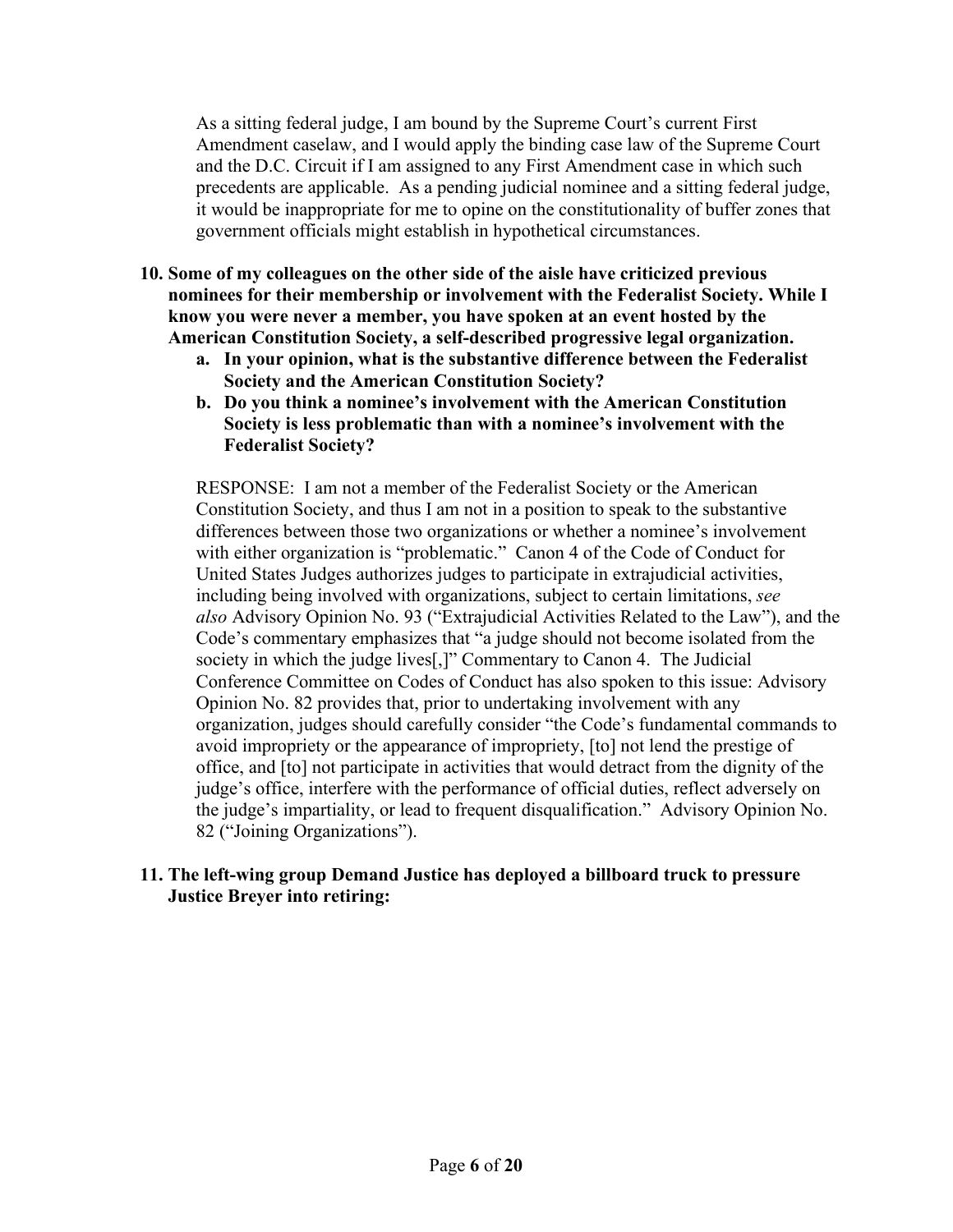As a sitting federal judge, I am bound by the Supreme Court's current First Amendment caselaw, and I would apply the binding case law of the Supreme Court and the D.C. Circuit if I am assigned to any First Amendment case in which such precedents are applicable. As a pending judicial nominee and a sitting federal judge, it would be inappropriate for me to opine on the constitutionality of buffer zones that government officials might establish in hypothetical circumstances.

**10. Some of my colleagues on the other side of the aisle have criticized previous nominees for their membership or involvement with the Federalist Society. While I know you were never a member, you have spoken at an event hosted by the American Constitution Society, a self-described progressive legal organization.**

**a. In your opinion, what is the substantive difference between the Federalist Society and the American Constitution Society?**

**b. Do you think a nominee's involvement with the American Constitution Society is less problematic than with a nominee's involvement with the Federalist Society?**

RESPONSE: I am not a member of the Federalist Society or the American Constitution Society, and thus I am not in a position to speak to the substantive differences between those two organizations or whether a nominee's involvement with either organization is "problematic." Canon 4 of the Code of Conduct for United States Judges authorizes judges to participate in extrajudicial activities, including being involved with organizations, subject to certain limitations, *see also* Advisory Opinion No. 93 ("Extrajudicial Activities Related to the Law"), and the Code's commentary emphasizes that "a judge should not become isolated from the society in which the judge lives[,]" Commentary to Canon 4. The Judicial Conference Committee on Codes of Conduct has also spoken to this issue: Advisory Opinion No. 82 provides that, prior to undertaking involvement with any organization, judges should carefully consider "the Code's fundamental commands to avoid impropriety or the appearance of impropriety, [to] not lend the prestige of office, and [to] not participate in activities that would detract from the dignity of the judge's office, interfere with the performance of official duties, reflect adversely on the judge's impartiality, or lead to frequent disqualification." Advisory Opinion No. 82 ("Joining Organizations").

**11. The left-wing group Demand Justice has deployed a billboard truck to pressure Justice Breyer into retiring:**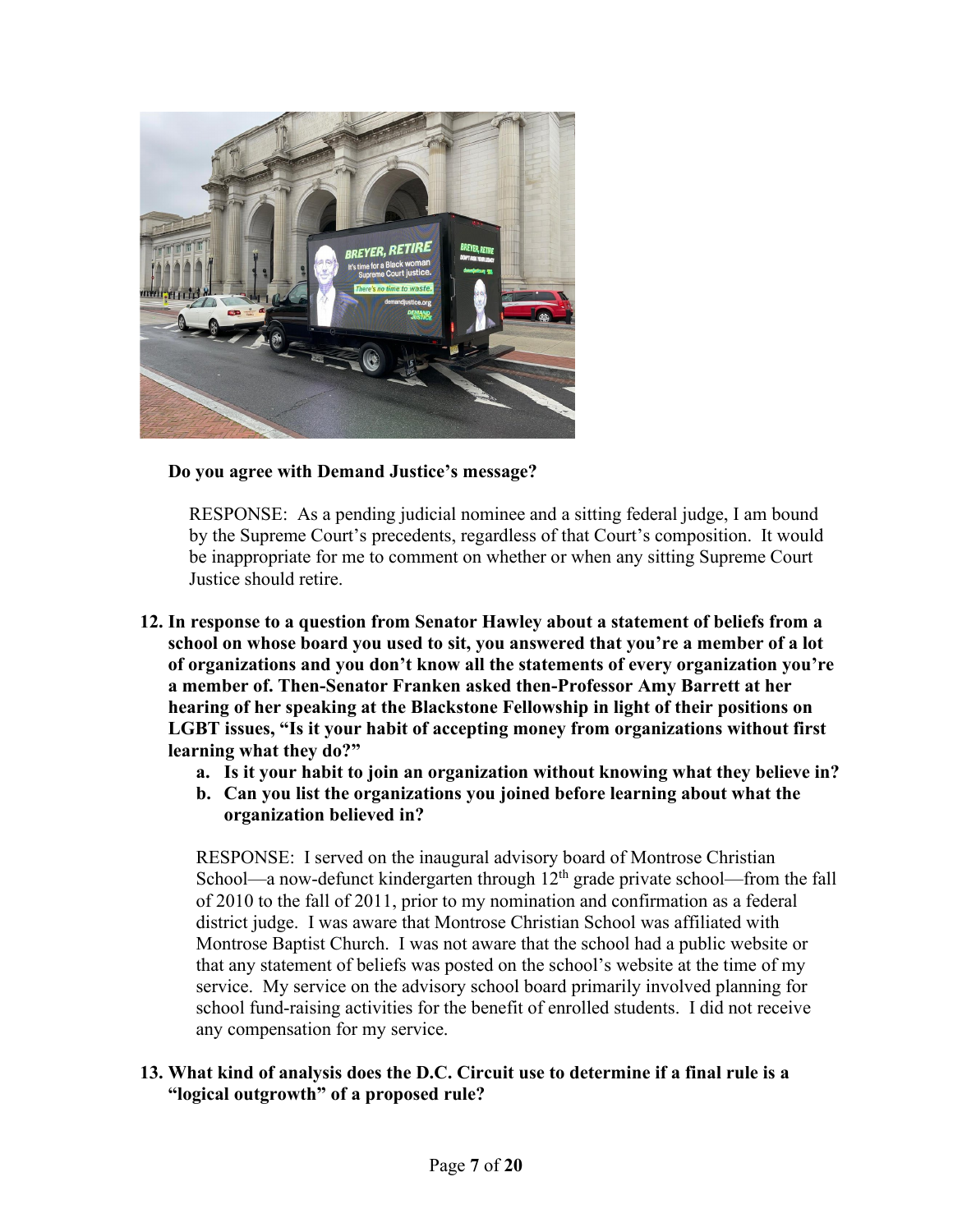**Do you agree with Demand Justice's message?**

RESPONSE: As a pending judicial nominee and a sitting federal judge, I am bound by the Supreme Court's precedents, regardless of that Court's composition. It would be inappropriate for me to comment on whether or when any sitting Supreme Court Justice should retire.

**12. In response to a question from Senator Hawley about a statement of beliefs from a school on whose board you used to sit, you answered that you're a member of a lot of organizations and you don't know all the statements of every organization you're a member of. Then-Senator Franken asked then-Professor Amy Barrett at her hearing of her speaking at the Blackstone Fellowship in light of their positions on LGBT issues, "Is it your habit of accepting money from organizations without first learning what they do?"**

**a. Is it your habit to join an organization without knowing what they believe in?**

**b. Can you list the organizations you joined before learning about what the organization believed in?**

RESPONSE: I served on the inaugural advisory board of Montrose Christian School—a now-defunct kindergarten through 12th grade private school—from the fall of 2010 to the fall of 2011, prior to my nomination and confirmation as a federal district judge. I was aware that Montrose Christian School was affiliated with Montrose Baptist Church. I was not aware that the school had a public website or that any statement of beliefs was posted on the school's website at the time of my service. My service on the advisory school board primarily involved planning for school fund-raising activities for the benefit of enrolled students. I did not receive any compensation for my service.

**13. What kind of analysis does the D.C. Circuit use to determine if a final rule is a "logical outgrowth" of a proposed rule?**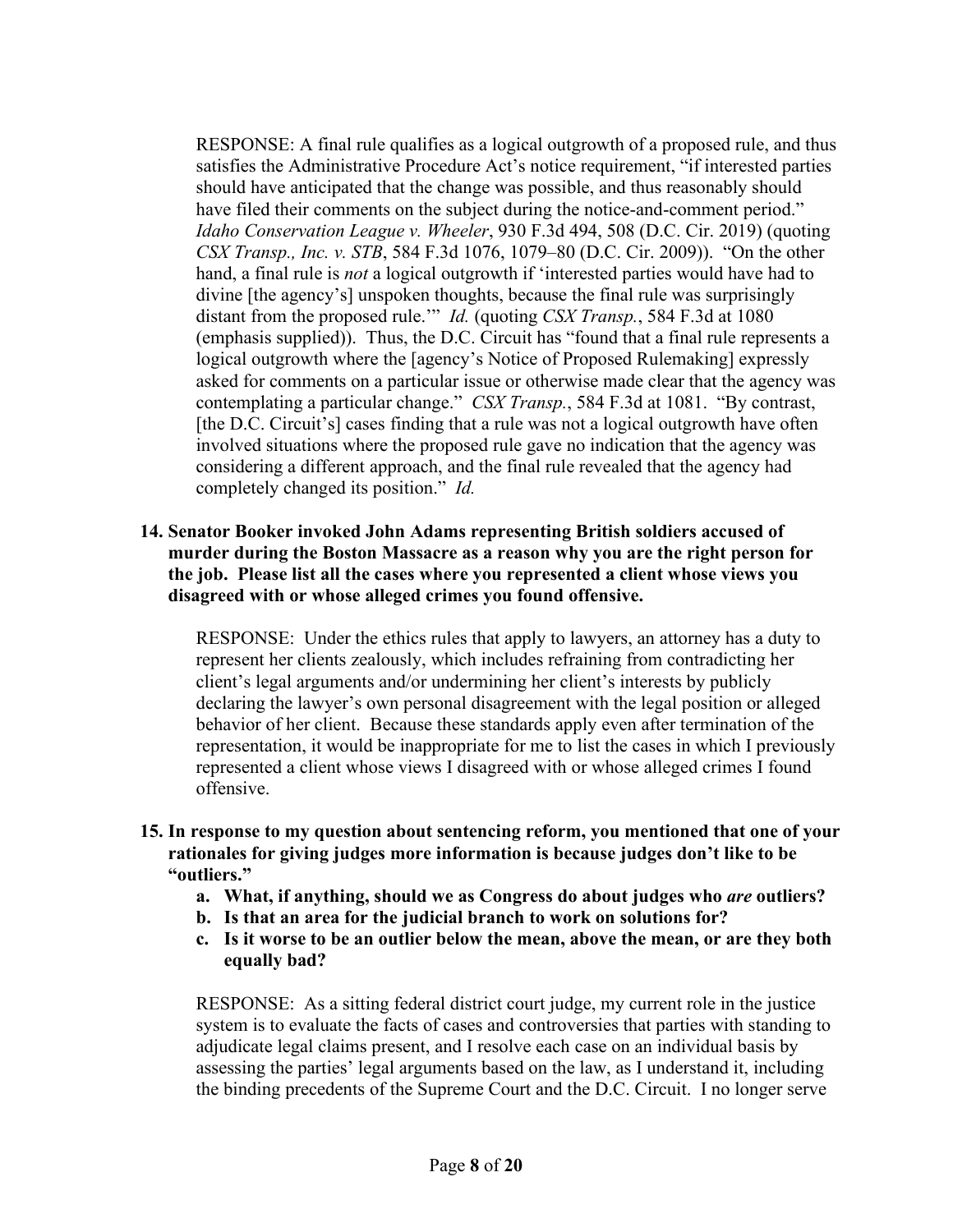RESPONSE: A final rule qualifies as a logical outgrowth of a proposed rule, and thus satisfies the Administrative Procedure Act's notice requirement, "if interested parties should have anticipated that the change was possible, and thus reasonably should have filed their comments on the subject during the notice-and-comment period." *Idaho Conservation League v. Wheeler*, 930 F.3d 494, 508 (D.C. Cir. 2019) (quoting *CSX Transp., Inc. v. STB*, 584 F.3d 1076, 1079–80 (D.C. Cir. 2009)). "On the other hand, a final rule is *not* a logical outgrowth if 'interested parties would have had to divine [the agency's] unspoken thoughts, because the final rule was surprisingly distant from the proposed rule.'" *Id.* (quoting *CSX Transp.*, 584 F.3d at 1080 (emphasis supplied)). Thus, the D.C. Circuit has "found that a final rule represents a logical outgrowth where the [agency's Notice of Proposed Rulemaking] expressly asked for comments on a particular issue or otherwise made clear that the agency was contemplating a particular change." *CSX Transp.*, 584 F.3d at 1081. "By contrast, [the D.C. Circuit's] cases finding that a rule was not a logical outgrowth have often involved situations where the proposed rule gave no indication that the agency was considering a different approach, and the final rule revealed that the agency had completely changed its position." *Id.*

**14. Senator Booker invoked John Adams representing British soldiers accused of murder during the Boston Massacre as a reason why you are the right person for the job. Please list all the cases where you represented a client whose views you disagreed with or whose alleged crimes you found offensive.**

RESPONSE: Under the ethics rules that apply to lawyers, an attorney has a duty to represent her clients zealously, which includes refraining from contradicting her client's legal arguments and/or undermining her client's interests by publicly declaring the lawyer's own personal disagreement with the legal position or alleged behavior of her client. Because these standards apply even after termination of the representation, it would be inappropriate for me to list the cases in which I previously represented a client whose views I disagreed with or whose alleged crimes I found offensive.

**15. In response to my question about sentencing reform, you mentioned that one of your rationales for giving judges more information is because judges don't like to be "outliers."**

**a. What, if anything, should we as Congress do about judges who *are* outliers?**

**b. Is that an area for the judicial branch to work on solutions for?**

**c. Is it worse to be an outlier below the mean, above the mean, or are they both equally bad?**

RESPONSE: As a sitting federal district court judge, my current role in the justice system is to evaluate the facts of cases and controversies that parties with standing to adjudicate legal claims present, and I resolve each case on an individual basis by assessing the parties' legal arguments based on the law, as I understand it, including the binding precedents of the Supreme Court and the D.C. Circuit. I no longer serve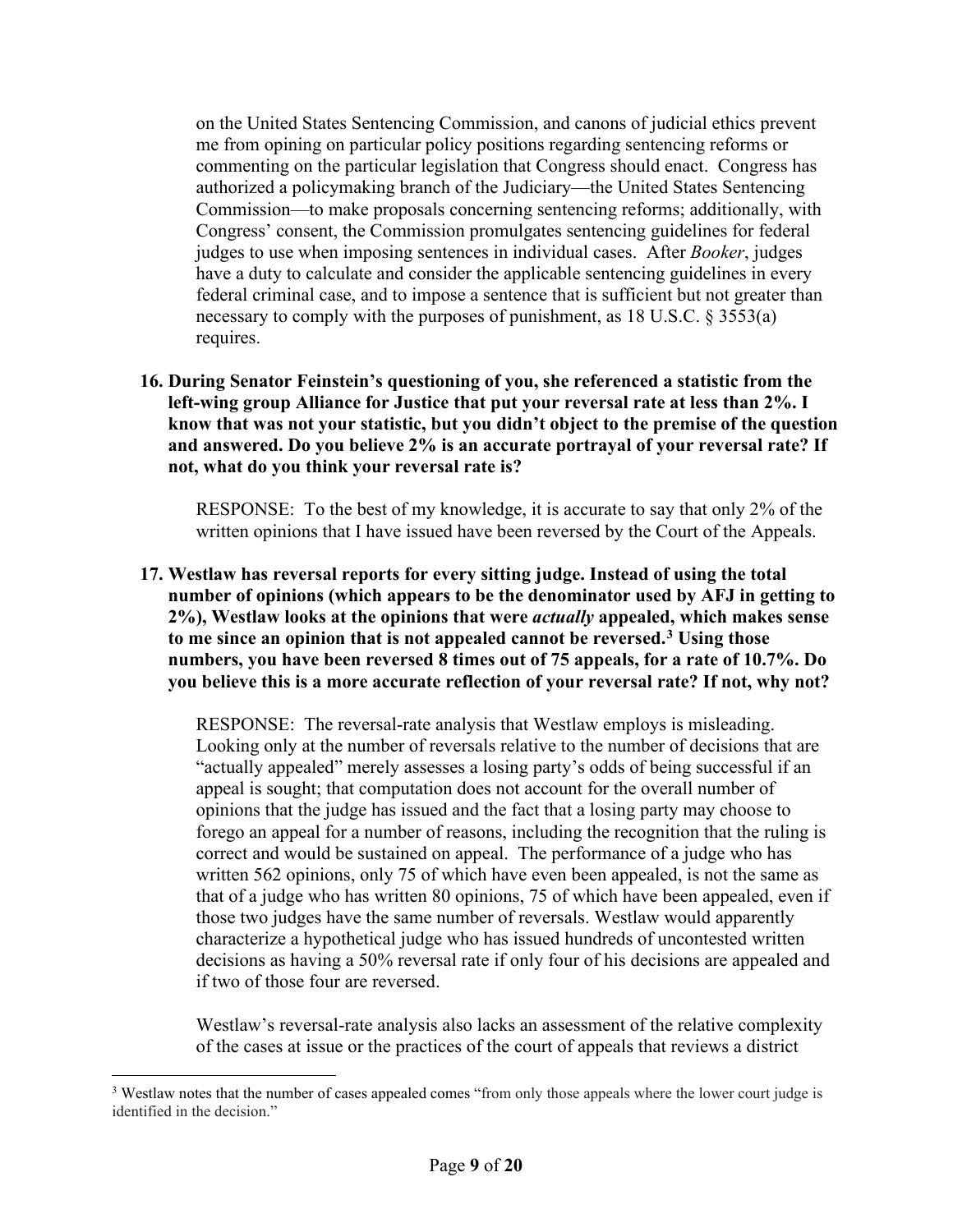on the United States Sentencing Commission, and canons of judicial ethics prevent me from opining on particular policy positions regarding sentencing reforms or commenting on the particular legislation that Congress should enact. Congress has authorized a policymaking branch of the Judiciary—the United States Sentencing Commission—to make proposals concerning sentencing reforms; additionally, with Congress' consent, the Commission promulgates sentencing guidelines for federal judges to use when imposing sentences in individual cases. After *Booker*, judges have a duty to calculate and consider the applicable sentencing guidelines in every federal criminal case, and to impose a sentence that is sufficient but not greater than necessary to comply with the purposes of punishment, as 18 U.S.C. § 3553(a) requires.

**16. During Senator Feinstein's questioning of you, she referenced a statistic from the left-wing group Alliance for Justice that put your reversal rate at less than 2%. I know that was not your statistic, but you didn't object to the premise of the question and answered. Do you believe 2% is an accurate portrayal of your reversal rate? If not, what do you think your reversal rate is?**

RESPONSE: To the best of my knowledge, it is accurate to say that only 2% of the written opinions that I have issued have been reversed by the Court of the Appeals.

**17. Westlaw has reversal reports for every sitting judge. Instead of using the total number of opinions (which appears to be the denominator used by AFJ in getting to 2%), Westlaw looks at the opinions that were *actually* appealed, which makes sense to me since an opinion that is not appealed cannot be reversed.[3] Using those numbers, you have been reversed 8 times out of 75 appeals, for a rate of 10.7%. Do you believe this is a more accurate reflection of your reversal rate? If not, why not?**

RESPONSE: The reversal-rate analysis that Westlaw employs is misleading. Looking only at the number of reversals relative to the number of decisions that are "actually appealed" merely assesses a losing party's odds of being successful if an appeal is sought; that computation does not account for the overall number of opinions that the judge has issued and the fact that a losing party may choose to forego an appeal for a number of reasons, including the recognition that the ruling is correct and would be sustained on appeal. The performance of a judge who has written 562 opinions, only 75 of which have even been appealed, is not the same as that of a judge who has written 80 opinions, 75 of which have been appealed, even if those two judges have the same number of reversals. Westlaw would apparently characterize a hypothetical judge who has issued hundreds of uncontested written decisions as having a 50% reversal rate if only four of his decisions are appealed and if two of those four are reversed.

Westlaw's reversal-rate analysis also lacks an assessment of the relative complexity of the cases at issue or the practices of the court of appeals that reviews a district

[3] Westlaw notes that the number of cases appealed comes "from only those appeals where the lower court judge is identified in the decision."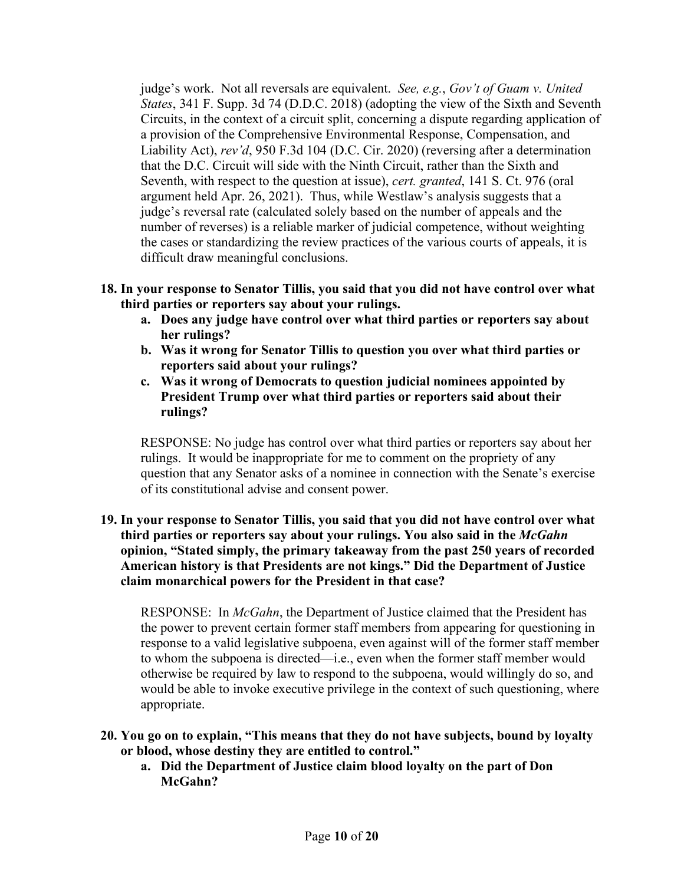judge's work. Not all reversals are equivalent. *See, e.g.*, *Gov't of Guam v. United States*, 341 F. Supp. 3d 74 (D.D.C. 2018) (adopting the view of the Sixth and Seventh Circuits, in the context of a circuit split, concerning a dispute regarding application of a provision of the Comprehensive Environmental Response, Compensation, and Liability Act), *rev'd*, 950 F.3d 104 (D.C. Cir. 2020) (reversing after a determination that the D.C. Circuit will side with the Ninth Circuit, rather than the Sixth and Seventh, with respect to the question at issue), *cert. granted*, 141 S. Ct. 976 (oral argument held Apr. 26, 2021). Thus, while Westlaw's analysis suggests that a judge's reversal rate (calculated solely based on the number of appeals and the number of reverses) is a reliable marker of judicial competence, without weighting the cases or standardizing the review practices of the various courts of appeals, it is difficult draw meaningful conclusions.

**18. In your response to Senator Tillis, you said that you did not have control over what third parties or reporters say about your rulings.**

**a. Does any judge have control over what third parties or reporters say about her rulings?**

**b. Was it wrong for Senator Tillis to question you over what third parties or reporters said about your rulings?**

**c. Was it wrong of Democrats to question judicial nominees appointed by President Trump over what third parties or reporters said about their rulings?**

RESPONSE: No judge has control over what third parties or reporters say about her rulings. It would be inappropriate for me to comment on the propriety of any question that any Senator asks of a nominee in connection with the Senate's exercise of its constitutional advise and consent power.

**19. In your response to Senator Tillis, you said that you did not have control over what third parties or reporters say about your rulings. You also said in the *McGahn* opinion, "Stated simply, the primary takeaway from the past 250 years of recorded American history is that Presidents are not kings." Did the Department of Justice claim monarchical powers for the President in that case?**

RESPONSE: In *McGahn*, the Department of Justice claimed that the President has the power to prevent certain former staff members from appearing for questioning in response to a valid legislative subpoena, even against will of the former staff member to whom the subpoena is directed—i.e., even when the former staff member would otherwise be required by law to respond to the subpoena, would willingly do so, and would be able to invoke executive privilege in the context of such questioning, where appropriate.

**20. You go on to explain, "This means that they do not have subjects, bound by loyalty or blood, whose destiny they are entitled to control."**

**a. Did the Department of Justice claim blood loyalty on the part of Don McGahn?**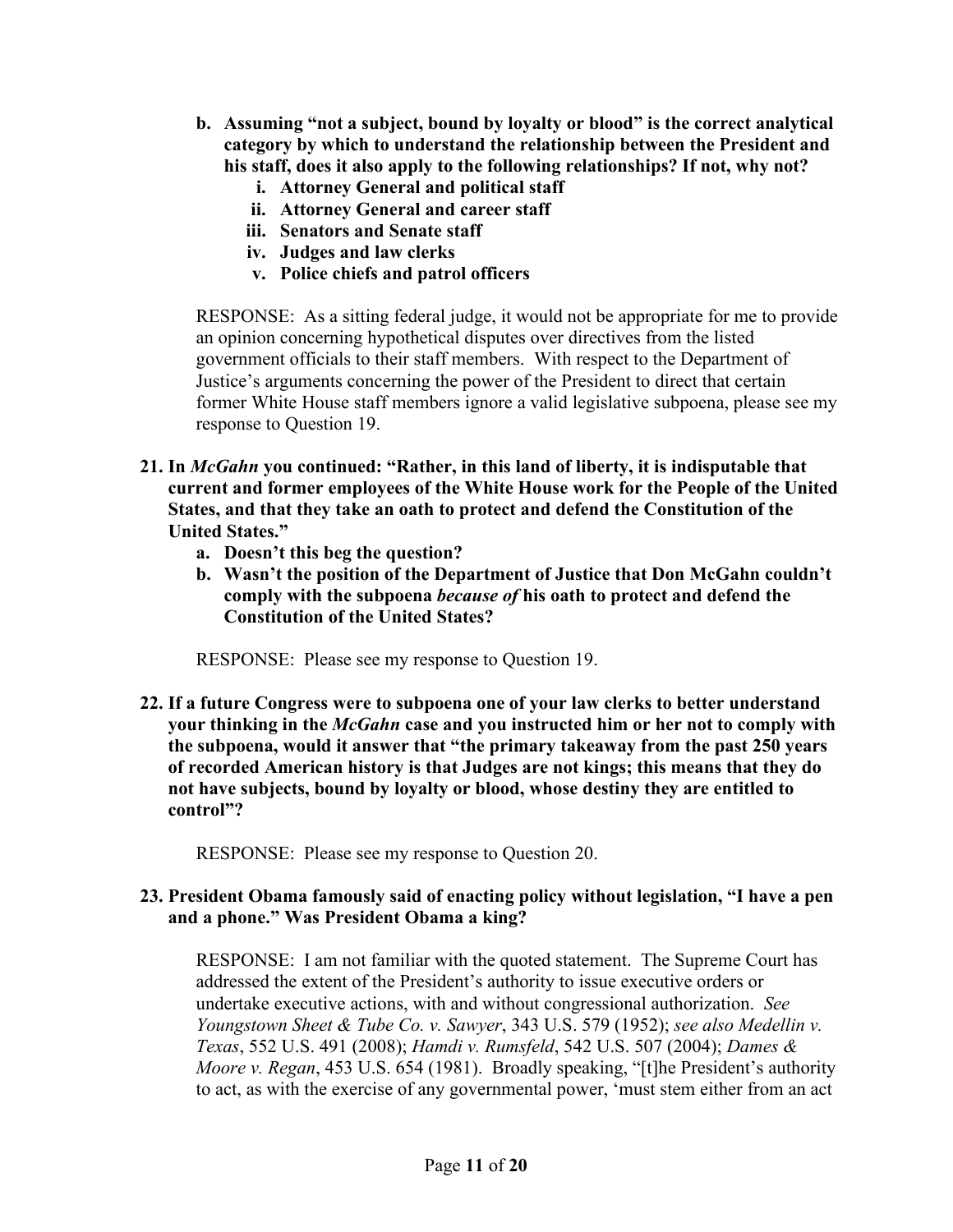b. **Assuming "not a subject, bound by loyalty or blood" is the correct analytical category by which to understand the relationship between the President and his staff, does it also apply to the following relationships? If not, why not?**
    i. **Attorney General and political staff**
    ii. **Attorney General and career staff**
    iii. **Senators and Senate staff**
    iv. **Judges and law clerks**
    v. **Police chiefs and patrol officers**

RESPONSE: As a sitting federal judge, it would not be appropriate for me to provide an opinion concerning hypothetical disputes over directives from the listed government officials to their staff members. With respect to the Department of Justice's arguments concerning the power of the President to direct that certain former White House staff members ignore a valid legislative subpoena, please see my response to Question 19.

**21. In *McGahn* you continued: "Rather, in this land of liberty, it is indisputable that current and former employees of the White House work for the People of the United States, and that they take an oath to protect and defend the Constitution of the United States."**

a. **Doesn't this beg the question?**

b. **Wasn't the position of the Department of Justice that Don McGahn couldn't comply with the subpoena *because of* his oath to protect and defend the Constitution of the United States?**

RESPONSE: Please see my response to Question 19.

**22. If a future Congress were to subpoena one of your law clerks to better understand your thinking in the *McGahn* case and you instructed him or her not to comply with the subpoena, would it answer that "the primary takeaway from the past 250 years of recorded American history is that Judges are not kings; this means that they do not have subjects, bound by loyalty or blood, whose destiny they are entitled to control"?**

RESPONSE: Please see my response to Question 20.

**23. President Obama famously said of enacting policy without legislation, "I have a pen and a phone." Was President Obama a king?**

RESPONSE: I am not familiar with the quoted statement. The Supreme Court has addressed the extent of the President's authority to issue executive orders or undertake executive actions, with and without congressional authorization. *See Youngstown Sheet & Tube Co. v. Sawyer*, 343 U.S. 579 (1952); *see also Medellin v. Texas*, 552 U.S. 491 (2008); *Hamdi v. Rumsfeld*, 542 U.S. 507 (2004); *Dames & Moore v. Regan*, 453 U.S. 654 (1981). Broadly speaking, "[t]he President's authority to act, as with the exercise of any governmental power, 'must stem either from an act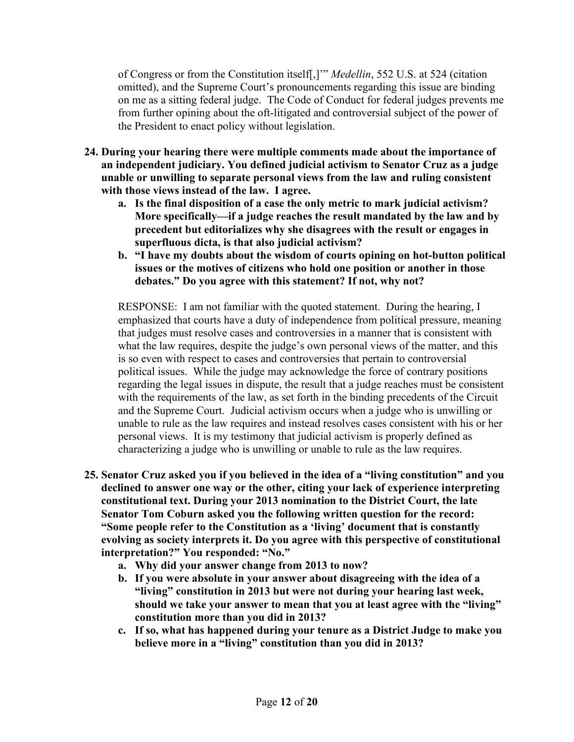of Congress or from the Constitution itself[,]'" *Medellin*, 552 U.S. at 524 (citation omitted), and the Supreme Court's pronouncements regarding this issue are binding on me as a sitting federal judge. The Code of Conduct for federal judges prevents me from further opining about the oft-litigated and controversial subject of the power of the President to enact policy without legislation.

**24. During your hearing there were multiple comments made about the importance of an independent judiciary. You defined judicial activism to Senator Cruz as a judge unable or unwilling to separate personal views from the law and ruling consistent with those views instead of the law. I agree.**

   **a. Is the final disposition of a case the only metric to mark judicial activism? More specifically—if a judge reaches the result mandated by the law and by precedent but editorializes why she disagrees with the result or engages in superfluous dicta, is that also judicial activism?**

   **b. "I have my doubts about the wisdom of courts opining on hot-button political issues or the motives of citizens who hold one position or another in those debates." Do you agree with this statement? If not, why not?**

   RESPONSE: I am not familiar with the quoted statement. During the hearing, I emphasized that courts have a duty of independence from political pressure, meaning that judges must resolve cases and controversies in a manner that is consistent with what the law requires, despite the judge's own personal views of the matter, and this is so even with respect to cases and controversies that pertain to controversial political issues. While the judge may acknowledge the force of contrary positions regarding the legal issues in dispute, the result that a judge reaches must be consistent with the requirements of the law, as set forth in the binding precedents of the Circuit and the Supreme Court. Judicial activism occurs when a judge who is unwilling or unable to rule as the law requires and instead resolves cases consistent with his or her personal views. It is my testimony that judicial activism is properly defined as characterizing a judge who is unwilling or unable to rule as the law requires.

**25. Senator Cruz asked you if you believed in the idea of a "living constitution" and you declined to answer one way or the other, citing your lack of experience interpreting constitutional text. During your 2013 nomination to the District Court, the late Senator Tom Coburn asked you the following written question for the record: "Some people refer to the Constitution as a 'living' document that is constantly evolving as society interprets it. Do you agree with this perspective of constitutional interpretation?" You responded: "No."**

   **a. Why did your answer change from 2013 to now?**

   **b. If you were absolute in your answer about disagreeing with the idea of a "living" constitution in 2013 but were not during your hearing last week, should we take your answer to mean that you at least agree with the "living" constitution more than you did in 2013?**

   **c. If so, what has happened during your tenure as a District Judge to make you believe more in a "living" constitution than you did in 2013?**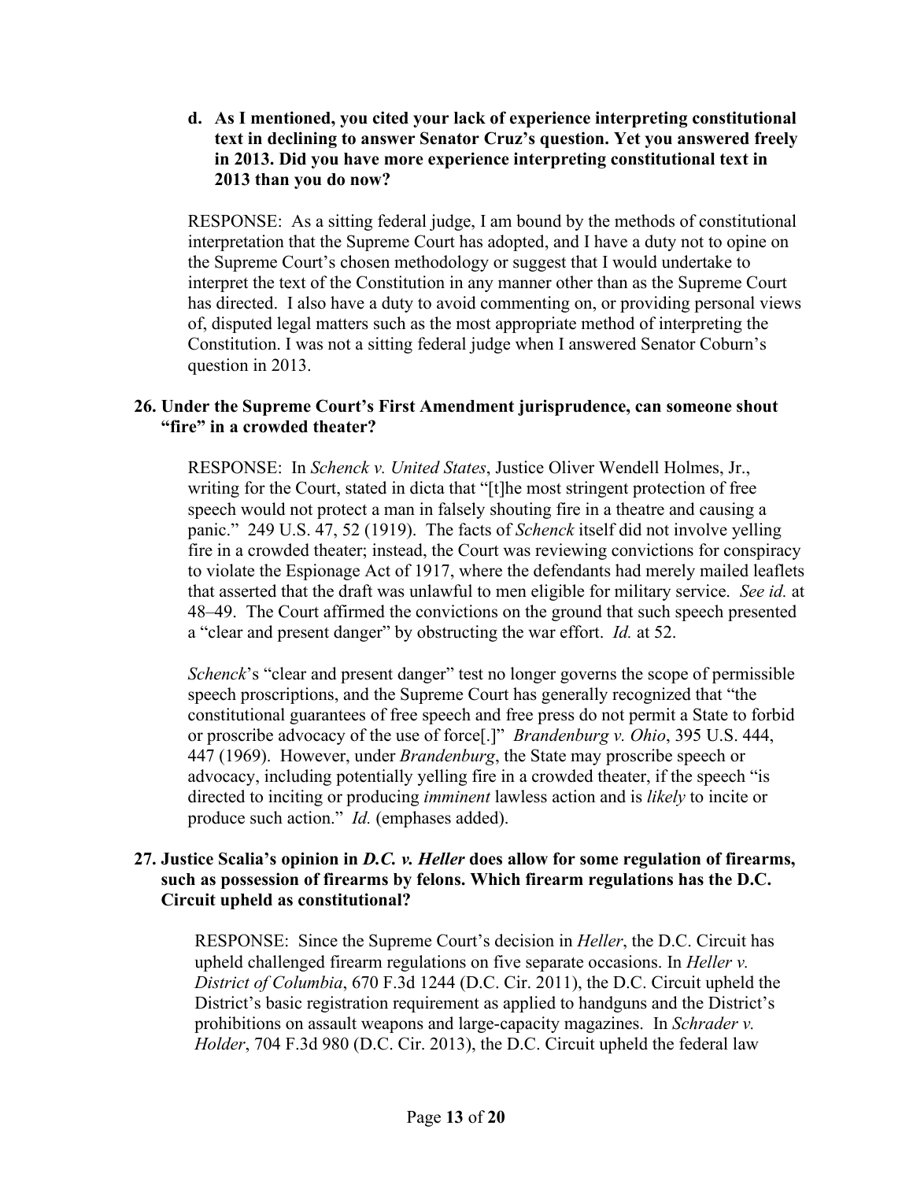**d. As I mentioned, you cited your lack of experience interpreting constitutional text in declining to answer Senator Cruz's question. Yet you answered freely in 2013. Did you have more experience interpreting constitutional text in 2013 than you do now?**

RESPONSE: As a sitting federal judge, I am bound by the methods of constitutional interpretation that the Supreme Court has adopted, and I have a duty not to opine on the Supreme Court's chosen methodology or suggest that I would undertake to interpret the text of the Constitution in any manner other than as the Supreme Court has directed. I also have a duty to avoid commenting on, or providing personal views of, disputed legal matters such as the most appropriate method of interpreting the Constitution. I was not a sitting federal judge when I answered Senator Coburn's question in 2013.

**26. Under the Supreme Court's First Amendment jurisprudence, can someone shout "fire" in a crowded theater?**

RESPONSE: In *Schenck v. United States*, Justice Oliver Wendell Holmes, Jr., writing for the Court, stated in dicta that "[t]he most stringent protection of free speech would not protect a man in falsely shouting fire in a theatre and causing a panic." 249 U.S. 47, 52 (1919). The facts of *Schenck* itself did not involve yelling fire in a crowded theater; instead, the Court was reviewing convictions for conspiracy to violate the Espionage Act of 1917, where the defendants had merely mailed leaflets that asserted that the draft was unlawful to men eligible for military service. *See id.* at 48–49. The Court affirmed the convictions on the ground that such speech presented a "clear and present danger" by obstructing the war effort. *Id.* at 52.

*Schenck*'s "clear and present danger" test no longer governs the scope of permissible speech proscriptions, and the Supreme Court has generally recognized that "the constitutional guarantees of free speech and free press do not permit a State to forbid or proscribe advocacy of the use of force[.]" *Brandenburg v. Ohio*, 395 U.S. 444, 447 (1969). However, under *Brandenburg*, the State may proscribe speech or advocacy, including potentially yelling fire in a crowded theater, if the speech "is directed to inciting or producing *imminent* lawless action and is *likely* to incite or produce such action." *Id.* (emphases added).

**27. Justice Scalia's opinion in *D.C. v. Heller* does allow for some regulation of firearms, such as possession of firearms by felons. Which firearm regulations has the D.C. Circuit upheld as constitutional?**

RESPONSE: Since the Supreme Court's decision in *Heller*, the D.C. Circuit has upheld challenged firearm regulations on five separate occasions. In *Heller v. District of Columbia*, 670 F.3d 1244 (D.C. Cir. 2011), the D.C. Circuit upheld the District's basic registration requirement as applied to handguns and the District's prohibitions on assault weapons and large-capacity magazines. In *Schrader v. Holder*, 704 F.3d 980 (D.C. Cir. 2013), the D.C. Circuit upheld the federal law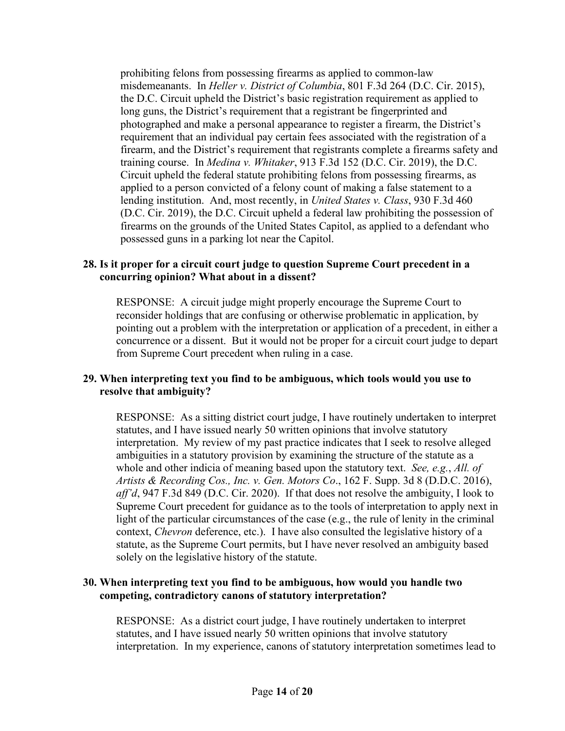prohibiting felons from possessing firearms as applied to common-law misdemeanants. In *Heller v. District of Columbia*, 801 F.3d 264 (D.C. Cir. 2015), the D.C. Circuit upheld the District's basic registration requirement as applied to long guns, the District's requirement that a registrant be fingerprinted and photographed and make a personal appearance to register a firearm, the District's requirement that an individual pay certain fees associated with the registration of a firearm, and the District's requirement that registrants complete a firearms safety and training course. In *Medina v. Whitaker*, 913 F.3d 152 (D.C. Cir. 2019), the D.C. Circuit upheld the federal statute prohibiting felons from possessing firearms, as applied to a person convicted of a felony count of making a false statement to a lending institution. And, most recently, in *United States v. Class*, 930 F.3d 460 (D.C. Cir. 2019), the D.C. Circuit upheld a federal law prohibiting the possession of firearms on the grounds of the United States Capitol, as applied to a defendant who possessed guns in a parking lot near the Capitol.

**28. Is it proper for a circuit court judge to question Supreme Court precedent in a concurring opinion? What about in a dissent?**

RESPONSE: A circuit judge might properly encourage the Supreme Court to reconsider holdings that are confusing or otherwise problematic in application, by pointing out a problem with the interpretation or application of a precedent, in either a concurrence or a dissent. But it would not be proper for a circuit court judge to depart from Supreme Court precedent when ruling in a case.

**29. When interpreting text you find to be ambiguous, which tools would you use to resolve that ambiguity?**

RESPONSE: As a sitting district court judge, I have routinely undertaken to interpret statutes, and I have issued nearly 50 written opinions that involve statutory interpretation. My review of my past practice indicates that I seek to resolve alleged ambiguities in a statutory provision by examining the structure of the statute as a whole and other indicia of meaning based upon the statutory text. *See, e.g.*, *All. of Artists & Recording Cos., Inc. v. Gen. Motors Co*., 162 F. Supp. 3d 8 (D.D.C. 2016), *aff'd*, 947 F.3d 849 (D.C. Cir. 2020). If that does not resolve the ambiguity, I look to Supreme Court precedent for guidance as to the tools of interpretation to apply next in light of the particular circumstances of the case (e.g., the rule of lenity in the criminal context, *Chevron* deference, etc.). I have also consulted the legislative history of a statute, as the Supreme Court permits, but I have never resolved an ambiguity based solely on the legislative history of the statute.

**30. When interpreting text you find to be ambiguous, how would you handle two competing, contradictory canons of statutory interpretation?**

RESPONSE: As a district court judge, I have routinely undertaken to interpret statutes, and I have issued nearly 50 written opinions that involve statutory interpretation. In my experience, canons of statutory interpretation sometimes lead to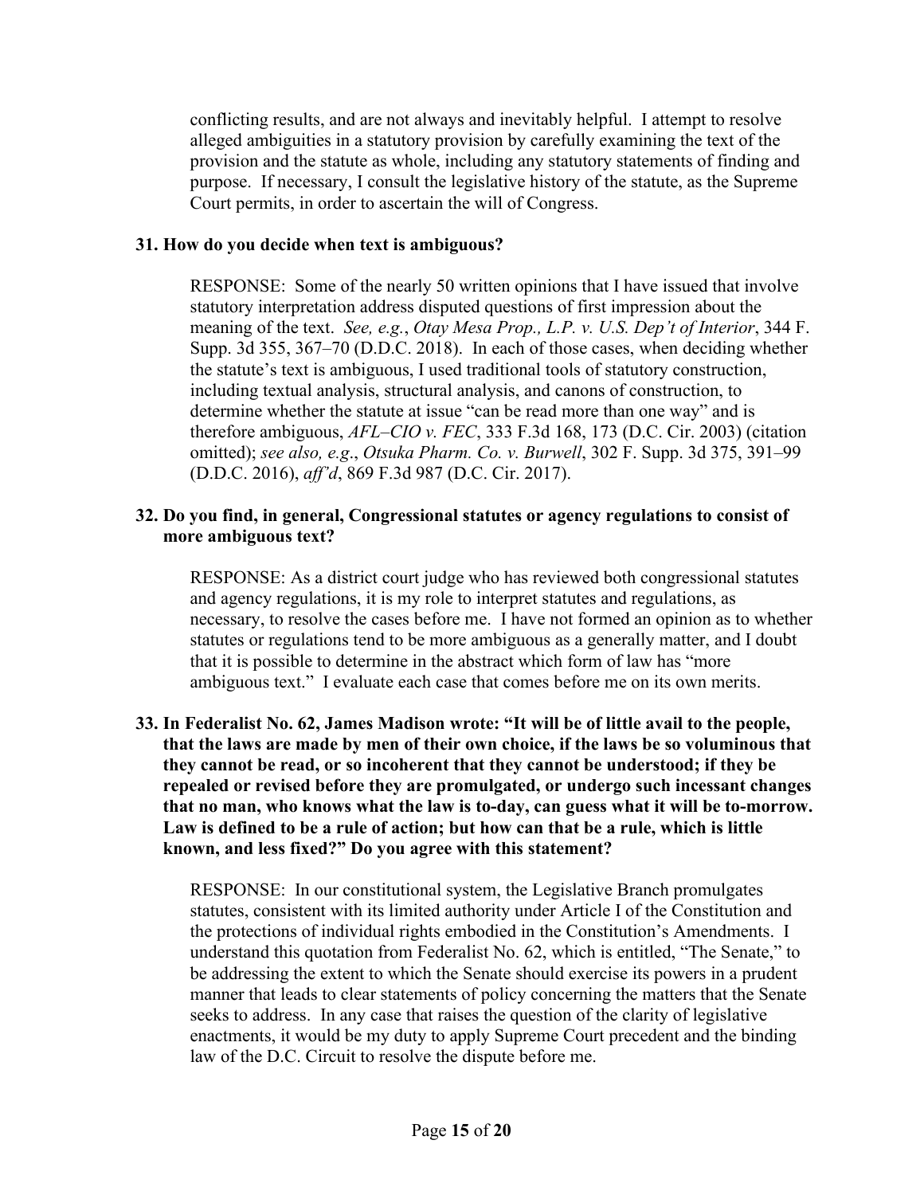conflicting results, and are not always and inevitably helpful. I attempt to resolve alleged ambiguities in a statutory provision by carefully examining the text of the provision and the statute as whole, including any statutory statements of finding and purpose. If necessary, I consult the legislative history of the statute, as the Supreme Court permits, in order to ascertain the will of Congress.

**31. How do you decide when text is ambiguous?**

RESPONSE: Some of the nearly 50 written opinions that I have issued that involve statutory interpretation address disputed questions of first impression about the meaning of the text. *See, e.g.*, *Otay Mesa Prop., L.P. v. U.S. Dep't of Interior*, 344 F. Supp. 3d 355, 367–70 (D.D.C. 2018). In each of those cases, when deciding whether the statute's text is ambiguous, I used traditional tools of statutory construction, including textual analysis, structural analysis, and canons of construction, to determine whether the statute at issue "can be read more than one way" and is therefore ambiguous, *AFL–CIO v. FEC*, 333 F.3d 168, 173 (D.C. Cir. 2003) (citation omitted); *see also, e.g.*, *Otsuka Pharm. Co. v. Burwell*, 302 F. Supp. 3d 375, 391–99 (D.D.C. 2016), *aff'd*, 869 F.3d 987 (D.C. Cir. 2017).

**32. Do you find, in general, Congressional statutes or agency regulations to consist of more ambiguous text?**

RESPONSE: As a district court judge who has reviewed both congressional statutes and agency regulations, it is my role to interpret statutes and regulations, as necessary, to resolve the cases before me. I have not formed an opinion as to whether statutes or regulations tend to be more ambiguous as a generally matter, and I doubt that it is possible to determine in the abstract which form of law has "more ambiguous text." I evaluate each case that comes before me on its own merits.

**33. In Federalist No. 62, James Madison wrote: "It will be of little avail to the people, that the laws are made by men of their own choice, if the laws be so voluminous that they cannot be read, or so incoherent that they cannot be understood; if they be repealed or revised before they are promulgated, or undergo such incessant changes that no man, who knows what the law is to-day, can guess what it will be to-morrow. Law is defined to be a rule of action; but how can that be a rule, which is little known, and less fixed?" Do you agree with this statement?**

RESPONSE: In our constitutional system, the Legislative Branch promulgates statutes, consistent with its limited authority under Article I of the Constitution and the protections of individual rights embodied in the Constitution's Amendments. I understand this quotation from Federalist No. 62, which is entitled, "The Senate," to be addressing the extent to which the Senate should exercise its powers in a prudent manner that leads to clear statements of policy concerning the matters that the Senate seeks to address. In any case that raises the question of the clarity of legislative enactments, it would be my duty to apply Supreme Court precedent and the binding law of the D.C. Circuit to resolve the dispute before me.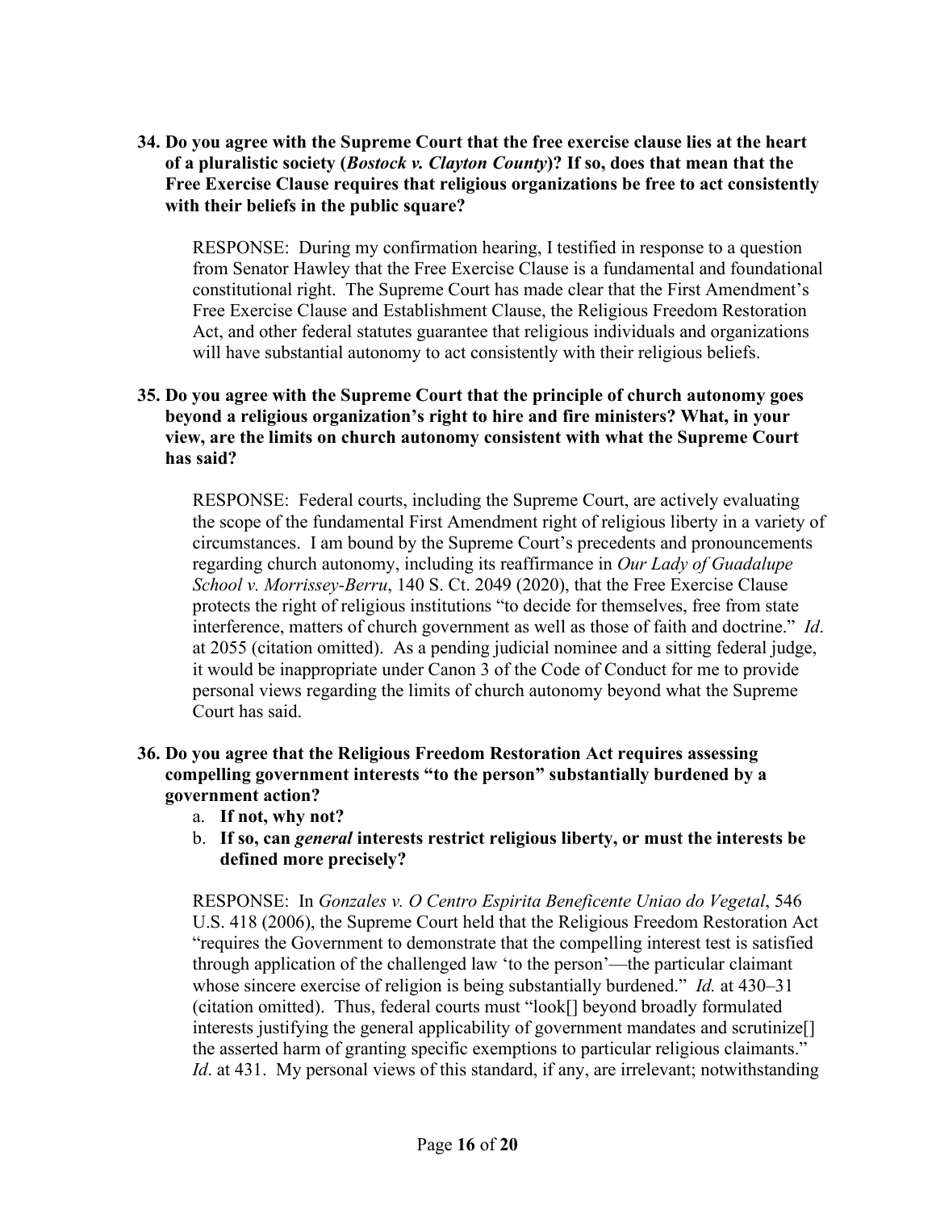**34. Do you agree with the Supreme Court that the free exercise clause lies at the heart of a pluralistic society (*Bostock v. Clayton County*)? If so, does that mean that the Free Exercise Clause requires that religious organizations be free to act consistently with their beliefs in the public square?**

RESPONSE: During my confirmation hearing, I testified in response to a question from Senator Hawley that the Free Exercise Clause is a fundamental and foundational constitutional right. The Supreme Court has made clear that the First Amendment's Free Exercise Clause and Establishment Clause, the Religious Freedom Restoration Act, and other federal statutes guarantee that religious individuals and organizations will have substantial autonomy to act consistently with their religious beliefs.

**35. Do you agree with the Supreme Court that the principle of church autonomy goes beyond a religious organization's right to hire and fire ministers? What, in your view, are the limits on church autonomy consistent with what the Supreme Court has said?**

RESPONSE: Federal courts, including the Supreme Court, are actively evaluating the scope of the fundamental First Amendment right of religious liberty in a variety of circumstances. I am bound by the Supreme Court's precedents and pronouncements regarding church autonomy, including its reaffirmance in *Our Lady of Guadalupe School v. Morrissey-Berru*, 140 S. Ct. 2049 (2020), that the Free Exercise Clause protects the right of religious institutions "to decide for themselves, free from state interference, matters of church government as well as those of faith and doctrine." *Id*. at 2055 (citation omitted). As a pending judicial nominee and a sitting federal judge, it would be inappropriate under Canon 3 of the Code of Conduct for me to provide personal views regarding the limits of church autonomy beyond what the Supreme Court has said.

**36. Do you agree that the Religious Freedom Restoration Act requires assessing compelling government interests "to the person" substantially burdened by a government action?**

a. **If not, why not?**
b. **If so, can *general* interests restrict religious liberty, or must the interests be defined more precisely?**

RESPONSE: In *Gonzales v. O Centro Espirita Beneficente Uniao do Vegetal*, 546 U.S. 418 (2006), the Supreme Court held that the Religious Freedom Restoration Act "requires the Government to demonstrate that the compelling interest test is satisfied through application of the challenged law 'to the person'—the particular claimant whose sincere exercise of religion is being substantially burdened." *Id.* at 430–31 (citation omitted). Thus, federal courts must "look[] beyond broadly formulated interests justifying the general applicability of government mandates and scrutinize[] the asserted harm of granting specific exemptions to particular religious claimants." *Id*. at 431. My personal views of this standard, if any, are irrelevant; notwithstanding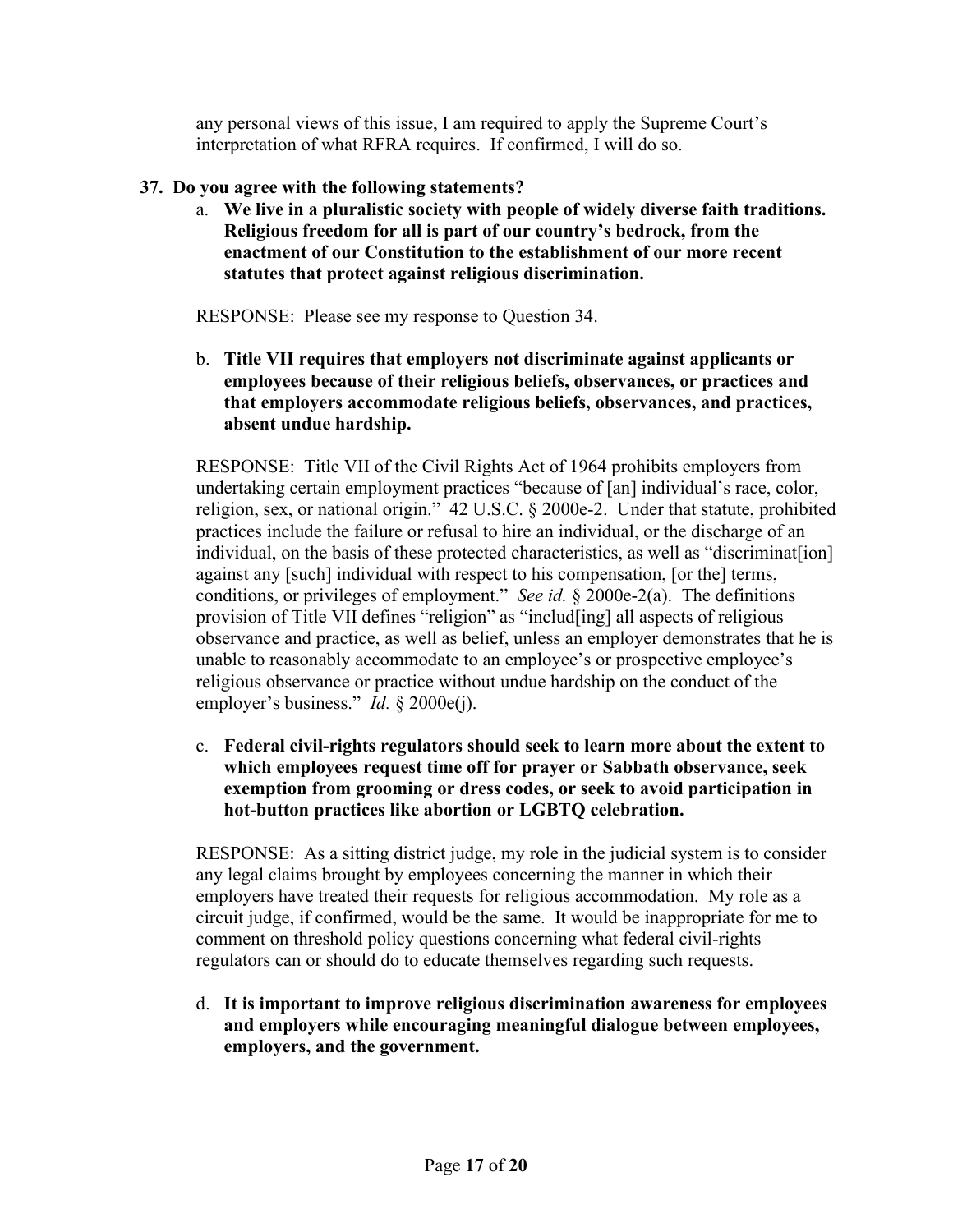any personal views of this issue, I am required to apply the Supreme Court's interpretation of what RFRA requires. If confirmed, I will do so.

**37. Do you agree with the following statements?**

a. **We live in a pluralistic society with people of widely diverse faith traditions. Religious freedom for all is part of our country's bedrock, from the enactment of our Constitution to the establishment of our more recent statutes that protect against religious discrimination.**

RESPONSE: Please see my response to Question 34.

b. **Title VII requires that employers not discriminate against applicants or employees because of their religious beliefs, observances, or practices and that employers accommodate religious beliefs, observances, and practices, absent undue hardship.**

RESPONSE: Title VII of the Civil Rights Act of 1964 prohibits employers from undertaking certain employment practices "because of [an] individual's race, color, religion, sex, or national origin." 42 U.S.C. § 2000e-2. Under that statute, prohibited practices include the failure or refusal to hire an individual, or the discharge of an individual, on the basis of these protected characteristics, as well as "discriminat[ion] against any [such] individual with respect to his compensation, [or the] terms, conditions, or privileges of employment." *See id.* § 2000e-2(a). The definitions provision of Title VII defines "religion" as "includ[ing] all aspects of religious observance and practice, as well as belief, unless an employer demonstrates that he is unable to reasonably accommodate to an employee's or prospective employee's religious observance or practice without undue hardship on the conduct of the employer's business." *Id.* § 2000e(j).

c. **Federal civil-rights regulators should seek to learn more about the extent to which employees request time off for prayer or Sabbath observance, seek exemption from grooming or dress codes, or seek to avoid participation in hot-button practices like abortion or LGBTQ celebration.**

RESPONSE: As a sitting district judge, my role in the judicial system is to consider any legal claims brought by employees concerning the manner in which their employers have treated their requests for religious accommodation. My role as a circuit judge, if confirmed, would be the same. It would be inappropriate for me to comment on threshold policy questions concerning what federal civil-rights regulators can or should do to educate themselves regarding such requests.

d. **It is important to improve religious discrimination awareness for employees and employers while encouraging meaningful dialogue between employees, employers, and the government.**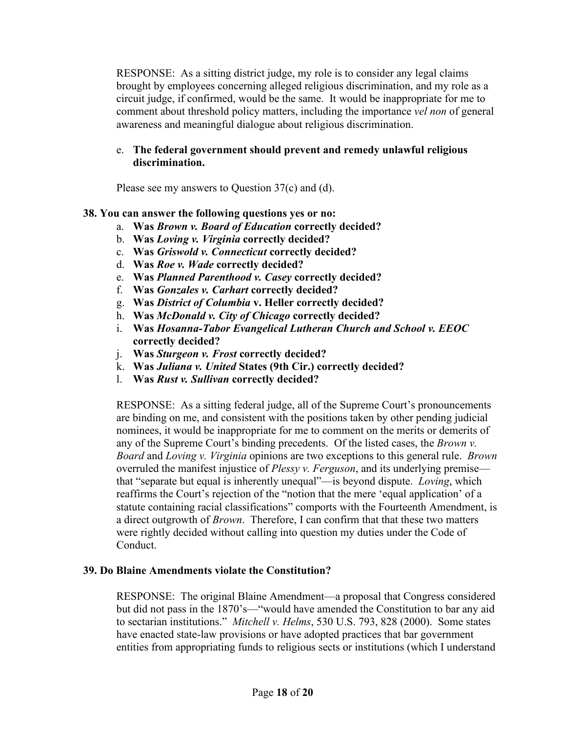RESPONSE: As a sitting district judge, my role is to consider any legal claims brought by employees concerning alleged religious discrimination, and my role as a circuit judge, if confirmed, would be the same. It would be inappropriate for me to comment about threshold policy matters, including the importance *vel non* of general awareness and meaningful dialogue about religious discrimination.

e. **The federal government should prevent and remedy unlawful religious discrimination.**

Please see my answers to Question 37(c) and (d).

**38. You can answer the following questions yes or no:**

a. **Was *Brown v. Board of Education* correctly decided?**
b. **Was *Loving v. Virginia* correctly decided?**
c. **Was *Griswold v. Connecticut* correctly decided?**
d. **Was *Roe v. Wade* correctly decided?**
e. **Was *Planned Parenthood v. Casey* correctly decided?**
f. **Was *Gonzales v. Carhart* correctly decided?**
g. **Was *District of Columbia* v. Heller correctly decided?**
h. **Was *McDonald v. City of Chicago* correctly decided?**
i. **Was *Hosanna-Tabor Evangelical Lutheran Church and School v. EEOC* correctly decided?**
j. **Was *Sturgeon v. Frost* correctly decided?**
k. **Was *Juliana v. United* States (9th Cir.) correctly decided?**
l. **Was *Rust v. Sullivan* correctly decided?**

RESPONSE: As a sitting federal judge, all of the Supreme Court's pronouncements are binding on me, and consistent with the positions taken by other pending judicial nominees, it would be inappropriate for me to comment on the merits or demerits of any of the Supreme Court's binding precedents. Of the listed cases, the *Brown v. Board* and *Loving v. Virginia* opinions are two exceptions to this general rule. *Brown* overruled the manifest injustice of *Plessy v. Ferguson*, and its underlying premise—that "separate but equal is inherently unequal"—is beyond dispute. *Loving*, which reaffirms the Court's rejection of the "notion that the mere 'equal application' of a statute containing racial classifications" comports with the Fourteenth Amendment, is a direct outgrowth of *Brown*. Therefore, I can confirm that that these two matters were rightly decided without calling into question my duties under the Code of Conduct.

**39. Do Blaine Amendments violate the Constitution?**

RESPONSE: The original Blaine Amendment—a proposal that Congress considered but did not pass in the 1870's—"would have amended the Constitution to bar any aid to sectarian institutions." *Mitchell v. Helms*, 530 U.S. 793, 828 (2000). Some states have enacted state-law provisions or have adopted practices that bar government entities from appropriating funds to religious sects or institutions (which I understand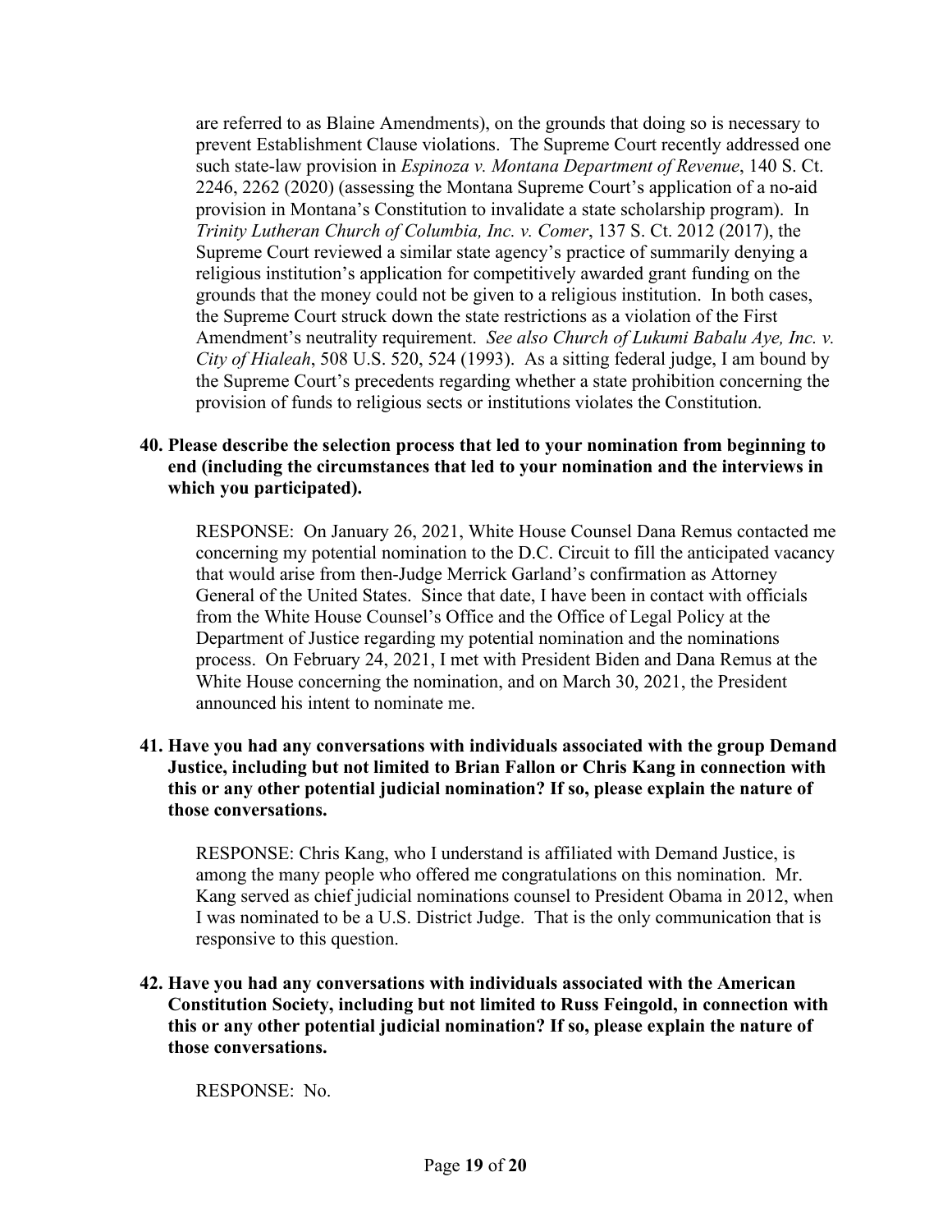are referred to as Blaine Amendments), on the grounds that doing so is necessary to prevent Establishment Clause violations. The Supreme Court recently addressed one such state-law provision in *Espinoza v. Montana Department of Revenue*, 140 S. Ct. 2246, 2262 (2020) (assessing the Montana Supreme Court's application of a no-aid provision in Montana's Constitution to invalidate a state scholarship program). In *Trinity Lutheran Church of Columbia, Inc. v. Comer*, 137 S. Ct. 2012 (2017), the Supreme Court reviewed a similar state agency's practice of summarily denying a religious institution's application for competitively awarded grant funding on the grounds that the money could not be given to a religious institution. In both cases, the Supreme Court struck down the state restrictions as a violation of the First Amendment's neutrality requirement. *See also Church of Lukumi Babalu Aye, Inc. v. City of Hialeah*, 508 U.S. 520, 524 (1993). As a sitting federal judge, I am bound by the Supreme Court's precedents regarding whether a state prohibition concerning the provision of funds to religious sects or institutions violates the Constitution.

**40. Please describe the selection process that led to your nomination from beginning to end (including the circumstances that led to your nomination and the interviews in which you participated).**

RESPONSE: On January 26, 2021, White House Counsel Dana Remus contacted me concerning my potential nomination to the D.C. Circuit to fill the anticipated vacancy that would arise from then-Judge Merrick Garland's confirmation as Attorney General of the United States. Since that date, I have been in contact with officials from the White House Counsel's Office and the Office of Legal Policy at the Department of Justice regarding my potential nomination and the nominations process. On February 24, 2021, I met with President Biden and Dana Remus at the White House concerning the nomination, and on March 30, 2021, the President announced his intent to nominate me.

**41. Have you had any conversations with individuals associated with the group Demand Justice, including but not limited to Brian Fallon or Chris Kang in connection with this or any other potential judicial nomination? If so, please explain the nature of those conversations.**

RESPONSE: Chris Kang, who I understand is affiliated with Demand Justice, is among the many people who offered me congratulations on this nomination. Mr. Kang served as chief judicial nominations counsel to President Obama in 2012, when I was nominated to be a U.S. District Judge. That is the only communication that is responsive to this question.

**42. Have you had any conversations with individuals associated with the American Constitution Society, including but not limited to Russ Feingold, in connection with this or any other potential judicial nomination? If so, please explain the nature of those conversations.**

RESPONSE: No.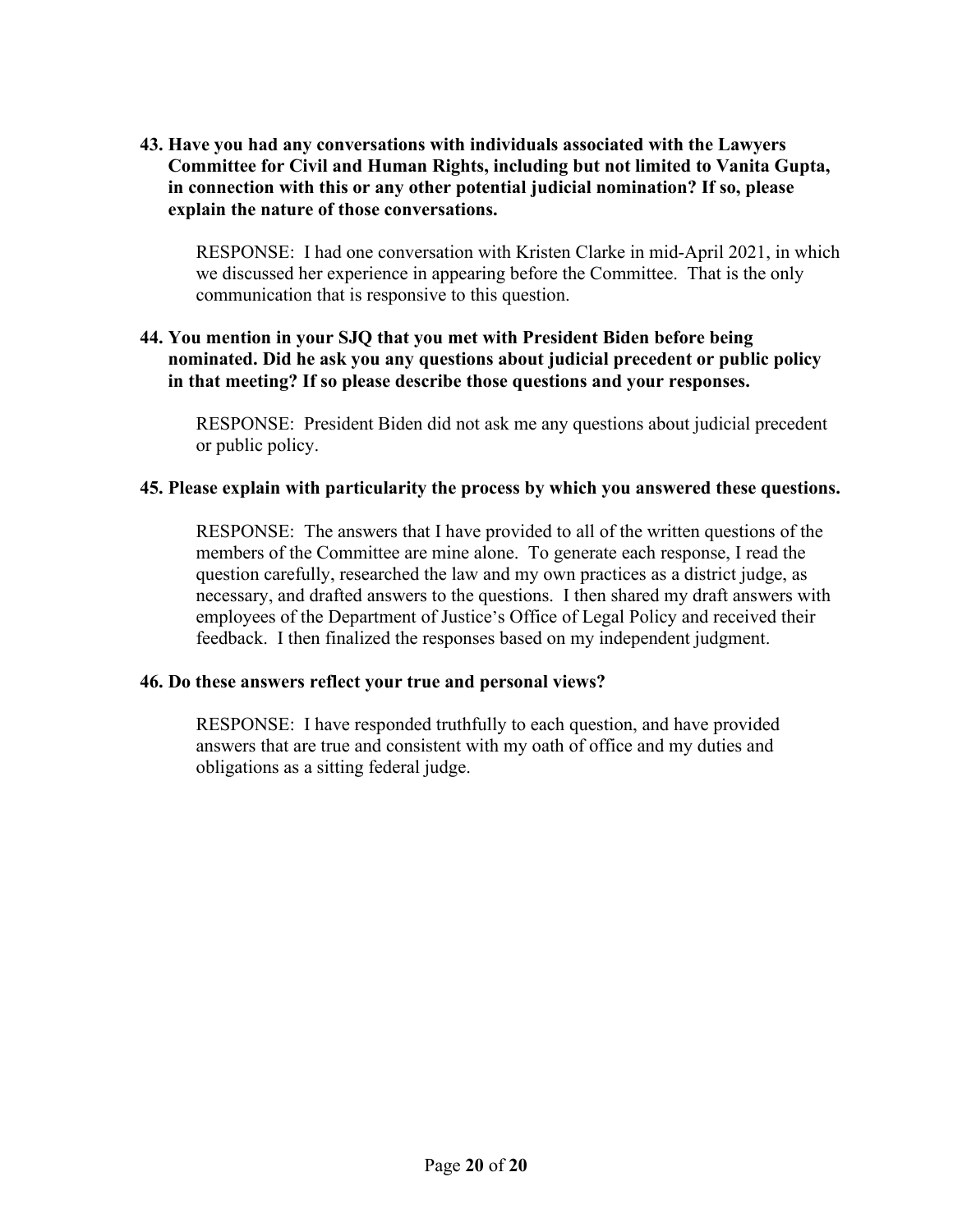**43. Have you had any conversations with individuals associated with the Lawyers Committee for Civil and Human Rights, including but not limited to Vanita Gupta, in connection with this or any other potential judicial nomination? If so, please explain the nature of those conversations.**

RESPONSE: I had one conversation with Kristen Clarke in mid-April 2021, in which we discussed her experience in appearing before the Committee. That is the only communication that is responsive to this question.

**44. You mention in your SJQ that you met with President Biden before being nominated. Did he ask you any questions about judicial precedent or public policy in that meeting? If so please describe those questions and your responses.**

RESPONSE: President Biden did not ask me any questions about judicial precedent or public policy.

**45. Please explain with particularity the process by which you answered these questions.**

RESPONSE: The answers that I have provided to all of the written questions of the members of the Committee are mine alone. To generate each response, I read the question carefully, researched the law and my own practices as a district judge, as necessary, and drafted answers to the questions. I then shared my draft answers with employees of the Department of Justice's Office of Legal Policy and received their feedback. I then finalized the responses based on my independent judgment.

**46. Do these answers reflect your true and personal views?**

RESPONSE: I have responded truthfully to each question, and have provided answers that are true and consistent with my oath of office and my duties and obligations as a sitting federal judge.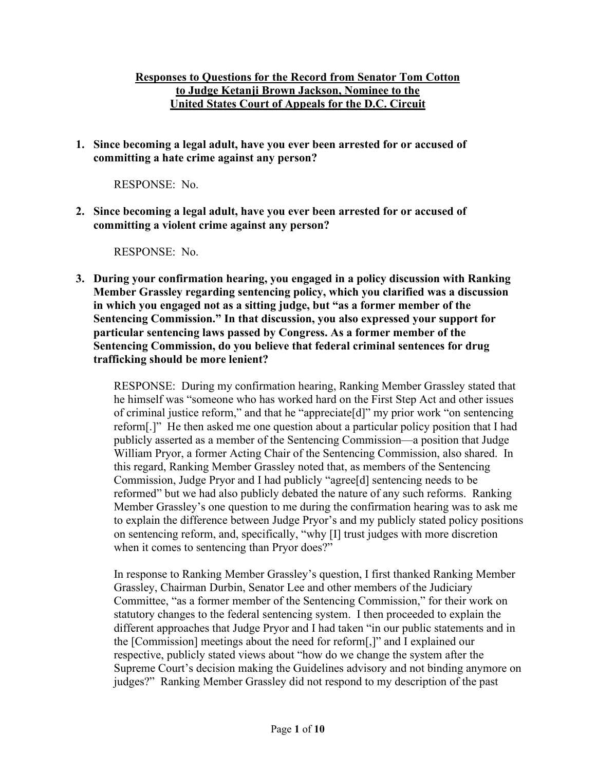**Responses to Questions for the Record from Senator Tom Cotton to Judge Ketanji Brown Jackson, Nominee to the United States Court of Appeals for the D.C. Circuit**

1. **Since becoming a legal adult, have you ever been arrested for or accused of committing a hate crime against any person?**

   RESPONSE: No.

2. **Since becoming a legal adult, have you ever been arrested for or accused of committing a violent crime against any person?**

   RESPONSE: No.

3. **During your confirmation hearing, you engaged in a policy discussion with Ranking Member Grassley regarding sentencing policy, which you clarified was a discussion in which you engaged not as a sitting judge, but "as a former member of the Sentencing Commission." In that discussion, you also expressed your support for particular sentencing laws passed by Congress. As a former member of the Sentencing Commission, do you believe that federal criminal sentences for drug trafficking should be more lenient?**

   RESPONSE: During my confirmation hearing, Ranking Member Grassley stated that he himself was "someone who has worked hard on the First Step Act and other issues of criminal justice reform," and that he "appreciate[d]" my prior work "on sentencing reform[.]" He then asked me one question about a particular policy position that I had publicly asserted as a member of the Sentencing Commission—a position that Judge William Pryor, a former Acting Chair of the Sentencing Commission, also shared. In this regard, Ranking Member Grassley noted that, as members of the Sentencing Commission, Judge Pryor and I had publicly "agree[d] sentencing needs to be reformed" but we had also publicly debated the nature of any such reforms. Ranking Member Grassley's one question to me during the confirmation hearing was to ask me to explain the difference between Judge Pryor's and my publicly stated policy positions on sentencing reform, and, specifically, "why [I] trust judges with more discretion when it comes to sentencing than Pryor does?"

   In response to Ranking Member Grassley's question, I first thanked Ranking Member Grassley, Chairman Durbin, Senator Lee and other members of the Judiciary Committee, "as a former member of the Sentencing Commission," for their work on statutory changes to the federal sentencing system. I then proceeded to explain the different approaches that Judge Pryor and I had taken "in our public statements and in the [Commission] meetings about the need for reform[,]" and I explained our respective, publicly stated views about "how do we change the system after the Supreme Court's decision making the Guidelines advisory and not binding anymore on judges?" Ranking Member Grassley did not respond to my description of the past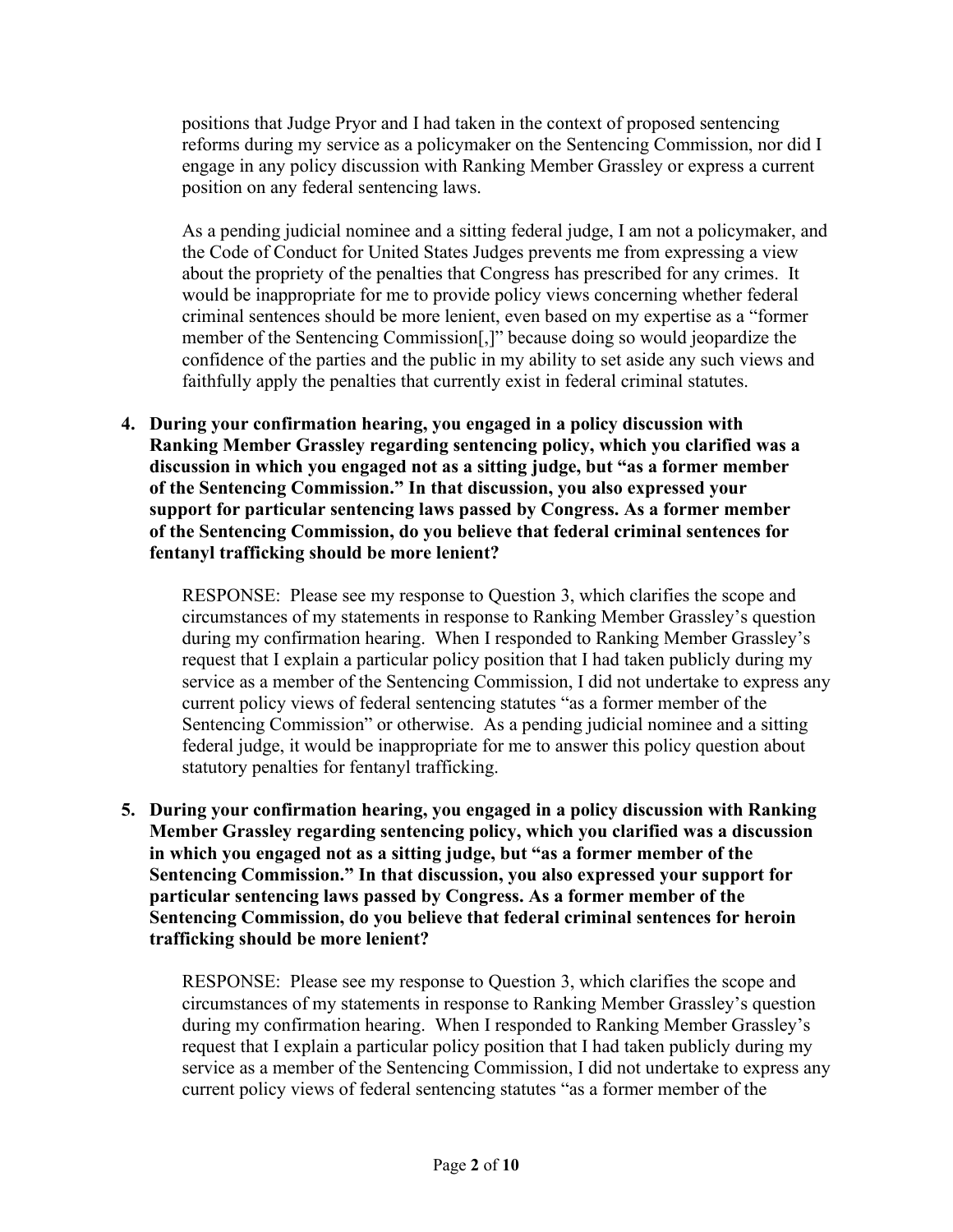positions that Judge Pryor and I had taken in the context of proposed sentencing reforms during my service as a policymaker on the Sentencing Commission, nor did I engage in any policy discussion with Ranking Member Grassley or express a current position on any federal sentencing laws.

As a pending judicial nominee and a sitting federal judge, I am not a policymaker, and the Code of Conduct for United States Judges prevents me from expressing a view about the propriety of the penalties that Congress has prescribed for any crimes. It would be inappropriate for me to provide policy views concerning whether federal criminal sentences should be more lenient, even based on my expertise as a "former member of the Sentencing Commission[,]" because doing so would jeopardize the confidence of the parties and the public in my ability to set aside any such views and faithfully apply the penalties that currently exist in federal criminal statutes.

4. **During your confirmation hearing, you engaged in a policy discussion with Ranking Member Grassley regarding sentencing policy, which you clarified was a discussion in which you engaged not as a sitting judge, but "as a former member of the Sentencing Commission." In that discussion, you also expressed your support for particular sentencing laws passed by Congress. As a former member of the Sentencing Commission, do you believe that federal criminal sentences for fentanyl trafficking should be more lenient?**

   RESPONSE: Please see my response to Question 3, which clarifies the scope and circumstances of my statements in response to Ranking Member Grassley's question during my confirmation hearing. When I responded to Ranking Member Grassley's request that I explain a particular policy position that I had taken publicly during my service as a member of the Sentencing Commission, I did not undertake to express any current policy views of federal sentencing statutes "as a former member of the Sentencing Commission" or otherwise. As a pending judicial nominee and a sitting federal judge, it would be inappropriate for me to answer this policy question about statutory penalties for fentanyl trafficking.

5. **During your confirmation hearing, you engaged in a policy discussion with Ranking Member Grassley regarding sentencing policy, which you clarified was a discussion in which you engaged not as a sitting judge, but "as a former member of the Sentencing Commission." In that discussion, you also expressed your support for particular sentencing laws passed by Congress. As a former member of the Sentencing Commission, do you believe that federal criminal sentences for heroin trafficking should be more lenient?**

   RESPONSE: Please see my response to Question 3, which clarifies the scope and circumstances of my statements in response to Ranking Member Grassley's question during my confirmation hearing. When I responded to Ranking Member Grassley's request that I explain a particular policy position that I had taken publicly during my service as a member of the Sentencing Commission, I did not undertake to express any current policy views of federal sentencing statutes "as a former member of the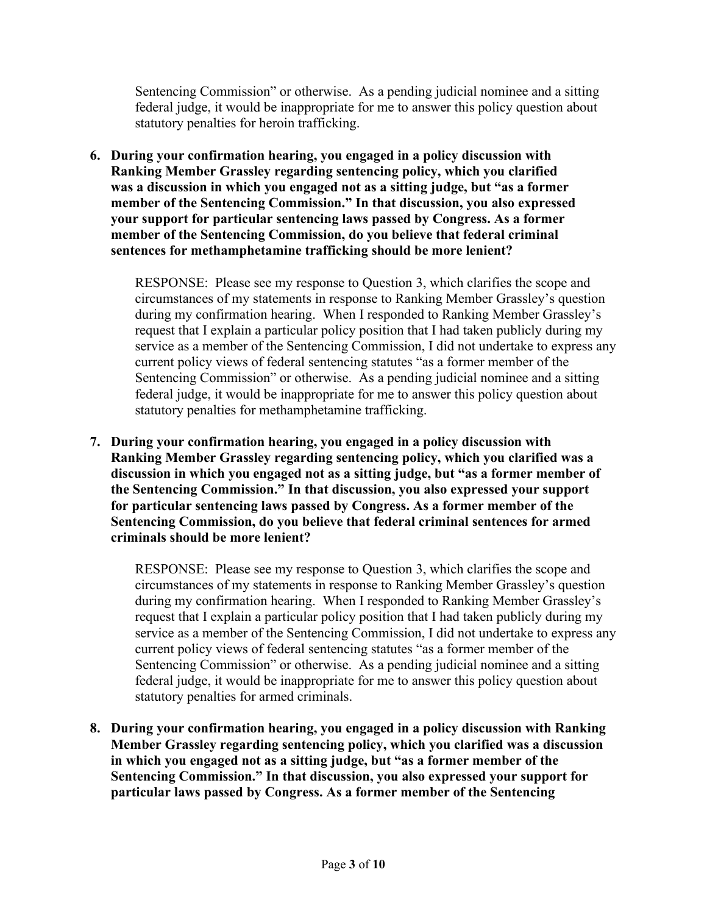Sentencing Commission" or otherwise. As a pending judicial nominee and a sitting federal judge, it would be inappropriate for me to answer this policy question about statutory penalties for heroin trafficking.

6. **During your confirmation hearing, you engaged in a policy discussion with Ranking Member Grassley regarding sentencing policy, which you clarified was a discussion in which you engaged not as a sitting judge, but "as a former member of the Sentencing Commission." In that discussion, you also expressed your support for particular sentencing laws passed by Congress. As a former member of the Sentencing Commission, do you believe that federal criminal sentences for methamphetamine trafficking should be more lenient?**

   RESPONSE: Please see my response to Question 3, which clarifies the scope and circumstances of my statements in response to Ranking Member Grassley's question during my confirmation hearing. When I responded to Ranking Member Grassley's request that I explain a particular policy position that I had taken publicly during my service as a member of the Sentencing Commission, I did not undertake to express any current policy views of federal sentencing statutes "as a former member of the Sentencing Commission" or otherwise. As a pending judicial nominee and a sitting federal judge, it would be inappropriate for me to answer this policy question about statutory penalties for methamphetamine trafficking.

7. **During your confirmation hearing, you engaged in a policy discussion with Ranking Member Grassley regarding sentencing policy, which you clarified was a discussion in which you engaged not as a sitting judge, but "as a former member of the Sentencing Commission." In that discussion, you also expressed your support for particular sentencing laws passed by Congress. As a former member of the Sentencing Commission, do you believe that federal criminal sentences for armed criminals should be more lenient?**

   RESPONSE: Please see my response to Question 3, which clarifies the scope and circumstances of my statements in response to Ranking Member Grassley's question during my confirmation hearing. When I responded to Ranking Member Grassley's request that I explain a particular policy position that I had taken publicly during my service as a member of the Sentencing Commission, I did not undertake to express any current policy views of federal sentencing statutes "as a former member of the Sentencing Commission" or otherwise. As a pending judicial nominee and a sitting federal judge, it would be inappropriate for me to answer this policy question about statutory penalties for armed criminals.

8. **During your confirmation hearing, you engaged in a policy discussion with Ranking Member Grassley regarding sentencing policy, which you clarified was a discussion in which you engaged not as a sitting judge, but "as a former member of the Sentencing Commission." In that discussion, you also expressed your support for particular laws passed by Congress. As a former member of the Sentencing**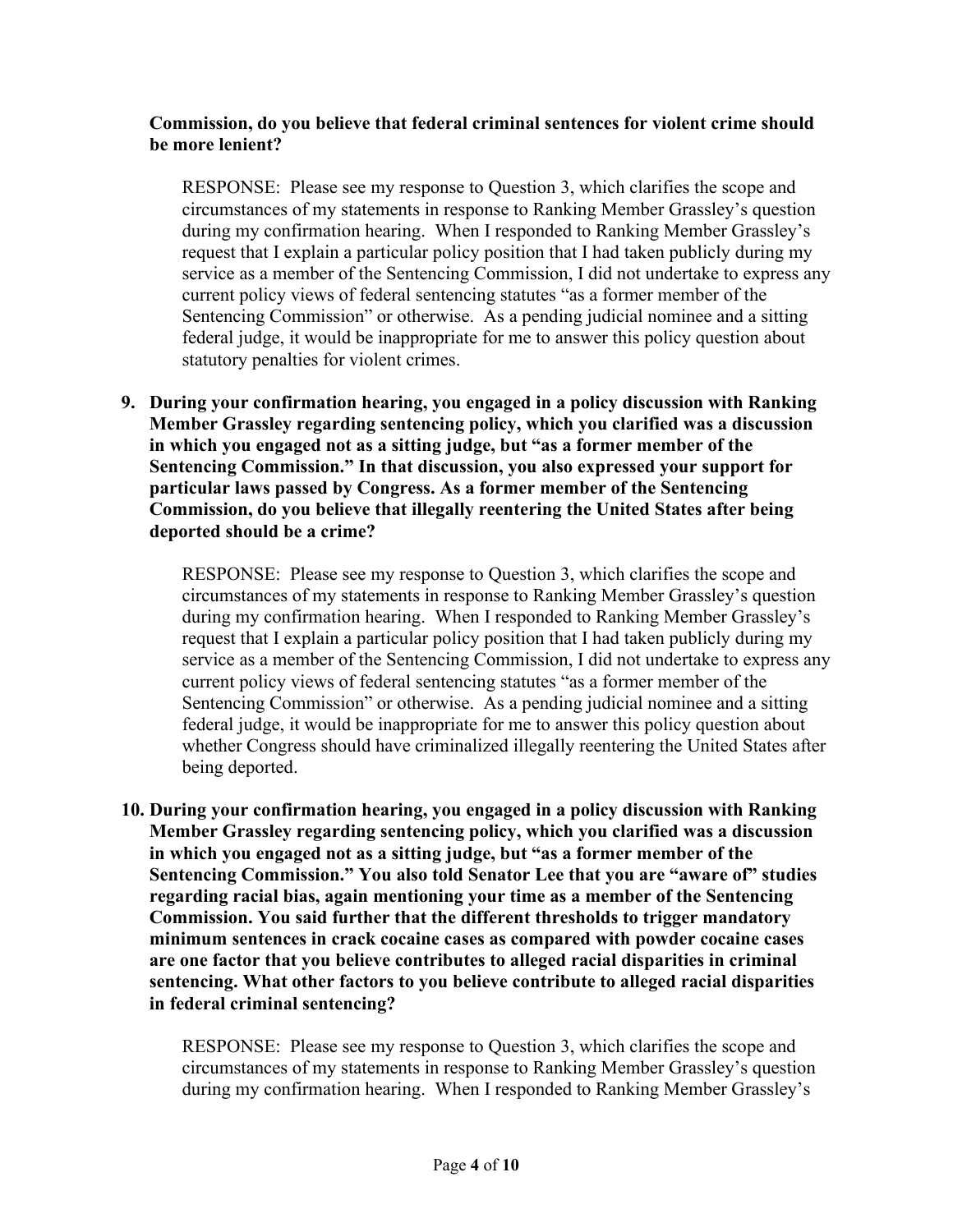**Commission, do you believe that federal criminal sentences for violent crime should be more lenient?**

RESPONSE: Please see my response to Question 3, which clarifies the scope and circumstances of my statements in response to Ranking Member Grassley's question during my confirmation hearing. When I responded to Ranking Member Grassley's request that I explain a particular policy position that I had taken publicly during my service as a member of the Sentencing Commission, I did not undertake to express any current policy views of federal sentencing statutes "as a former member of the Sentencing Commission" or otherwise. As a pending judicial nominee and a sitting federal judge, it would be inappropriate for me to answer this policy question about statutory penalties for violent crimes.

9. **During your confirmation hearing, you engaged in a policy discussion with Ranking Member Grassley regarding sentencing policy, which you clarified was a discussion in which you engaged not as a sitting judge, but "as a former member of the Sentencing Commission." In that discussion, you also expressed your support for particular laws passed by Congress. As a former member of the Sentencing Commission, do you believe that illegally reentering the United States after being deported should be a crime?**

   RESPONSE: Please see my response to Question 3, which clarifies the scope and circumstances of my statements in response to Ranking Member Grassley's question during my confirmation hearing. When I responded to Ranking Member Grassley's request that I explain a particular policy position that I had taken publicly during my service as a member of the Sentencing Commission, I did not undertake to express any current policy views of federal sentencing statutes "as a former member of the Sentencing Commission" or otherwise. As a pending judicial nominee and a sitting federal judge, it would be inappropriate for me to answer this policy question about whether Congress should have criminalized illegally reentering the United States after being deported.

10. **During your confirmation hearing, you engaged in a policy discussion with Ranking Member Grassley regarding sentencing policy, which you clarified was a discussion in which you engaged not as a sitting judge, but "as a former member of the Sentencing Commission." You also told Senator Lee that you are "aware of" studies regarding racial bias, again mentioning your time as a member of the Sentencing Commission. You said further that the different thresholds to trigger mandatory minimum sentences in crack cocaine cases as compared with powder cocaine cases are one factor that you believe contributes to alleged racial disparities in criminal sentencing. What other factors to you believe contribute to alleged racial disparities in federal criminal sentencing?**

    RESPONSE: Please see my response to Question 3, which clarifies the scope and circumstances of my statements in response to Ranking Member Grassley's question during my confirmation hearing. When I responded to Ranking Member Grassley's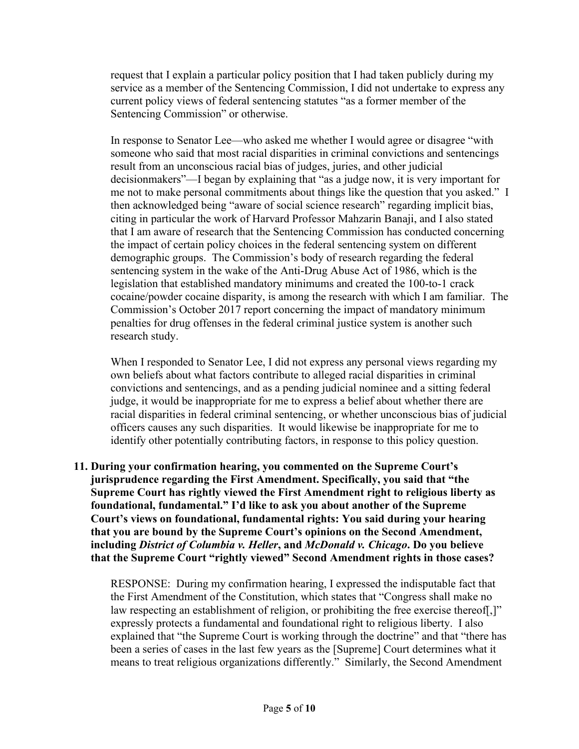request that I explain a particular policy position that I had taken publicly during my service as a member of the Sentencing Commission, I did not undertake to express any current policy views of federal sentencing statutes "as a former member of the Sentencing Commission" or otherwise.

In response to Senator Lee—who asked me whether I would agree or disagree "with someone who said that most racial disparities in criminal convictions and sentencings result from an unconscious racial bias of judges, juries, and other judicial decisionmakers"—I began by explaining that "as a judge now, it is very important for me not to make personal commitments about things like the question that you asked." I then acknowledged being "aware of social science research" regarding implicit bias, citing in particular the work of Harvard Professor Mahzarin Banaji, and I also stated that I am aware of research that the Sentencing Commission has conducted concerning the impact of certain policy choices in the federal sentencing system on different demographic groups. The Commission's body of research regarding the federal sentencing system in the wake of the Anti-Drug Abuse Act of 1986, which is the legislation that established mandatory minimums and created the 100-to-1 crack cocaine/powder cocaine disparity, is among the research with which I am familiar. The Commission's October 2017 report concerning the impact of mandatory minimum penalties for drug offenses in the federal criminal justice system is another such research study.

When I responded to Senator Lee, I did not express any personal views regarding my own beliefs about what factors contribute to alleged racial disparities in criminal convictions and sentencings, and as a pending judicial nominee and a sitting federal judge, it would be inappropriate for me to express a belief about whether there are racial disparities in federal criminal sentencing, or whether unconscious bias of judicial officers causes any such disparities. It would likewise be inappropriate for me to identify other potentially contributing factors, in response to this policy question.

**11. During your confirmation hearing, you commented on the Supreme Court's jurisprudence regarding the First Amendment. Specifically, you said that "the Supreme Court has rightly viewed the First Amendment right to religious liberty as foundational, fundamental." I'd like to ask you about another of the Supreme Court's views on foundational, fundamental rights: You said during your hearing that you are bound by the Supreme Court's opinions on the Second Amendment, including *District of Columbia v. Heller*, and *McDonald v. Chicago*. Do you believe that the Supreme Court "rightly viewed" Second Amendment rights in those cases?**

RESPONSE: During my confirmation hearing, I expressed the indisputable fact that the First Amendment of the Constitution, which states that "Congress shall make no law respecting an establishment of religion, or prohibiting the free exercise thereof[,]" expressly protects a fundamental and foundational right to religious liberty. I also explained that "the Supreme Court is working through the doctrine" and that "there has been a series of cases in the last few years as the [Supreme] Court determines what it means to treat religious organizations differently." Similarly, the Second Amendment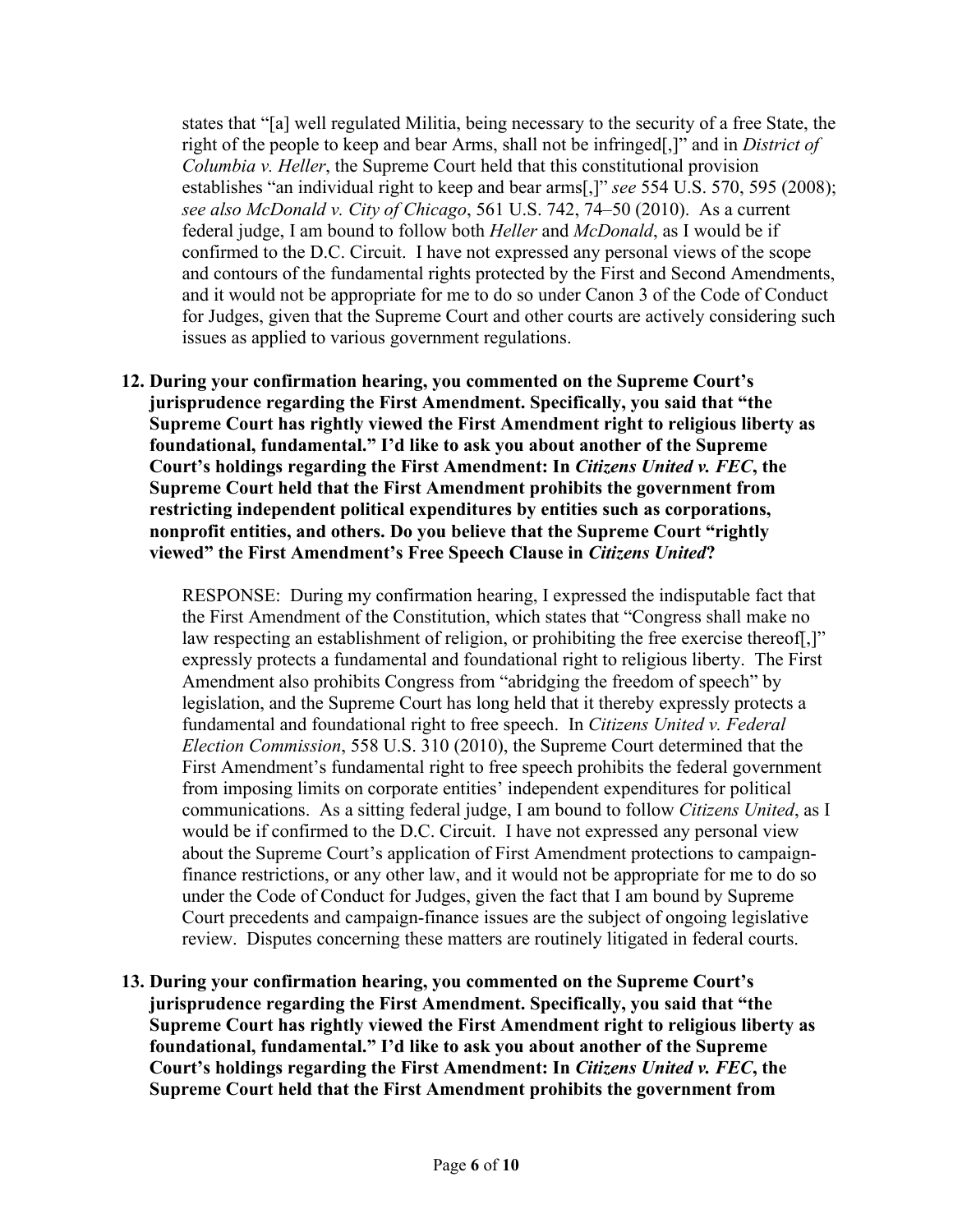states that "[a] well regulated Militia, being necessary to the security of a free State, the right of the people to keep and bear Arms, shall not be infringed[,]" and in *District of Columbia v. Heller*, the Supreme Court held that this constitutional provision establishes "an individual right to keep and bear arms[,]" *see* 554 U.S. 570, 595 (2008); *see also McDonald v. City of Chicago*, 561 U.S. 742, 74–50 (2010). As a current federal judge, I am bound to follow both *Heller* and *McDonald*, as I would be if confirmed to the D.C. Circuit. I have not expressed any personal views of the scope and contours of the fundamental rights protected by the First and Second Amendments, and it would not be appropriate for me to do so under Canon 3 of the Code of Conduct for Judges, given that the Supreme Court and other courts are actively considering such issues as applied to various government regulations.

**12. During your confirmation hearing, you commented on the Supreme Court's jurisprudence regarding the First Amendment. Specifically, you said that "the Supreme Court has rightly viewed the First Amendment right to religious liberty as foundational, fundamental." I'd like to ask you about another of the Supreme Court's holdings regarding the First Amendment: In *Citizens United v. FEC*, the Supreme Court held that the First Amendment prohibits the government from restricting independent political expenditures by entities such as corporations, nonprofit entities, and others. Do you believe that the Supreme Court "rightly viewed" the First Amendment's Free Speech Clause in *Citizens United*?**

RESPONSE: During my confirmation hearing, I expressed the indisputable fact that the First Amendment of the Constitution, which states that "Congress shall make no law respecting an establishment of religion, or prohibiting the free exercise thereof[,]" expressly protects a fundamental and foundational right to religious liberty. The First Amendment also prohibits Congress from "abridging the freedom of speech" by legislation, and the Supreme Court has long held that it thereby expressly protects a fundamental and foundational right to free speech. In *Citizens United v. Federal Election Commission*, 558 U.S. 310 (2010), the Supreme Court determined that the First Amendment's fundamental right to free speech prohibits the federal government from imposing limits on corporate entities' independent expenditures for political communications. As a sitting federal judge, I am bound to follow *Citizens United*, as I would be if confirmed to the D.C. Circuit. I have not expressed any personal view about the Supreme Court's application of First Amendment protections to campaign-finance restrictions, or any other law, and it would not be appropriate for me to do so under the Code of Conduct for Judges, given the fact that I am bound by Supreme Court precedents and campaign-finance issues are the subject of ongoing legislative review. Disputes concerning these matters are routinely litigated in federal courts.

**13. During your confirmation hearing, you commented on the Supreme Court's jurisprudence regarding the First Amendment. Specifically, you said that "the Supreme Court has rightly viewed the First Amendment right to religious liberty as foundational, fundamental." I'd like to ask you about another of the Supreme Court's holdings regarding the First Amendment: In *Citizens United v. FEC*, the Supreme Court held that the First Amendment prohibits the government from**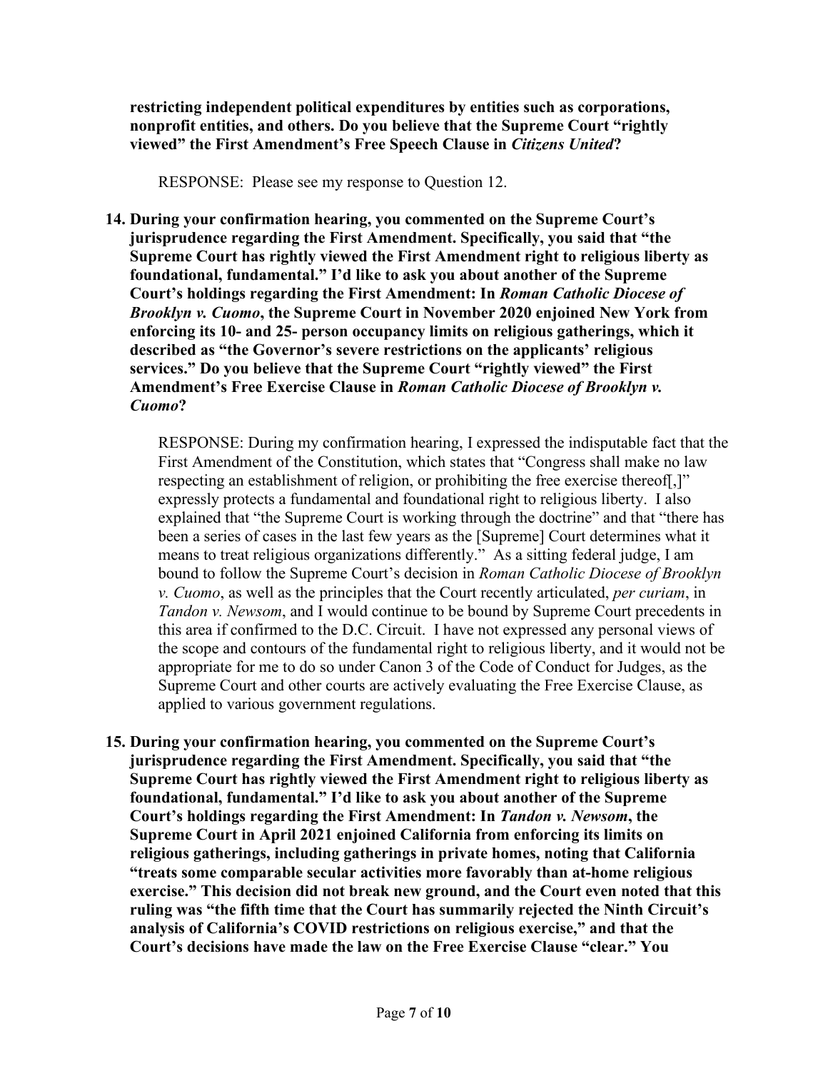**restricting independent political expenditures by entities such as corporations, nonprofit entities, and others. Do you believe that the Supreme Court "rightly viewed" the First Amendment's Free Speech Clause in *Citizens United*?**

RESPONSE: Please see my response to Question 12.

**14. During your confirmation hearing, you commented on the Supreme Court's jurisprudence regarding the First Amendment. Specifically, you said that "the Supreme Court has rightly viewed the First Amendment right to religious liberty as foundational, fundamental." I'd like to ask you about another of the Supreme Court's holdings regarding the First Amendment: In *Roman Catholic Diocese of Brooklyn v. Cuomo*, the Supreme Court in November 2020 enjoined New York from enforcing its 10- and 25- person occupancy limits on religious gatherings, which it described as "the Governor's severe restrictions on the applicants' religious services." Do you believe that the Supreme Court "rightly viewed" the First Amendment's Free Exercise Clause in *Roman Catholic Diocese of Brooklyn v. Cuomo*?**

RESPONSE: During my confirmation hearing, I expressed the indisputable fact that the First Amendment of the Constitution, which states that "Congress shall make no law respecting an establishment of religion, or prohibiting the free exercise thereof[,]" expressly protects a fundamental and foundational right to religious liberty. I also explained that "the Supreme Court is working through the doctrine" and that "there has been a series of cases in the last few years as the [Supreme] Court determines what it means to treat religious organizations differently." As a sitting federal judge, I am bound to follow the Supreme Court's decision in *Roman Catholic Diocese of Brooklyn v. Cuomo*, as well as the principles that the Court recently articulated, *per curiam*, in *Tandon v. Newsom*, and I would continue to be bound by Supreme Court precedents in this area if confirmed to the D.C. Circuit. I have not expressed any personal views of the scope and contours of the fundamental right to religious liberty, and it would not be appropriate for me to do so under Canon 3 of the Code of Conduct for Judges, as the Supreme Court and other courts are actively evaluating the Free Exercise Clause, as applied to various government regulations.

**15. During your confirmation hearing, you commented on the Supreme Court's jurisprudence regarding the First Amendment. Specifically, you said that "the Supreme Court has rightly viewed the First Amendment right to religious liberty as foundational, fundamental." I'd like to ask you about another of the Supreme Court's holdings regarding the First Amendment: In *Tandon v. Newsom*, the Supreme Court in April 2021 enjoined California from enforcing its limits on religious gatherings, including gatherings in private homes, noting that California "treats some comparable secular activities more favorably than at-home religious exercise." This decision did not break new ground, and the Court even noted that this ruling was "the fifth time that the Court has summarily rejected the Ninth Circuit's analysis of California's COVID restrictions on religious exercise," and that the Court's decisions have made the law on the Free Exercise Clause "clear." You**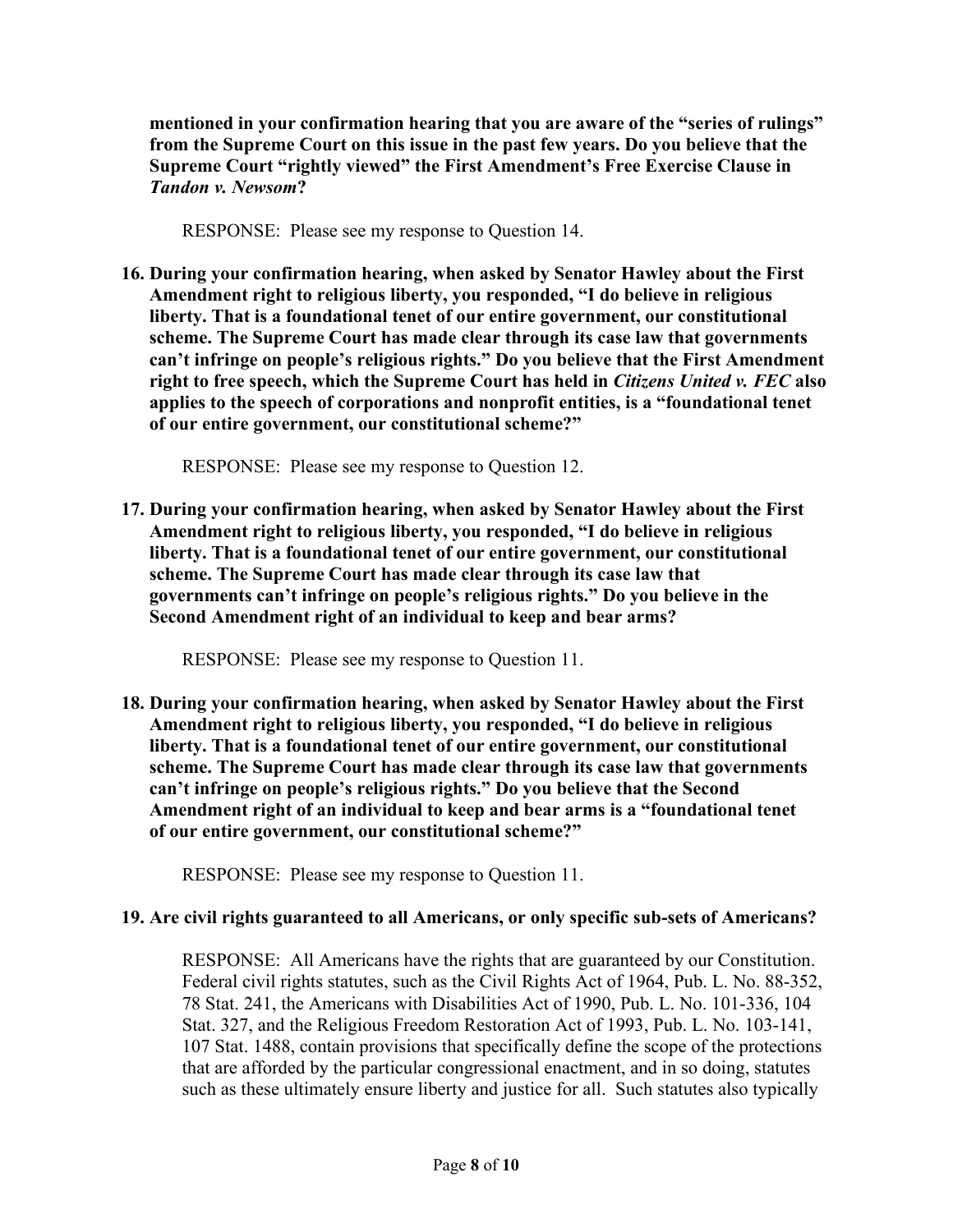**mentioned in your confirmation hearing that you are aware of the "series of rulings" from the Supreme Court on this issue in the past few years. Do you believe that the Supreme Court "rightly viewed" the First Amendment's Free Exercise Clause in *Tandon v. Newsom*?**

RESPONSE: Please see my response to Question 14.

**16. During your confirmation hearing, when asked by Senator Hawley about the First Amendment right to religious liberty, you responded, "I do believe in religious liberty. That is a foundational tenet of our entire government, our constitutional scheme. The Supreme Court has made clear through its case law that governments can't infringe on people's religious rights." Do you believe that the First Amendment right to free speech, which the Supreme Court has held in *Citizens United v. FEC* also applies to the speech of corporations and nonprofit entities, is a "foundational tenet of our entire government, our constitutional scheme?"**

RESPONSE: Please see my response to Question 12.

**17. During your confirmation hearing, when asked by Senator Hawley about the First Amendment right to religious liberty, you responded, "I do believe in religious liberty. That is a foundational tenet of our entire government, our constitutional scheme. The Supreme Court has made clear through its case law that governments can't infringe on people's religious rights." Do you believe in the Second Amendment right of an individual to keep and bear arms?**

RESPONSE: Please see my response to Question 11.

**18. During your confirmation hearing, when asked by Senator Hawley about the First Amendment right to religious liberty, you responded, "I do believe in religious liberty. That is a foundational tenet of our entire government, our constitutional scheme. The Supreme Court has made clear through its case law that governments can't infringe on people's religious rights." Do you believe that the Second Amendment right of an individual to keep and bear arms is a "foundational tenet of our entire government, our constitutional scheme?"**

RESPONSE: Please see my response to Question 11.

**19. Are civil rights guaranteed to all Americans, or only specific sub-sets of Americans?**

RESPONSE: All Americans have the rights that are guaranteed by our Constitution. Federal civil rights statutes, such as the Civil Rights Act of 1964, Pub. L. No. 88-352, 78 Stat. 241, the Americans with Disabilities Act of 1990, Pub. L. No. 101-336, 104 Stat. 327, and the Religious Freedom Restoration Act of 1993, Pub. L. No. 103-141, 107 Stat. 1488, contain provisions that specifically define the scope of the protections that are afforded by the particular congressional enactment, and in so doing, statutes such as these ultimately ensure liberty and justice for all. Such statutes also typically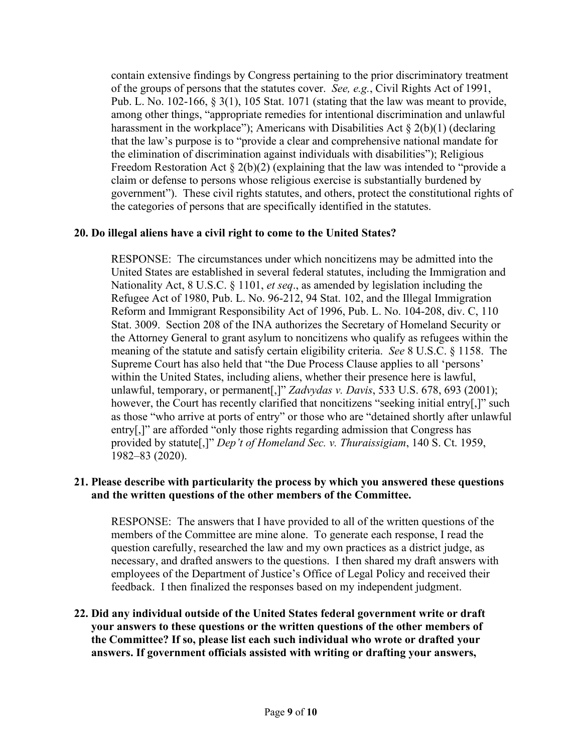contain extensive findings by Congress pertaining to the prior discriminatory treatment of the groups of persons that the statutes cover. *See, e.g.*, Civil Rights Act of 1991, Pub. L. No. 102-166, § 3(1), 105 Stat. 1071 (stating that the law was meant to provide, among other things, "appropriate remedies for intentional discrimination and unlawful harassment in the workplace"); Americans with Disabilities Act § 2(b)(1) (declaring that the law's purpose is to "provide a clear and comprehensive national mandate for the elimination of discrimination against individuals with disabilities"); Religious Freedom Restoration Act § 2(b)(2) (explaining that the law was intended to "provide a claim or defense to persons whose religious exercise is substantially burdened by government"). These civil rights statutes, and others, protect the constitutional rights of the categories of persons that are specifically identified in the statutes.

**20. Do illegal aliens have a civil right to come to the United States?**

RESPONSE: The circumstances under which noncitizens may be admitted into the United States are established in several federal statutes, including the Immigration and Nationality Act, 8 U.S.C. § 1101, *et seq*., as amended by legislation including the Refugee Act of 1980, Pub. L. No. 96-212, 94 Stat. 102, and the Illegal Immigration Reform and Immigrant Responsibility Act of 1996, Pub. L. No. 104-208, div. C, 110 Stat. 3009. Section 208 of the INA authorizes the Secretary of Homeland Security or the Attorney General to grant asylum to noncitizens who qualify as refugees within the meaning of the statute and satisfy certain eligibility criteria. *See* 8 U.S.C. § 1158. The Supreme Court has also held that "the Due Process Clause applies to all 'persons' within the United States, including aliens, whether their presence here is lawful, unlawful, temporary, or permanent[,]" *Zadvydas v. Davis*, 533 U.S. 678, 693 (2001); however, the Court has recently clarified that noncitizens "seeking initial entry[,]" such as those "who arrive at ports of entry" or those who are "detained shortly after unlawful entry[,]" are afforded "only those rights regarding admission that Congress has provided by statute[,]" *Dep't of Homeland Sec. v. Thuraissigiam*, 140 S. Ct. 1959, 1982–83 (2020).

**21. Please describe with particularity the process by which you answered these questions and the written questions of the other members of the Committee.**

RESPONSE: The answers that I have provided to all of the written questions of the members of the Committee are mine alone. To generate each response, I read the question carefully, researched the law and my own practices as a district judge, as necessary, and drafted answers to the questions. I then shared my draft answers with employees of the Department of Justice's Office of Legal Policy and received their feedback. I then finalized the responses based on my independent judgment.

**22. Did any individual outside of the United States federal government write or draft your answers to these questions or the written questions of the other members of the Committee? If so, please list each such individual who wrote or drafted your answers. If government officials assisted with writing or drafting your answers,**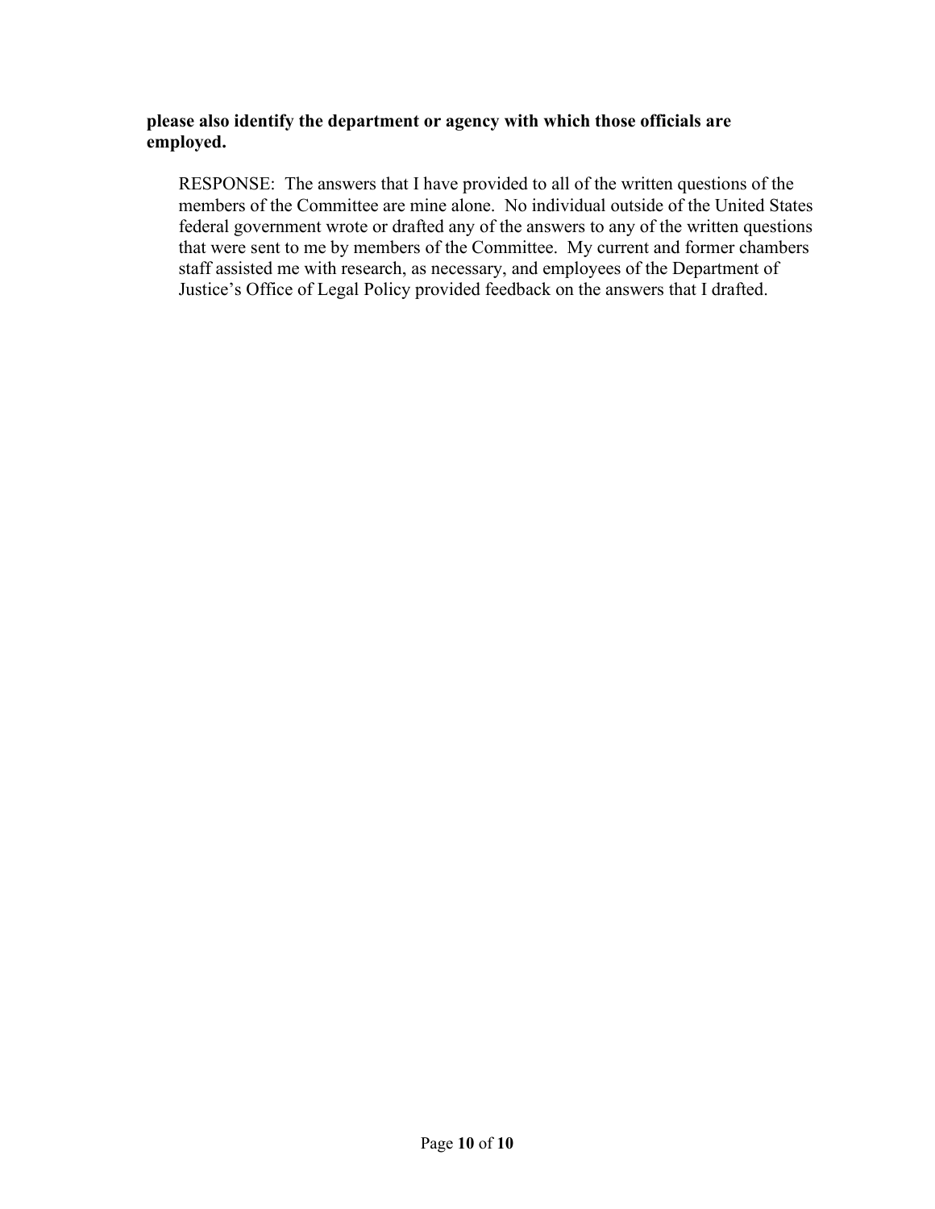**please also identify the department or agency with which those officials are employed.**

RESPONSE: The answers that I have provided to all of the written questions of the members of the Committee are mine alone. No individual outside of the United States federal government wrote or drafted any of the answers to any of the written questions that were sent to me by members of the Committee. My current and former chambers staff assisted me with research, as necessary, and employees of the Department of Justice's Office of Legal Policy provided feedback on the answers that I drafted.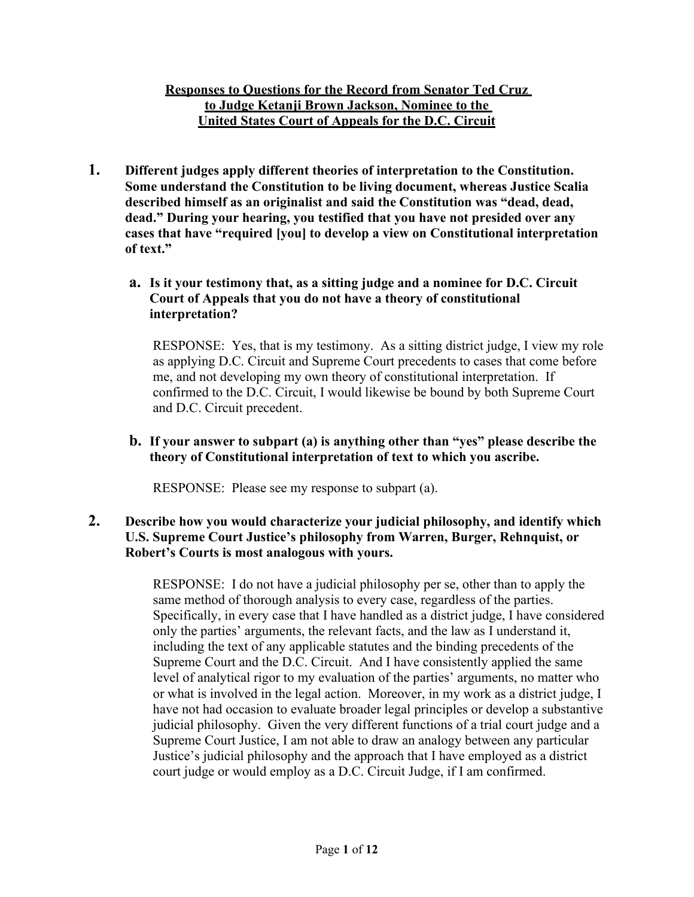**Responses to Questions for the Record from Senator Ted Cruz to Judge Ketanji Brown Jackson, Nominee to the United States Court of Appeals for the D.C. Circuit**

1. **Different judges apply different theories of interpretation to the Constitution. Some understand the Constitution to be living document, whereas Justice Scalia described himself as an originalist and said the Constitution was "dead, dead, dead." During your hearing, you testified that you have not presided over any cases that have "required [you] to develop a view on Constitutional interpretation of text."**

   a. **Is it your testimony that, as a sitting judge and a nominee for D.C. Circuit Court of Appeals that you do not have a theory of constitutional interpretation?**

      RESPONSE: Yes, that is my testimony. As a sitting district judge, I view my role as applying D.C. Circuit and Supreme Court precedents to cases that come before me, and not developing my own theory of constitutional interpretation. If confirmed to the D.C. Circuit, I would likewise be bound by both Supreme Court and D.C. Circuit precedent.

   b. **If your answer to subpart (a) is anything other than "yes" please describe the theory of Constitutional interpretation of text to which you ascribe.**

      RESPONSE: Please see my response to subpart (a).

2. **Describe how you would characterize your judicial philosophy, and identify which U.S. Supreme Court Justice's philosophy from Warren, Burger, Rehnquist, or Robert's Courts is most analogous with yours.**

   RESPONSE: I do not have a judicial philosophy per se, other than to apply the same method of thorough analysis to every case, regardless of the parties. Specifically, in every case that I have handled as a district judge, I have considered only the parties' arguments, the relevant facts, and the law as I understand it, including the text of any applicable statutes and the binding precedents of the Supreme Court and the D.C. Circuit. And I have consistently applied the same level of analytical rigor to my evaluation of the parties' arguments, no matter who or what is involved in the legal action. Moreover, in my work as a district judge, I have not had occasion to evaluate broader legal principles or develop a substantive judicial philosophy. Given the very different functions of a trial court judge and a Supreme Court Justice, I am not able to draw an analogy between any particular Justice's judicial philosophy and the approach that I have employed as a district court judge or would employ as a D.C. Circuit Judge, if I am confirmed.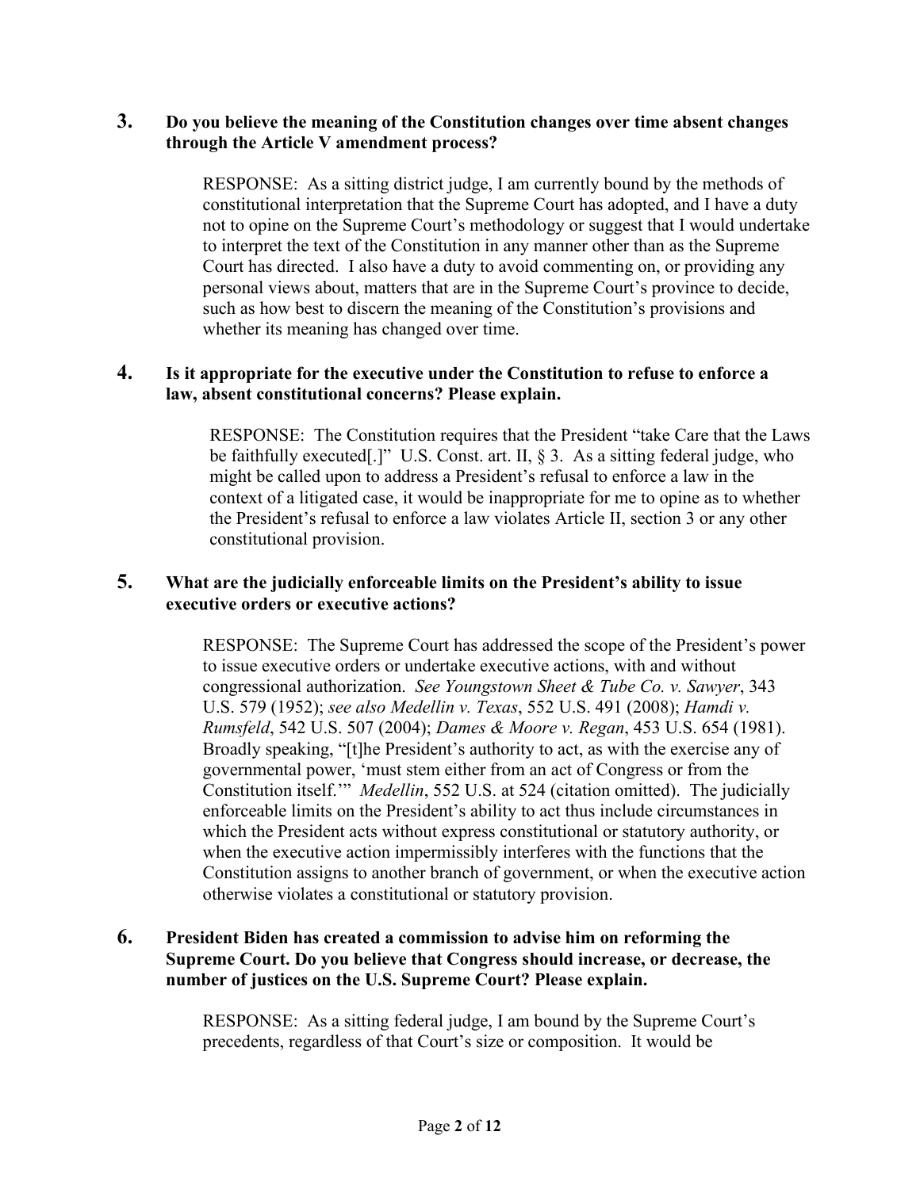**3. Do you believe the meaning of the Constitution changes over time absent changes through the Article V amendment process?**

RESPONSE: As a sitting district judge, I am currently bound by the methods of constitutional interpretation that the Supreme Court has adopted, and I have a duty not to opine on the Supreme Court's methodology or suggest that I would undertake to interpret the text of the Constitution in any manner other than as the Supreme Court has directed. I also have a duty to avoid commenting on, or providing any personal views about, matters that are in the Supreme Court's province to decide, such as how best to discern the meaning of the Constitution's provisions and whether its meaning has changed over time.

**4. Is it appropriate for the executive under the Constitution to refuse to enforce a law, absent constitutional concerns? Please explain.**

RESPONSE: The Constitution requires that the President "take Care that the Laws be faithfully executed[.]" U.S. Const. art. II, § 3. As a sitting federal judge, who might be called upon to address a President's refusal to enforce a law in the context of a litigated case, it would be inappropriate for me to opine as to whether the President's refusal to enforce a law violates Article II, section 3 or any other constitutional provision.

**5. What are the judicially enforceable limits on the President's ability to issue executive orders or executive actions?**

RESPONSE: The Supreme Court has addressed the scope of the President's power to issue executive orders or undertake executive actions, with and without congressional authorization. *See Youngstown Sheet & Tube Co. v. Sawyer*, 343 U.S. 579 (1952); *see also Medellin v. Texas*, 552 U.S. 491 (2008); *Hamdi v. Rumsfeld*, 542 U.S. 507 (2004); *Dames & Moore v. Regan*, 453 U.S. 654 (1981). Broadly speaking, "[t]he President's authority to act, as with the exercise any of governmental power, 'must stem either from an act of Congress or from the Constitution itself.'" *Medellin*, 552 U.S. at 524 (citation omitted). The judicially enforceable limits on the President's ability to act thus include circumstances in which the President acts without express constitutional or statutory authority, or when the executive action impermissibly interferes with the functions that the Constitution assigns to another branch of government, or when the executive action otherwise violates a constitutional or statutory provision.

**6. President Biden has created a commission to advise him on reforming the Supreme Court. Do you believe that Congress should increase, or decrease, the number of justices on the U.S. Supreme Court? Please explain.**

RESPONSE: As a sitting federal judge, I am bound by the Supreme Court's precedents, regardless of that Court's size or composition. It would be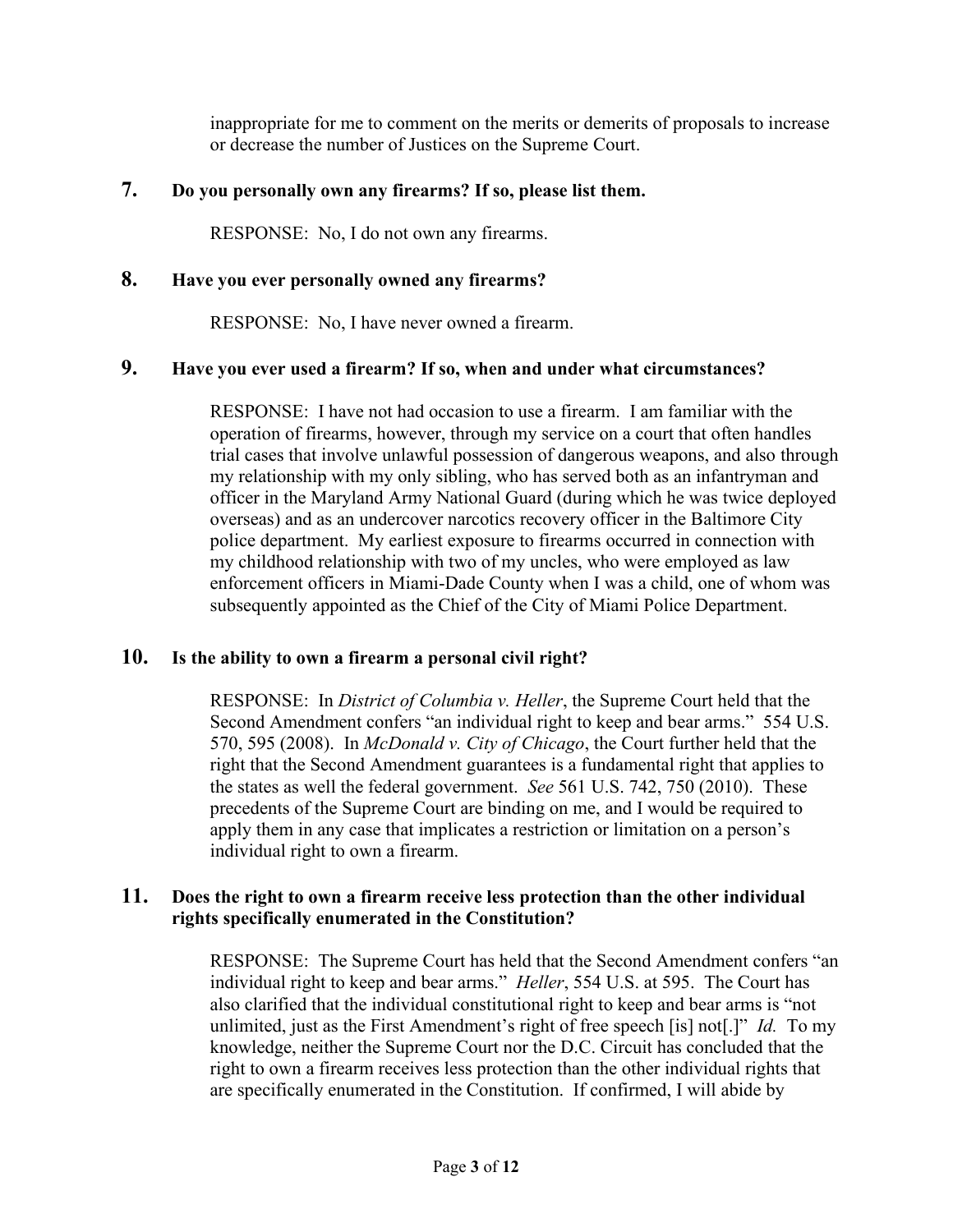inappropriate for me to comment on the merits or demerits of proposals to increase or decrease the number of Justices on the Supreme Court.

**7. Do you personally own any firearms? If so, please list them.**

RESPONSE: No, I do not own any firearms.

**8. Have you ever personally owned any firearms?**

RESPONSE: No, I have never owned a firearm.

**9. Have you ever used a firearm? If so, when and under what circumstances?**

RESPONSE: I have not had occasion to use a firearm. I am familiar with the operation of firearms, however, through my service on a court that often handles trial cases that involve unlawful possession of dangerous weapons, and also through my relationship with my only sibling, who has served both as an infantryman and officer in the Maryland Army National Guard (during which he was twice deployed overseas) and as an undercover narcotics recovery officer in the Baltimore City police department. My earliest exposure to firearms occurred in connection with my childhood relationship with two of my uncles, who were employed as law enforcement officers in Miami-Dade County when I was a child, one of whom was subsequently appointed as the Chief of the City of Miami Police Department.

**10. Is the ability to own a firearm a personal civil right?**

RESPONSE: In *District of Columbia v. Heller*, the Supreme Court held that the Second Amendment confers "an individual right to keep and bear arms." 554 U.S. 570, 595 (2008). In *McDonald v. City of Chicago*, the Court further held that the right that the Second Amendment guarantees is a fundamental right that applies to the states as well the federal government. *See* 561 U.S. 742, 750 (2010). These precedents of the Supreme Court are binding on me, and I would be required to apply them in any case that implicates a restriction or limitation on a person's individual right to own a firearm.

**11. Does the right to own a firearm receive less protection than the other individual rights specifically enumerated in the Constitution?**

RESPONSE: The Supreme Court has held that the Second Amendment confers "an individual right to keep and bear arms." *Heller*, 554 U.S. at 595. The Court has also clarified that the individual constitutional right to keep and bear arms is "not unlimited, just as the First Amendment's right of free speech [is] not[.]" *Id.* To my knowledge, neither the Supreme Court nor the D.C. Circuit has concluded that the right to own a firearm receives less protection than the other individual rights that are specifically enumerated in the Constitution. If confirmed, I will abide by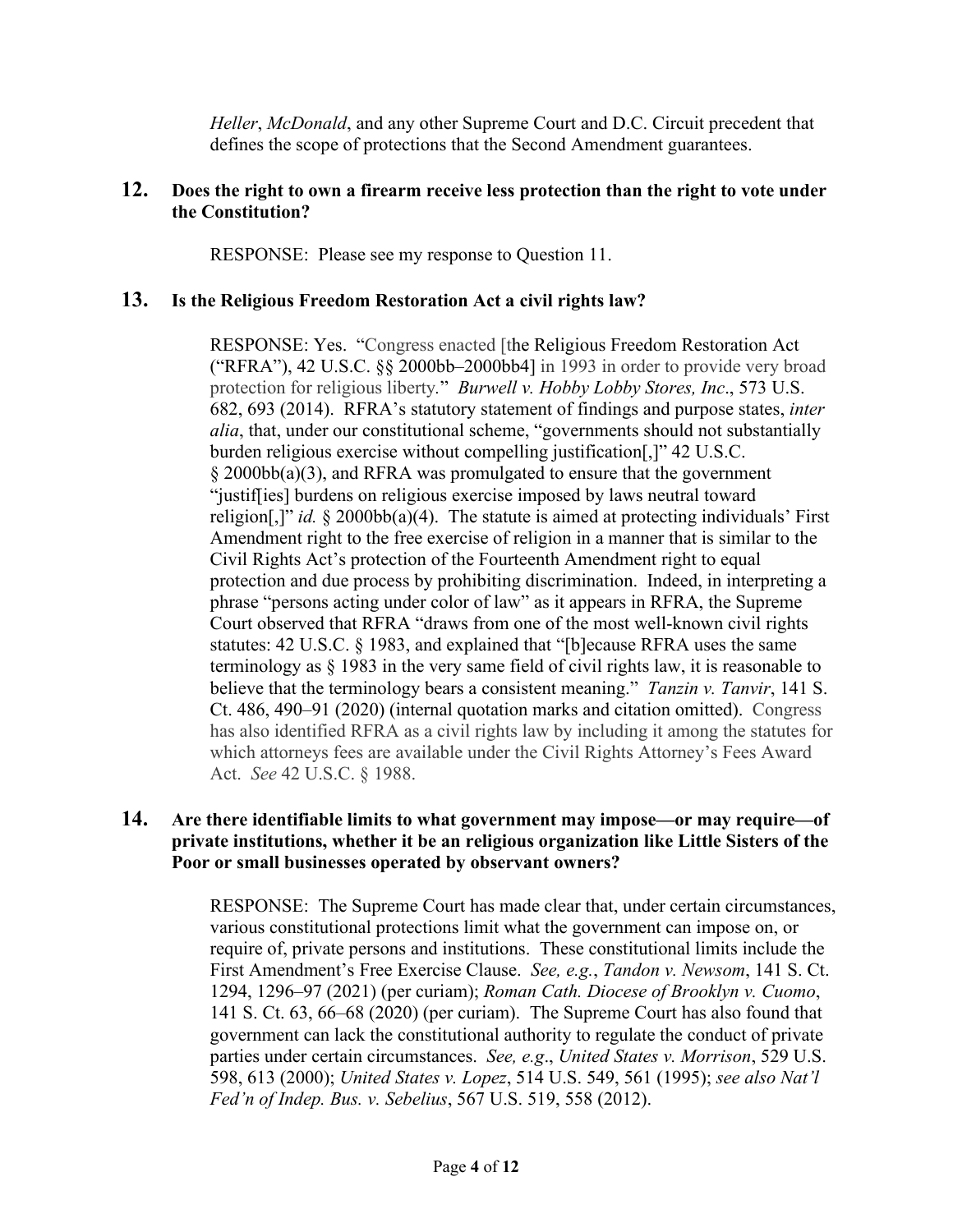*Heller*, *McDonald*, and any other Supreme Court and D.C. Circuit precedent that defines the scope of protections that the Second Amendment guarantees.

**12. Does the right to own a firearm receive less protection than the right to vote under the Constitution?**

RESPONSE: Please see my response to Question 11.

**13. Is the Religious Freedom Restoration Act a civil rights law?**

RESPONSE: Yes. "Congress enacted [the Religious Freedom Restoration Act ("RFRA"), 42 U.S.C. §§ 2000bb–2000bb4] in 1993 in order to provide very broad protection for religious liberty." *Burwell v. Hobby Lobby Stores, Inc*., 573 U.S. 682, 693 (2014). RFRA's statutory statement of findings and purpose states, *inter alia*, that, under our constitutional scheme, "governments should not substantially burden religious exercise without compelling justification[,]" 42 U.S.C. § 2000bb(a)(3), and RFRA was promulgated to ensure that the government "justif[ies] burdens on religious exercise imposed by laws neutral toward religion[,]" *id.* § 2000bb(a)(4). The statute is aimed at protecting individuals' First Amendment right to the free exercise of religion in a manner that is similar to the Civil Rights Act's protection of the Fourteenth Amendment right to equal protection and due process by prohibiting discrimination. Indeed, in interpreting a phrase "persons acting under color of law" as it appears in RFRA, the Supreme Court observed that RFRA "draws from one of the most well-known civil rights statutes: 42 U.S.C. § 1983, and explained that "[b]ecause RFRA uses the same terminology as § 1983 in the very same field of civil rights law, it is reasonable to believe that the terminology bears a consistent meaning." *Tanzin v. Tanvir*, 141 S. Ct. 486, 490–91 (2020) (internal quotation marks and citation omitted). Congress has also identified RFRA as a civil rights law by including it among the statutes for which attorneys fees are available under the Civil Rights Attorney's Fees Award Act. *See* 42 U.S.C. § 1988.

**14. Are there identifiable limits to what government may impose—or may require—of private institutions, whether it be an religious organization like Little Sisters of the Poor or small businesses operated by observant owners?**

RESPONSE: The Supreme Court has made clear that, under certain circumstances, various constitutional protections limit what the government can impose on, or require of, private persons and institutions. These constitutional limits include the First Amendment's Free Exercise Clause. *See, e.g.*, *Tandon v. Newsom*, 141 S. Ct. 1294, 1296–97 (2021) (per curiam); *Roman Cath. Diocese of Brooklyn v. Cuomo*, 141 S. Ct. 63, 66–68 (2020) (per curiam). The Supreme Court has also found that government can lack the constitutional authority to regulate the conduct of private parties under certain circumstances. *See, e.g*., *United States v. Morrison*, 529 U.S. 598, 613 (2000); *United States v. Lopez*, 514 U.S. 549, 561 (1995); *see also Nat'l Fed'n of Indep. Bus. v. Sebelius*, 567 U.S. 519, 558 (2012).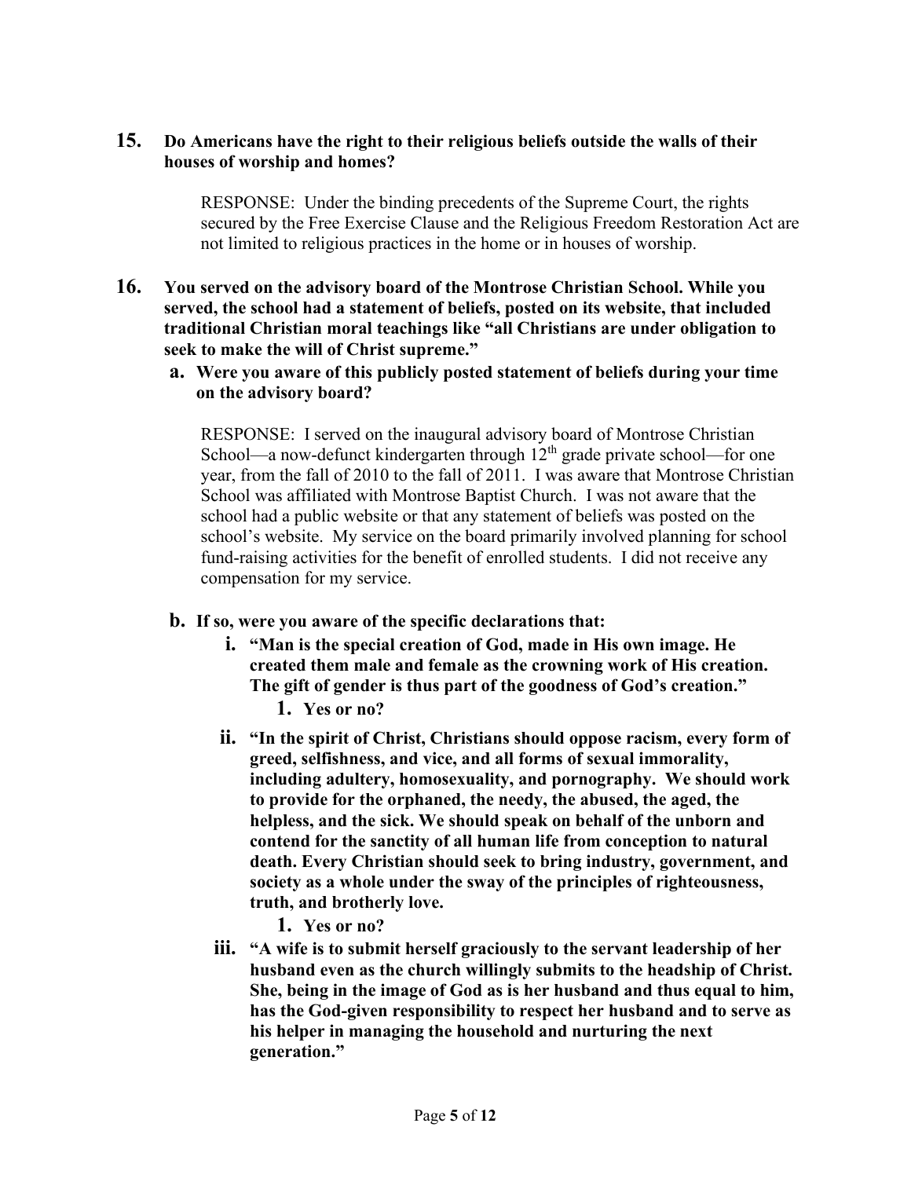**15. Do Americans have the right to their religious beliefs outside the walls of their houses of worship and homes?**

RESPONSE: Under the binding precedents of the Supreme Court, the rights secured by the Free Exercise Clause and the Religious Freedom Restoration Act are not limited to religious practices in the home or in houses of worship.

**16. You served on the advisory board of the Montrose Christian School. While you served, the school had a statement of beliefs, posted on its website, that included traditional Christian moral teachings like "all Christians are under obligation to seek to make the will of Christ supreme."**

**a. Were you aware of this publicly posted statement of beliefs during your time on the advisory board?**

RESPONSE: I served on the inaugural advisory board of Montrose Christian School—a now-defunct kindergarten through 12th grade private school—for one year, from the fall of 2010 to the fall of 2011. I was aware that Montrose Christian School was affiliated with Montrose Baptist Church. I was not aware that the school had a public website or that any statement of beliefs was posted on the school's website. My service on the board primarily involved planning for school fund-raising activities for the benefit of enrolled students. I did not receive any compensation for my service.

**b. If so, were you aware of the specific declarations that:**

**i. "Man is the special creation of God, made in His own image. He created them male and female as the crowning work of His creation. The gift of gender is thus part of the goodness of God's creation."**

**1. Yes or no?**

**ii. "In the spirit of Christ, Christians should oppose racism, every form of greed, selfishness, and vice, and all forms of sexual immorality, including adultery, homosexuality, and pornography. We should work to provide for the orphaned, the needy, the abused, the aged, the helpless, and the sick. We should speak on behalf of the unborn and contend for the sanctity of all human life from conception to natural death. Every Christian should seek to bring industry, government, and society as a whole under the sway of the principles of righteousness, truth, and brotherly love.**

**1. Yes or no?**

**iii. "A wife is to submit herself graciously to the servant leadership of her husband even as the church willingly submits to the headship of Christ. She, being in the image of God as is her husband and thus equal to him, has the God-given responsibility to respect her husband and to serve as his helper in managing the household and nurturing the next generation."**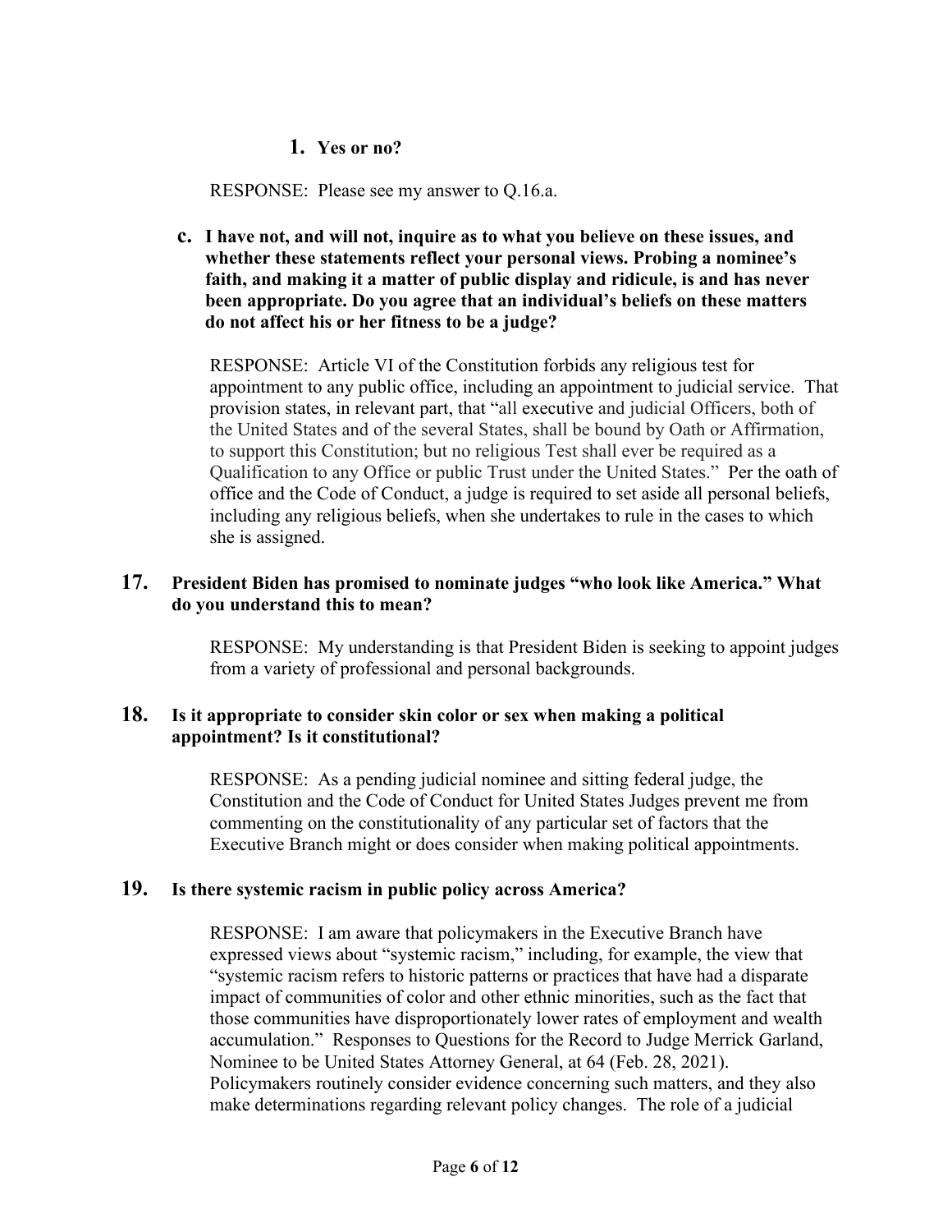1. **Yes or no?**

RESPONSE: Please see my answer to Q.16.a.

c. **I have not, and will not, inquire as to what you believe on these issues, and whether these statements reflect your personal views. Probing a nominee's faith, and making it a matter of public display and ridicule, is and has never been appropriate. Do you agree that an individual's beliefs on these matters do not affect his or her fitness to be a judge?**

RESPONSE: Article VI of the Constitution forbids any religious test for appointment to any public office, including an appointment to judicial service. That provision states, in relevant part, that "all executive and judicial Officers, both of the United States and of the several States, shall be bound by Oath or Affirmation, to support this Constitution; but no religious Test shall ever be required as a Qualification to any Office or public Trust under the United States." Per the oath of office and the Code of Conduct, a judge is required to set aside all personal beliefs, including any religious beliefs, when she undertakes to rule in the cases to which she is assigned.

**17. President Biden has promised to nominate judges "who look like America." What do you understand this to mean?**

RESPONSE: My understanding is that President Biden is seeking to appoint judges from a variety of professional and personal backgrounds.

**18. Is it appropriate to consider skin color or sex when making a political appointment? Is it constitutional?**

RESPONSE: As a pending judicial nominee and sitting federal judge, the Constitution and the Code of Conduct for United States Judges prevent me from commenting on the constitutionality of any particular set of factors that the Executive Branch might or does consider when making political appointments.

**19. Is there systemic racism in public policy across America?**

RESPONSE: I am aware that policymakers in the Executive Branch have expressed views about "systemic racism," including, for example, the view that "systemic racism refers to historic patterns or practices that have had a disparate impact of communities of color and other ethnic minorities, such as the fact that those communities have disproportionately lower rates of employment and wealth accumulation." Responses to Questions for the Record to Judge Merrick Garland, Nominee to be United States Attorney General, at 64 (Feb. 28, 2021). Policymakers routinely consider evidence concerning such matters, and they also make determinations regarding relevant policy changes. The role of a judicial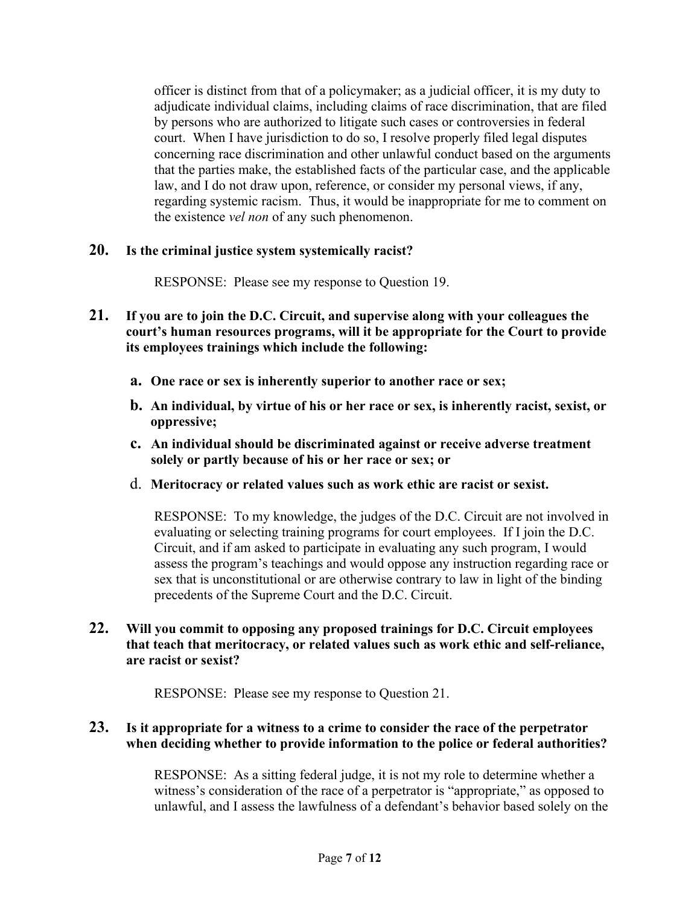officer is distinct from that of a policymaker; as a judicial officer, it is my duty to adjudicate individual claims, including claims of race discrimination, that are filed by persons who are authorized to litigate such cases or controversies in federal court. When I have jurisdiction to do so, I resolve properly filed legal disputes concerning race discrimination and other unlawful conduct based on the arguments that the parties make, the established facts of the particular case, and the applicable law, and I do not draw upon, reference, or consider my personal views, if any, regarding systemic racism. Thus, it would be inappropriate for me to comment on the existence *vel non* of any such phenomenon.

**20. Is the criminal justice system systemically racist?**

RESPONSE: Please see my response to Question 19.

**21. If you are to join the D.C. Circuit, and supervise along with your colleagues the court's human resources programs, will it be appropriate for the Court to provide its employees trainings which include the following:**

- **a. One race or sex is inherently superior to another race or sex;**
- **b. An individual, by virtue of his or her race or sex, is inherently racist, sexist, or oppressive;**
- **c. An individual should be discriminated against or receive adverse treatment solely or partly because of his or her race or sex; or**
- d. **Meritocracy or related values such as work ethic are racist or sexist.**

RESPONSE: To my knowledge, the judges of the D.C. Circuit are not involved in evaluating or selecting training programs for court employees. If I join the D.C. Circuit, and if am asked to participate in evaluating any such program, I would assess the program's teachings and would oppose any instruction regarding race or sex that is unconstitutional or are otherwise contrary to law in light of the binding precedents of the Supreme Court and the D.C. Circuit.

**22. Will you commit to opposing any proposed trainings for D.C. Circuit employees that teach that meritocracy, or related values such as work ethic and self-reliance, are racist or sexist?**

RESPONSE: Please see my response to Question 21.

**23. Is it appropriate for a witness to a crime to consider the race of the perpetrator when deciding whether to provide information to the police or federal authorities?**

RESPONSE: As a sitting federal judge, it is not my role to determine whether a witness's consideration of the race of a perpetrator is "appropriate," as opposed to unlawful, and I assess the lawfulness of a defendant's behavior based solely on the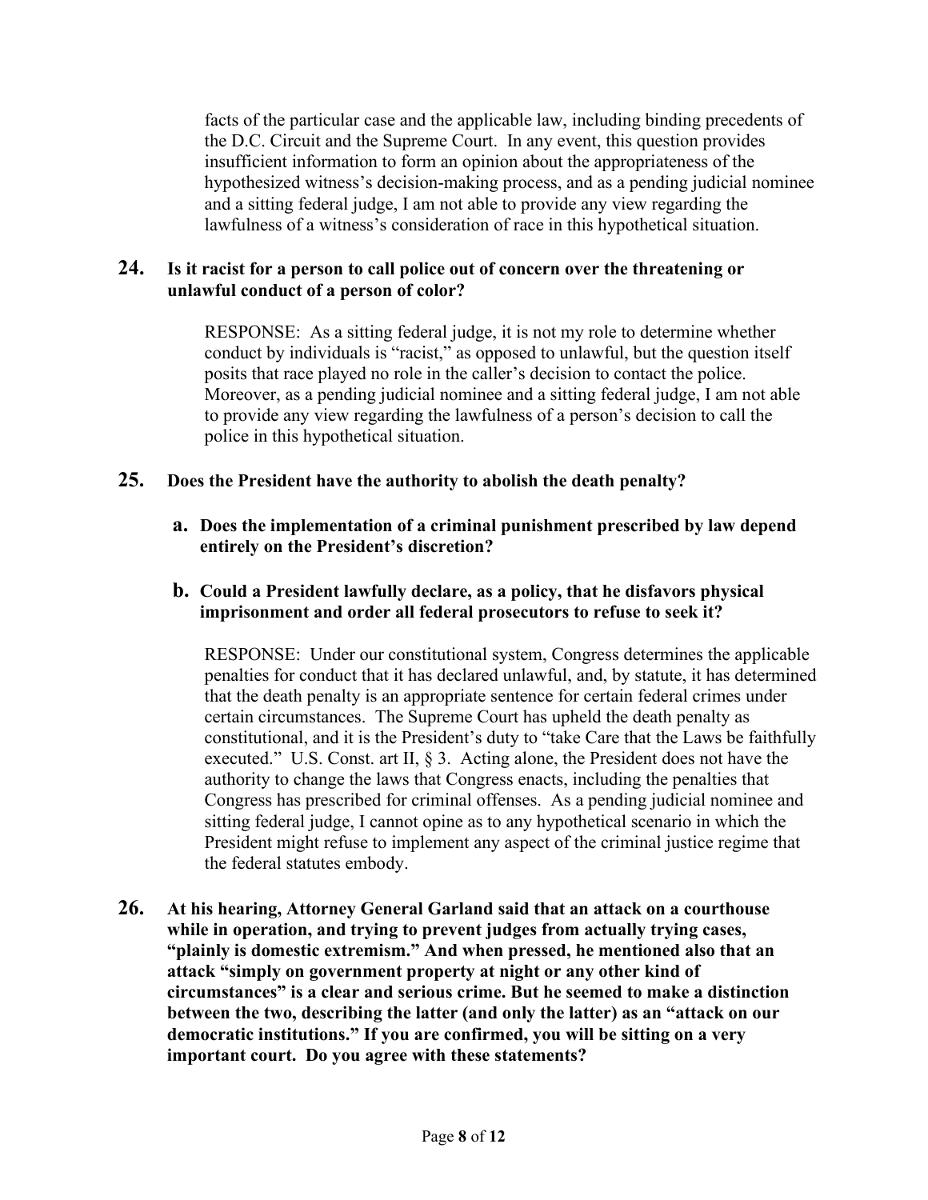facts of the particular case and the applicable law, including binding precedents of the D.C. Circuit and the Supreme Court. In any event, this question provides insufficient information to form an opinion about the appropriateness of the hypothesized witness's decision-making process, and as a pending judicial nominee and a sitting federal judge, I am not able to provide any view regarding the lawfulness of a witness's consideration of race in this hypothetical situation.

**24. Is it racist for a person to call police out of concern over the threatening or unlawful conduct of a person of color?**

RESPONSE: As a sitting federal judge, it is not my role to determine whether conduct by individuals is "racist," as opposed to unlawful, but the question itself posits that race played no role in the caller's decision to contact the police. Moreover, as a pending judicial nominee and a sitting federal judge, I am not able to provide any view regarding the lawfulness of a person's decision to call the police in this hypothetical situation.

**25. Does the President have the authority to abolish the death penalty?**

**a. Does the implementation of a criminal punishment prescribed by law depend entirely on the President's discretion?**

**b. Could a President lawfully declare, as a policy, that he disfavors physical imprisonment and order all federal prosecutors to refuse to seek it?**

RESPONSE: Under our constitutional system, Congress determines the applicable penalties for conduct that it has declared unlawful, and, by statute, it has determined that the death penalty is an appropriate sentence for certain federal crimes under certain circumstances. The Supreme Court has upheld the death penalty as constitutional, and it is the President's duty to "take Care that the Laws be faithfully executed." U.S. Const. art II, § 3. Acting alone, the President does not have the authority to change the laws that Congress enacts, including the penalties that Congress has prescribed for criminal offenses. As a pending judicial nominee and sitting federal judge, I cannot opine as to any hypothetical scenario in which the President might refuse to implement any aspect of the criminal justice regime that the federal statutes embody.

**26. At his hearing, Attorney General Garland said that an attack on a courthouse while in operation, and trying to prevent judges from actually trying cases, "plainly is domestic extremism." And when pressed, he mentioned also that an attack "simply on government property at night or any other kind of circumstances" is a clear and serious crime. But he seemed to make a distinction between the two, describing the latter (and only the latter) as an "attack on our democratic institutions." If you are confirmed, you will be sitting on a very important court. Do you agree with these statements?**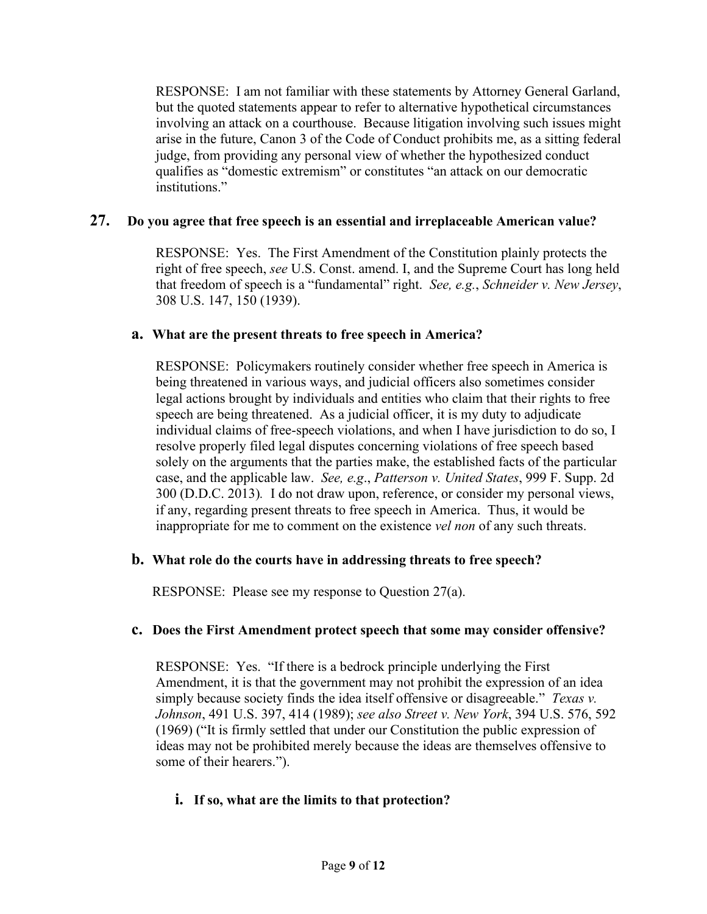RESPONSE: I am not familiar with these statements by Attorney General Garland, but the quoted statements appear to refer to alternative hypothetical circumstances involving an attack on a courthouse. Because litigation involving such issues might arise in the future, Canon 3 of the Code of Conduct prohibits me, as a sitting federal judge, from providing any personal view of whether the hypothesized conduct qualifies as "domestic extremism" or constitutes "an attack on our democratic institutions."

**27. Do you agree that free speech is an essential and irreplaceable American value?**

RESPONSE: Yes. The First Amendment of the Constitution plainly protects the right of free speech, *see* U.S. Const. amend. I, and the Supreme Court has long held that freedom of speech is a "fundamental" right. *See, e.g.*, *Schneider v. New Jersey*, 308 U.S. 147, 150 (1939).

**a. What are the present threats to free speech in America?**

RESPONSE: Policymakers routinely consider whether free speech in America is being threatened in various ways, and judicial officers also sometimes consider legal actions brought by individuals and entities who claim that their rights to free speech are being threatened. As a judicial officer, it is my duty to adjudicate individual claims of free-speech violations, and when I have jurisdiction to do so, I resolve properly filed legal disputes concerning violations of free speech based solely on the arguments that the parties make, the established facts of the particular case, and the applicable law. *See, e.g*., *Patterson v. United States*, 999 F. Supp. 2d 300 (D.D.C. 2013)*.* I do not draw upon, reference, or consider my personal views, if any, regarding present threats to free speech in America. Thus, it would be inappropriate for me to comment on the existence *vel non* of any such threats.

**b. What role do the courts have in addressing threats to free speech?**

RESPONSE: Please see my response to Question 27(a).

**c. Does the First Amendment protect speech that some may consider offensive?**

RESPONSE: Yes. "If there is a bedrock principle underlying the First Amendment, it is that the government may not prohibit the expression of an idea simply because society finds the idea itself offensive or disagreeable." *Texas v. Johnson*, 491 U.S. 397, 414 (1989); *see also Street v. New York*, 394 U.S. 576, 592 (1969) ("It is firmly settled that under our Constitution the public expression of ideas may not be prohibited merely because the ideas are themselves offensive to some of their hearers.").

**i. If so, what are the limits to that protection?**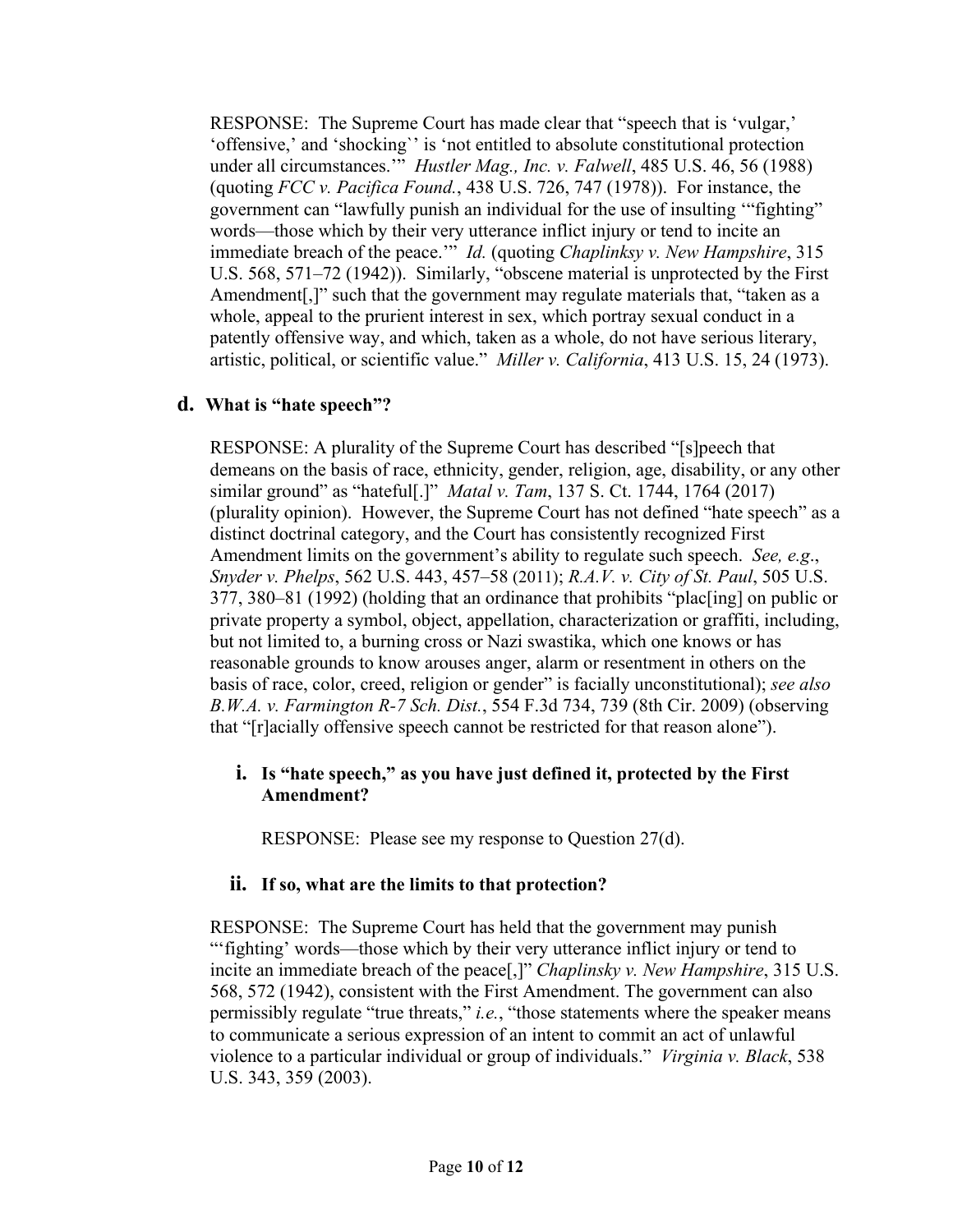RESPONSE: The Supreme Court has made clear that "speech that is 'vulgar,' 'offensive,' and 'shocking`' is 'not entitled to absolute constitutional protection under all circumstances.'" *Hustler Mag., Inc. v. Falwell*, 485 U.S. 46, 56 (1988) (quoting *FCC v. Pacifica Found.*, 438 U.S. 726, 747 (1978)). For instance, the government can "lawfully punish an individual for the use of insulting '"fighting" words—those which by their very utterance inflict injury or tend to incite an immediate breach of the peace.'" *Id.* (quoting *Chaplinksy v. New Hampshire*, 315 U.S. 568, 571–72 (1942)). Similarly, "obscene material is unprotected by the First Amendment[,]" such that the government may regulate materials that, "taken as a whole, appeal to the prurient interest in sex, which portray sexual conduct in a patently offensive way, and which, taken as a whole, do not have serious literary, artistic, political, or scientific value." *Miller v. California*, 413 U.S. 15, 24 (1973).

**d. What is "hate speech"?**

RESPONSE: A plurality of the Supreme Court has described "[s]peech that demeans on the basis of race, ethnicity, gender, religion, age, disability, or any other similar ground" as "hateful[.]" *Matal v. Tam*, 137 S. Ct. 1744, 1764 (2017) (plurality opinion). However, the Supreme Court has not defined "hate speech" as a distinct doctrinal category, and the Court has consistently recognized First Amendment limits on the government's ability to regulate such speech. *See, e.g.*, *Snyder v. Phelps*, 562 U.S. 443, 457–58 (2011); *R.A.V. v. City of St. Paul*, 505 U.S. 377, 380–81 (1992) (holding that an ordinance that prohibits "plac[ing] on public or private property a symbol, object, appellation, characterization or graffiti, including, but not limited to, a burning cross or Nazi swastika, which one knows or has reasonable grounds to know arouses anger, alarm or resentment in others on the basis of race, color, creed, religion or gender" is facially unconstitutional); *see also B.W.A. v. Farmington R-7 Sch. Dist.*, 554 F.3d 734, 739 (8th Cir. 2009) (observing that "[r]acially offensive speech cannot be restricted for that reason alone").

**i. Is "hate speech," as you have just defined it, protected by the First Amendment?**

RESPONSE: Please see my response to Question 27(d).

**ii. If so, what are the limits to that protection?**

RESPONSE: The Supreme Court has held that the government may punish "'fighting' words—those which by their very utterance inflict injury or tend to incite an immediate breach of the peace[,]" *Chaplinsky v. New Hampshire*, 315 U.S. 568, 572 (1942), consistent with the First Amendment. The government can also permissibly regulate "true threats," *i.e.*, "those statements where the speaker means to communicate a serious expression of an intent to commit an act of unlawful violence to a particular individual or group of individuals." *Virginia v. Black*, 538 U.S. 343, 359 (2003).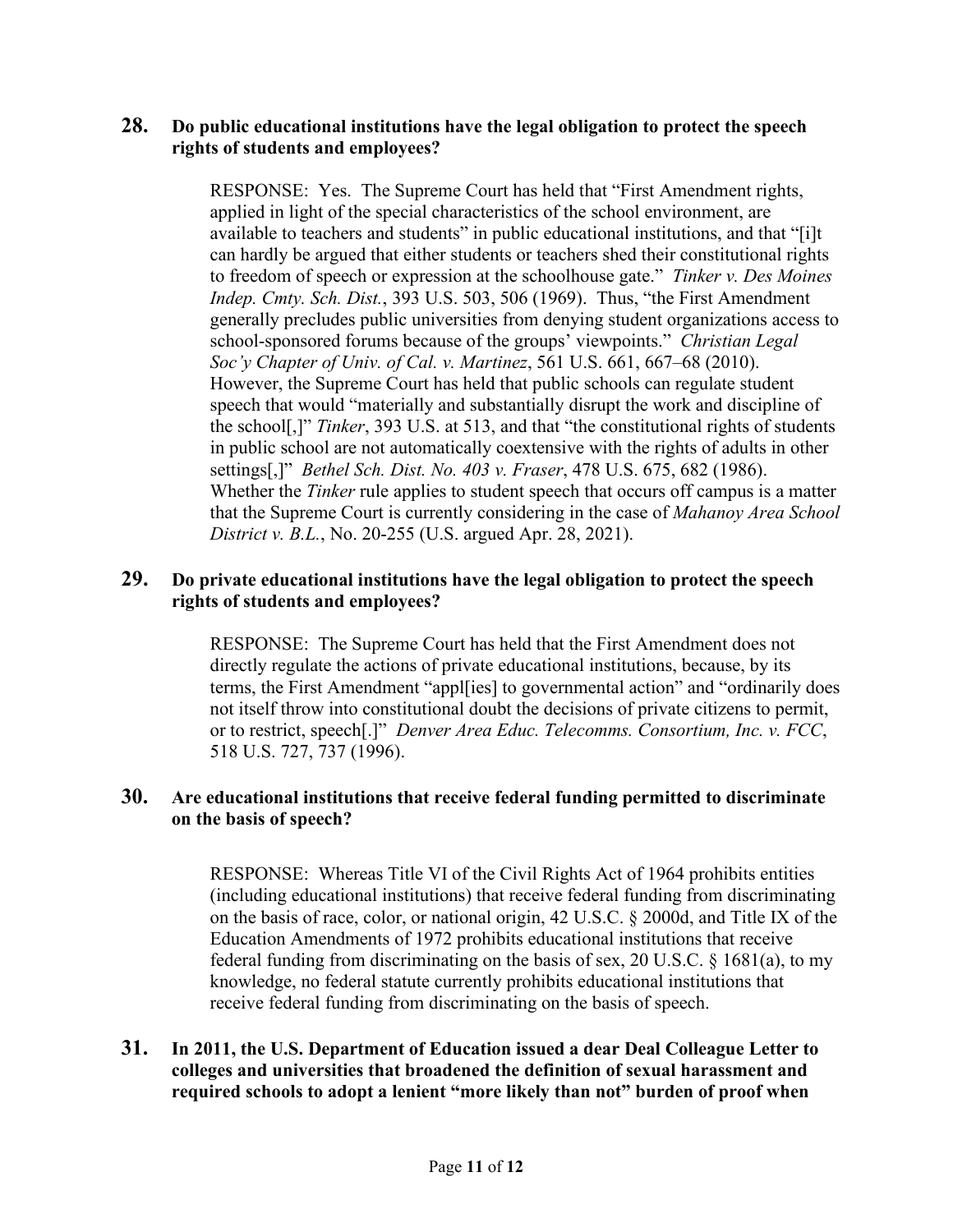**28. Do public educational institutions have the legal obligation to protect the speech rights of students and employees?**

RESPONSE: Yes. The Supreme Court has held that "First Amendment rights, applied in light of the special characteristics of the school environment, are available to teachers and students" in public educational institutions, and that "[i]t can hardly be argued that either students or teachers shed their constitutional rights to freedom of speech or expression at the schoolhouse gate." *Tinker v. Des Moines Indep. Cmty. Sch. Dist.*, 393 U.S. 503, 506 (1969). Thus, "the First Amendment generally precludes public universities from denying student organizations access to school-sponsored forums because of the groups' viewpoints." *Christian Legal Soc'y Chapter of Univ. of Cal. v. Martinez*, 561 U.S. 661, 667–68 (2010). However, the Supreme Court has held that public schools can regulate student speech that would "materially and substantially disrupt the work and discipline of the school[,]" *Tinker*, 393 U.S. at 513, and that "the constitutional rights of students in public school are not automatically coextensive with the rights of adults in other settings[,]" *Bethel Sch. Dist. No. 403 v. Fraser*, 478 U.S. 675, 682 (1986). Whether the *Tinker* rule applies to student speech that occurs off campus is a matter that the Supreme Court is currently considering in the case of *Mahanoy Area School District v. B.L.*, No. 20-255 (U.S. argued Apr. 28, 2021).

**29. Do private educational institutions have the legal obligation to protect the speech rights of students and employees?**

RESPONSE: The Supreme Court has held that the First Amendment does not directly regulate the actions of private educational institutions, because, by its terms, the First Amendment "appl[ies] to governmental action" and "ordinarily does not itself throw into constitutional doubt the decisions of private citizens to permit, or to restrict, speech[.]" *Denver Area Educ. Telecomms. Consortium, Inc. v. FCC*, 518 U.S. 727, 737 (1996).

**30. Are educational institutions that receive federal funding permitted to discriminate on the basis of speech?**

RESPONSE: Whereas Title VI of the Civil Rights Act of 1964 prohibits entities (including educational institutions) that receive federal funding from discriminating on the basis of race, color, or national origin, 42 U.S.C. § 2000d, and Title IX of the Education Amendments of 1972 prohibits educational institutions that receive federal funding from discriminating on the basis of sex, 20 U.S.C. § 1681(a), to my knowledge, no federal statute currently prohibits educational institutions that receive federal funding from discriminating on the basis of speech.

**31. In 2011, the U.S. Department of Education issued a dear Deal Colleague Letter to colleges and universities that broadened the definition of sexual harassment and required schools to adopt a lenient "more likely than not" burden of proof when**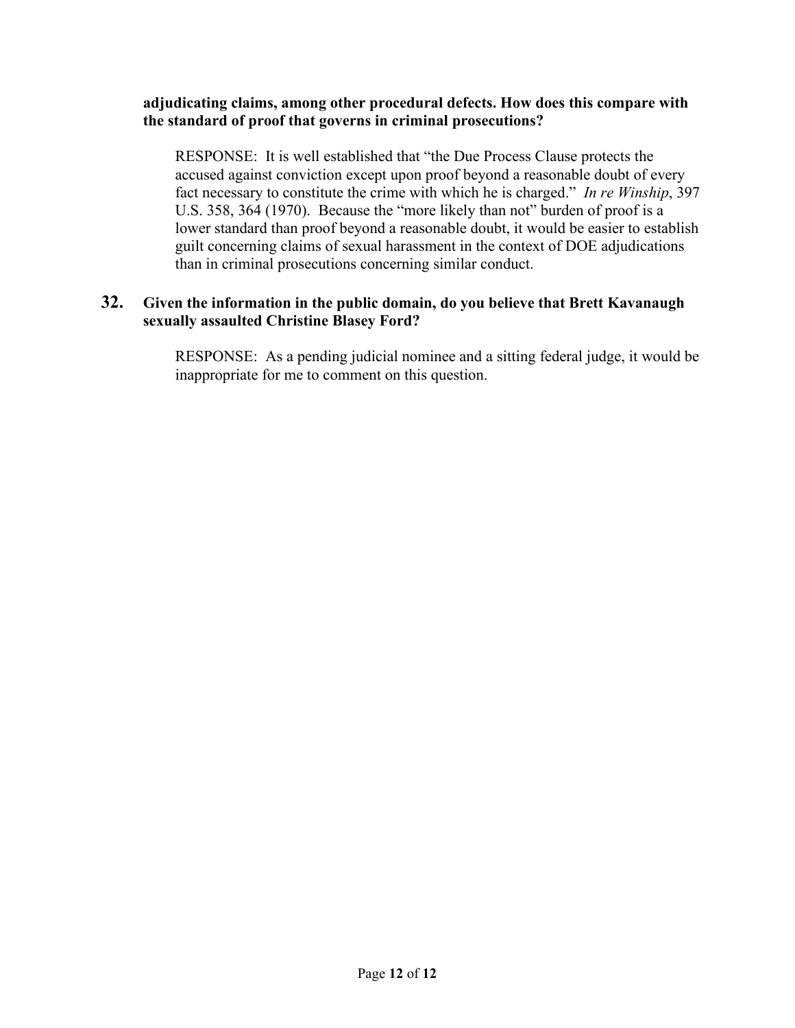**adjudicating claims, among other procedural defects. How does this compare with the standard of proof that governs in criminal prosecutions?**

RESPONSE: It is well established that "the Due Process Clause protects the accused against conviction except upon proof beyond a reasonable doubt of every fact necessary to constitute the crime with which he is charged." *In re Winship*, 397 U.S. 358, 364 (1970). Because the "more likely than not" burden of proof is a lower standard than proof beyond a reasonable doubt, it would be easier to establish guilt concerning claims of sexual harassment in the context of DOE adjudications than in criminal prosecutions concerning similar conduct.

**32. Given the information in the public domain, do you believe that Brett Kavanaugh sexually assaulted Christine Blasey Ford?**

RESPONSE: As a pending judicial nominee and a sitting federal judge, it would be inappropriate for me to comment on this question.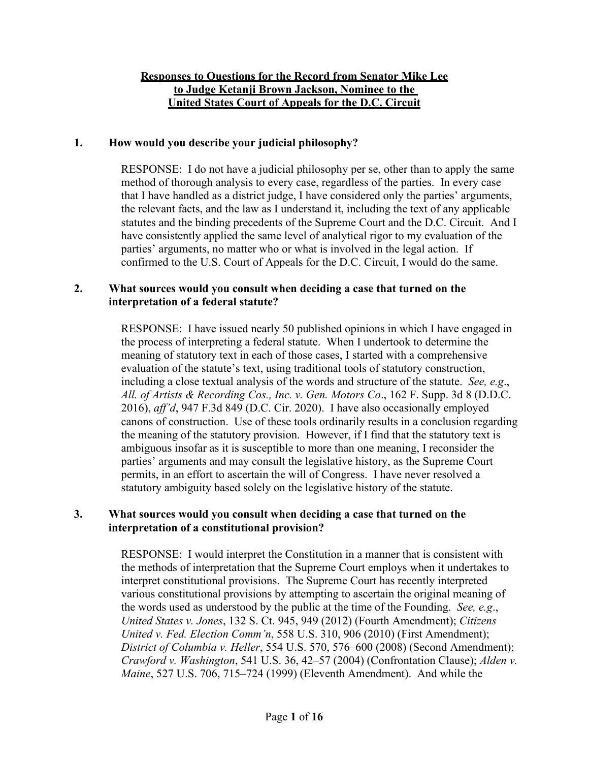**Responses to Questions for the Record from Senator Mike Lee to Judge Ketanji Brown Jackson, Nominee to the United States Court of Appeals for the D.C. Circuit**

**1. How would you describe your judicial philosophy?**

RESPONSE: I do not have a judicial philosophy per se, other than to apply the same method of thorough analysis to every case, regardless of the parties. In every case that I have handled as a district judge, I have considered only the parties' arguments, the relevant facts, and the law as I understand it, including the text of any applicable statutes and the binding precedents of the Supreme Court and the D.C. Circuit. And I have consistently applied the same level of analytical rigor to my evaluation of the parties' arguments, no matter who or what is involved in the legal action. If confirmed to the U.S. Court of Appeals for the D.C. Circuit, I would do the same.

**2. What sources would you consult when deciding a case that turned on the interpretation of a federal statute?**

RESPONSE: I have issued nearly 50 published opinions in which I have engaged in the process of interpreting a federal statute. When I undertook to determine the meaning of statutory text in each of those cases, I started with a comprehensive evaluation of the statute's text, using traditional tools of statutory construction, including a close textual analysis of the words and structure of the statute. *See, e.g.*, *All. of Artists & Recording Cos., Inc. v. Gen. Motors Co*., 162 F. Supp. 3d 8 (D.D.C. 2016), *aff'd*, 947 F.3d 849 (D.C. Cir. 2020). I have also occasionally employed canons of construction. Use of these tools ordinarily results in a conclusion regarding the meaning of the statutory provision. However, if I find that the statutory text is ambiguous insofar as it is susceptible to more than one meaning, I reconsider the parties' arguments and may consult the legislative history, as the Supreme Court permits, in an effort to ascertain the will of Congress. I have never resolved a statutory ambiguity based solely on the legislative history of the statute.

**3. What sources would you consult when deciding a case that turned on the interpretation of a constitutional provision?**

RESPONSE: I would interpret the Constitution in a manner that is consistent with the methods of interpretation that the Supreme Court employs when it undertakes to interpret constitutional provisions. The Supreme Court has recently interpreted various constitutional provisions by attempting to ascertain the original meaning of the words used as understood by the public at the time of the Founding. *See, e.g*., *United States v. Jones*, 132 S. Ct. 945, 949 (2012) (Fourth Amendment); *Citizens United v. Fed. Election Comm'n*, 558 U.S. 310, 906 (2010) (First Amendment); *District of Columbia v. Heller*, 554 U.S. 570, 576–600 (2008) (Second Amendment); *Crawford v. Washington*, 541 U.S. 36, 42–57 (2004) (Confrontation Clause); *Alden v. Maine*, 527 U.S. 706, 715–724 (1999) (Eleventh Amendment). And while the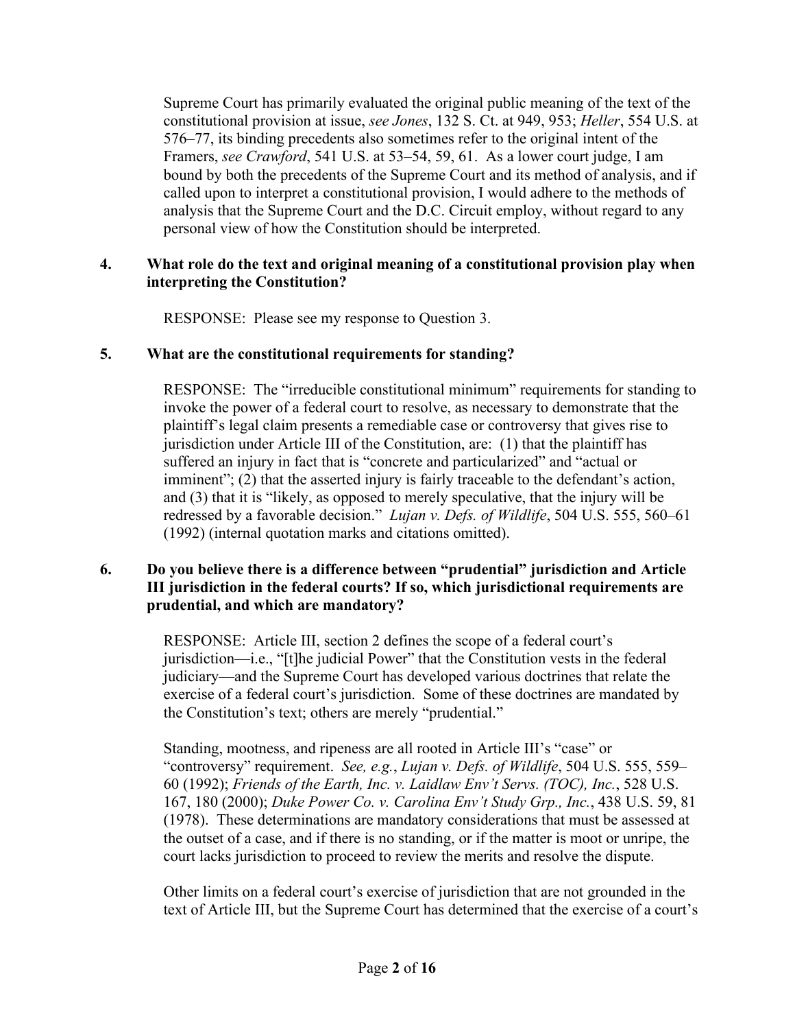Supreme Court has primarily evaluated the original public meaning of the text of the constitutional provision at issue, *see Jones*, 132 S. Ct. at 949, 953; *Heller*, 554 U.S. at 576–77, its binding precedents also sometimes refer to the original intent of the Framers, *see Crawford*, 541 U.S. at 53–54, 59, 61. As a lower court judge, I am bound by both the precedents of the Supreme Court and its method of analysis, and if called upon to interpret a constitutional provision, I would adhere to the methods of analysis that the Supreme Court and the D.C. Circuit employ, without regard to any personal view of how the Constitution should be interpreted.

**4. What role do the text and original meaning of a constitutional provision play when interpreting the Constitution?**

RESPONSE: Please see my response to Question 3.

**5. What are the constitutional requirements for standing?**

RESPONSE: The "irreducible constitutional minimum" requirements for standing to invoke the power of a federal court to resolve, as necessary to demonstrate that the plaintiff's legal claim presents a remediable case or controversy that gives rise to jurisdiction under Article III of the Constitution, are: (1) that the plaintiff has suffered an injury in fact that is "concrete and particularized" and "actual or imminent"; (2) that the asserted injury is fairly traceable to the defendant's action, and (3) that it is "likely, as opposed to merely speculative, that the injury will be redressed by a favorable decision." *Lujan v. Defs. of Wildlife*, 504 U.S. 555, 560–61 (1992) (internal quotation marks and citations omitted).

**6. Do you believe there is a difference between "prudential" jurisdiction and Article III jurisdiction in the federal courts? If so, which jurisdictional requirements are prudential, and which are mandatory?**

RESPONSE: Article III, section 2 defines the scope of a federal court's jurisdiction—i.e., "[t]he judicial Power" that the Constitution vests in the federal judiciary—and the Supreme Court has developed various doctrines that relate the exercise of a federal court's jurisdiction. Some of these doctrines are mandated by the Constitution's text; others are merely "prudential."

Standing, mootness, and ripeness are all rooted in Article III's "case" or "controversy" requirement. *See, e.g.*, *Lujan v. Defs. of Wildlife*, 504 U.S. 555, 559–60 (1992); *Friends of the Earth, Inc. v. Laidlaw Env't Servs. (TOC), Inc.*, 528 U.S. 167, 180 (2000); *Duke Power Co. v. Carolina Env't Study Grp., Inc.*, 438 U.S. 59, 81 (1978). These determinations are mandatory considerations that must be assessed at the outset of a case, and if there is no standing, or if the matter is moot or unripe, the court lacks jurisdiction to proceed to review the merits and resolve the dispute.

Other limits on a federal court's exercise of jurisdiction that are not grounded in the text of Article III, but the Supreme Court has determined that the exercise of a court's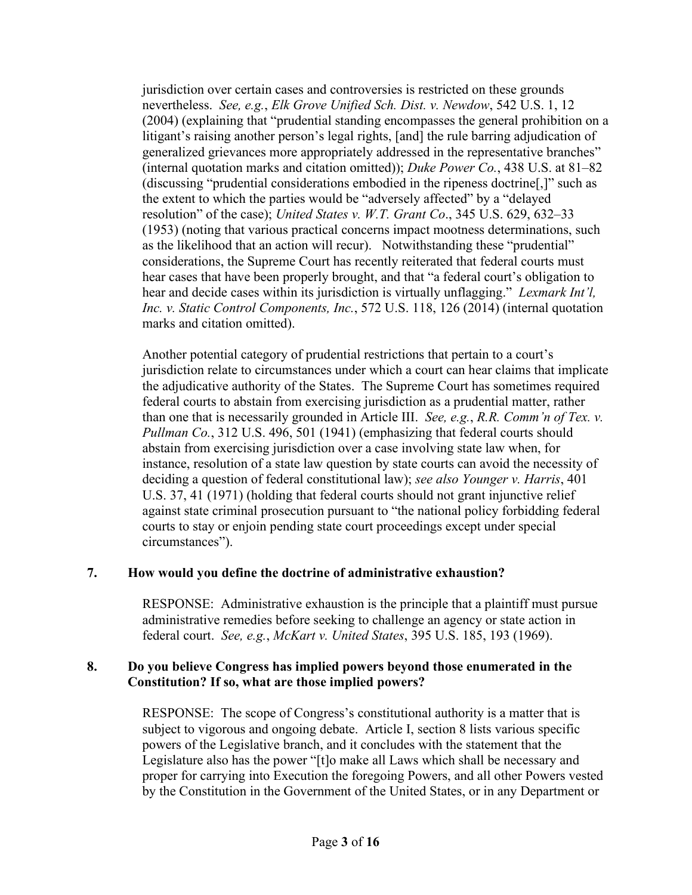jurisdiction over certain cases and controversies is restricted on these grounds nevertheless. *See, e.g.*, *Elk Grove Unified Sch. Dist. v. Newdow*, 542 U.S. 1, 12 (2004) (explaining that "prudential standing encompasses the general prohibition on a litigant's raising another person's legal rights, [and] the rule barring adjudication of generalized grievances more appropriately addressed in the representative branches" (internal quotation marks and citation omitted)); *Duke Power Co.*, 438 U.S. at 81–82 (discussing "prudential considerations embodied in the ripeness doctrine[,]" such as the extent to which the parties would be "adversely affected" by a "delayed resolution" of the case); *United States v. W.T. Grant Co*., 345 U.S. 629, 632–33 (1953) (noting that various practical concerns impact mootness determinations, such as the likelihood that an action will recur). Notwithstanding these "prudential" considerations, the Supreme Court has recently reiterated that federal courts must hear cases that have been properly brought, and that "a federal court's obligation to hear and decide cases within its jurisdiction is virtually unflagging." *Lexmark Int'l, Inc. v. Static Control Components, Inc.*, 572 U.S. 118, 126 (2014) (internal quotation marks and citation omitted).

Another potential category of prudential restrictions that pertain to a court's jurisdiction relate to circumstances under which a court can hear claims that implicate the adjudicative authority of the States. The Supreme Court has sometimes required federal courts to abstain from exercising jurisdiction as a prudential matter, rather than one that is necessarily grounded in Article III. *See, e.g.*, *R.R. Comm'n of Tex. v. Pullman Co.*, 312 U.S. 496, 501 (1941) (emphasizing that federal courts should abstain from exercising jurisdiction over a case involving state law when, for instance, resolution of a state law question by state courts can avoid the necessity of deciding a question of federal constitutional law); *see also Younger v. Harris*, 401 U.S. 37, 41 (1971) (holding that federal courts should not grant injunctive relief against state criminal prosecution pursuant to "the national policy forbidding federal courts to stay or enjoin pending state court proceedings except under special circumstances").

**7. How would you define the doctrine of administrative exhaustion?**

RESPONSE: Administrative exhaustion is the principle that a plaintiff must pursue administrative remedies before seeking to challenge an agency or state action in federal court. *See, e.g.*, *McKart v. United States*, 395 U.S. 185, 193 (1969).

**8. Do you believe Congress has implied powers beyond those enumerated in the Constitution? If so, what are those implied powers?**

RESPONSE: The scope of Congress's constitutional authority is a matter that is subject to vigorous and ongoing debate. Article I, section 8 lists various specific powers of the Legislative branch, and it concludes with the statement that the Legislature also has the power "[t]o make all Laws which shall be necessary and proper for carrying into Execution the foregoing Powers, and all other Powers vested by the Constitution in the Government of the United States, or in any Department or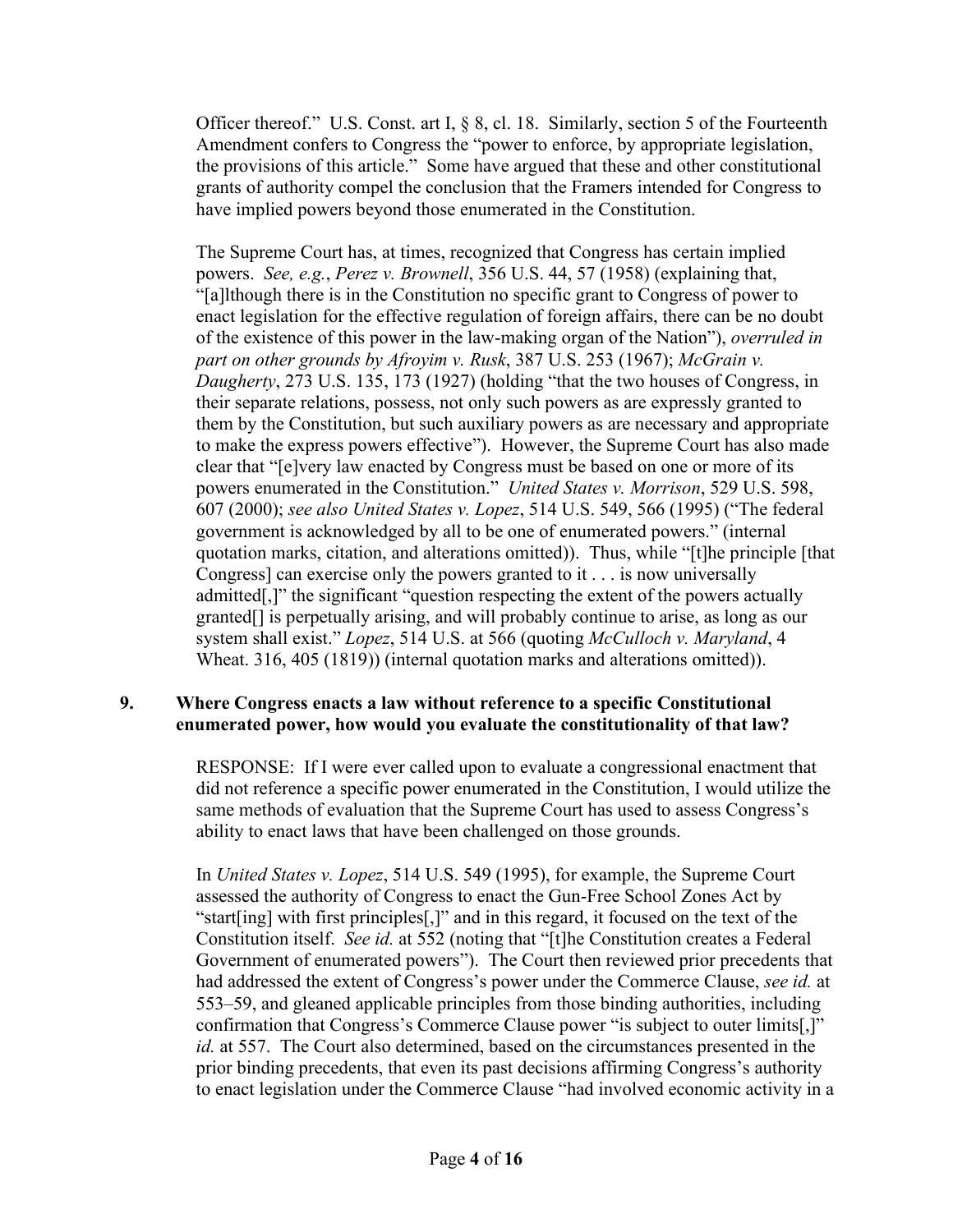Officer thereof." U.S. Const. art I, § 8, cl. 18. Similarly, section 5 of the Fourteenth Amendment confers to Congress the "power to enforce, by appropriate legislation, the provisions of this article." Some have argued that these and other constitutional grants of authority compel the conclusion that the Framers intended for Congress to have implied powers beyond those enumerated in the Constitution.

The Supreme Court has, at times, recognized that Congress has certain implied powers. *See, e.g.*, *Perez v. Brownell*, 356 U.S. 44, 57 (1958) (explaining that, "[a]lthough there is in the Constitution no specific grant to Congress of power to enact legislation for the effective regulation of foreign affairs, there can be no doubt of the existence of this power in the law-making organ of the Nation"), *overruled in part on other grounds by Afroyim v. Rusk*, 387 U.S. 253 (1967); *McGrain v. Daugherty*, 273 U.S. 135, 173 (1927) (holding "that the two houses of Congress, in their separate relations, possess, not only such powers as are expressly granted to them by the Constitution, but such auxiliary powers as are necessary and appropriate to make the express powers effective"). However, the Supreme Court has also made clear that "[e]very law enacted by Congress must be based on one or more of its powers enumerated in the Constitution." *United States v. Morrison*, 529 U.S. 598, 607 (2000); *see also United States v. Lopez*, 514 U.S. 549, 566 (1995) ("The federal government is acknowledged by all to be one of enumerated powers." (internal quotation marks, citation, and alterations omitted)). Thus, while "[t]he principle [that Congress] can exercise only the powers granted to it . . . is now universally admitted[,]" the significant "question respecting the extent of the powers actually granted[] is perpetually arising, and will probably continue to arise, as long as our system shall exist." *Lopez*, 514 U.S. at 566 (quoting *McCulloch v. Maryland*, 4 Wheat. 316, 405 (1819)) (internal quotation marks and alterations omitted)).

**9. Where Congress enacts a law without reference to a specific Constitutional enumerated power, how would you evaluate the constitutionality of that law?**

RESPONSE: If I were ever called upon to evaluate a congressional enactment that did not reference a specific power enumerated in the Constitution, I would utilize the same methods of evaluation that the Supreme Court has used to assess Congress's ability to enact laws that have been challenged on those grounds.

In *United States v. Lopez*, 514 U.S. 549 (1995), for example, the Supreme Court assessed the authority of Congress to enact the Gun-Free School Zones Act by "start[ing] with first principles[,]" and in this regard, it focused on the text of the Constitution itself. *See id.* at 552 (noting that "[t]he Constitution creates a Federal Government of enumerated powers"). The Court then reviewed prior precedents that had addressed the extent of Congress's power under the Commerce Clause, *see id.* at 553–59, and gleaned applicable principles from those binding authorities, including confirmation that Congress's Commerce Clause power "is subject to outer limits[,]" *id.* at 557. The Court also determined, based on the circumstances presented in the prior binding precedents, that even its past decisions affirming Congress's authority to enact legislation under the Commerce Clause "had involved economic activity in a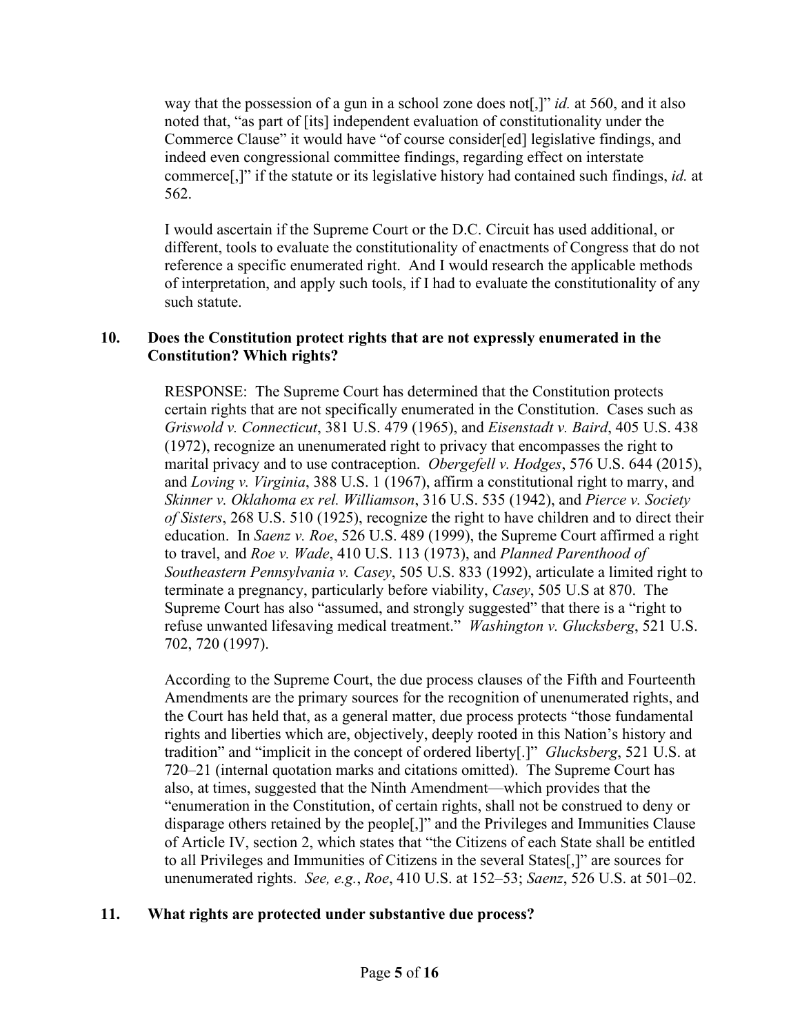way that the possession of a gun in a school zone does not[,]" *id.* at 560, and it also noted that, "as part of [its] independent evaluation of constitutionality under the Commerce Clause" it would have "of course consider[ed] legislative findings, and indeed even congressional committee findings, regarding effect on interstate commerce[,]" if the statute or its legislative history had contained such findings, *id.* at 562.

I would ascertain if the Supreme Court or the D.C. Circuit has used additional, or different, tools to evaluate the constitutionality of enactments of Congress that do not reference a specific enumerated right. And I would research the applicable methods of interpretation, and apply such tools, if I had to evaluate the constitutionality of any such statute.

**10. Does the Constitution protect rights that are not expressly enumerated in the Constitution? Which rights?**

RESPONSE: The Supreme Court has determined that the Constitution protects certain rights that are not specifically enumerated in the Constitution. Cases such as *Griswold v. Connecticut*, 381 U.S. 479 (1965), and *Eisenstadt v. Baird*, 405 U.S. 438 (1972), recognize an unenumerated right to privacy that encompasses the right to marital privacy and to use contraception. *Obergefell v. Hodges*, 576 U.S. 644 (2015), and *Loving v. Virginia*, 388 U.S. 1 (1967), affirm a constitutional right to marry, and *Skinner v. Oklahoma ex rel. Williamson*, 316 U.S. 535 (1942), and *Pierce v. Society of Sisters*, 268 U.S. 510 (1925), recognize the right to have children and to direct their education. In *Saenz v. Roe*, 526 U.S. 489 (1999), the Supreme Court affirmed a right to travel, and *Roe v. Wade*, 410 U.S. 113 (1973), and *Planned Parenthood of Southeastern Pennsylvania v. Casey*, 505 U.S. 833 (1992), articulate a limited right to terminate a pregnancy, particularly before viability, *Casey*, 505 U.S at 870. The Supreme Court has also "assumed, and strongly suggested" that there is a "right to refuse unwanted lifesaving medical treatment." *Washington v. Glucksberg*, 521 U.S. 702, 720 (1997).

According to the Supreme Court, the due process clauses of the Fifth and Fourteenth Amendments are the primary sources for the recognition of unenumerated rights, and the Court has held that, as a general matter, due process protects "those fundamental rights and liberties which are, objectively, deeply rooted in this Nation's history and tradition" and "implicit in the concept of ordered liberty[.]" *Glucksberg*, 521 U.S. at 720–21 (internal quotation marks and citations omitted). The Supreme Court has also, at times, suggested that the Ninth Amendment—which provides that the "enumeration in the Constitution, of certain rights, shall not be construed to deny or disparage others retained by the people[,]" and the Privileges and Immunities Clause of Article IV, section 2, which states that "the Citizens of each State shall be entitled to all Privileges and Immunities of Citizens in the several States[,]" are sources for unenumerated rights. *See, e.g.*, *Roe*, 410 U.S. at 152–53; *Saenz*, 526 U.S. at 501–02.

**11. What rights are protected under substantive due process?**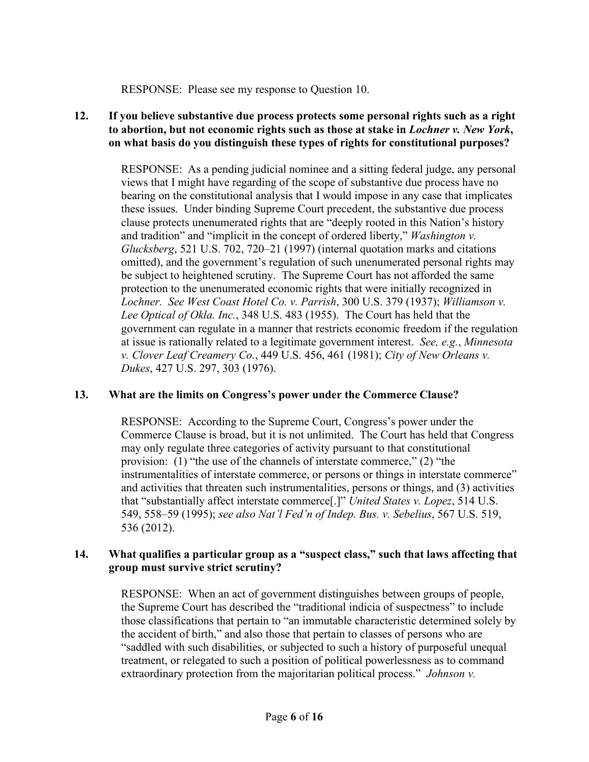RESPONSE: Please see my response to Question 10.

**12. If you believe substantive due process protects some personal rights such as a right to abortion, but not economic rights such as those at stake in *Lochner v. New York*, on what basis do you distinguish these types of rights for constitutional purposes?**

RESPONSE: As a pending judicial nominee and a sitting federal judge, any personal views that I might have regarding of the scope of substantive due process have no bearing on the constitutional analysis that I would impose in any case that implicates these issues. Under binding Supreme Court precedent, the substantive due process clause protects unenumerated rights that are "deeply rooted in this Nation's history and tradition" and "implicit in the concept of ordered liberty," *Washington v. Glucksberg*, 521 U.S. 702, 720–21 (1997) (internal quotation marks and citations omitted), and the government's regulation of such unenumerated personal rights may be subject to heightened scrutiny. The Supreme Court has not afforded the same protection to the unenumerated economic rights that were initially recognized in *Lochner*. *See West Coast Hotel Co. v. Parrish*, 300 U.S. 379 (1937); *Williamson v. Lee Optical of Okla. Inc.*, 348 U.S. 483 (1955). The Court has held that the government can regulate in a manner that restricts economic freedom if the regulation at issue is rationally related to a legitimate government interest. *See, e.g.*, *Minnesota v. Clover Leaf Creamery Co.*, 449 U.S. 456, 461 (1981); *City of New Orleans v. Dukes*, 427 U.S. 297, 303 (1976).

**13. What are the limits on Congress's power under the Commerce Clause?**

RESPONSE: According to the Supreme Court, Congress's power under the Commerce Clause is broad, but it is not unlimited. The Court has held that Congress may only regulate three categories of activity pursuant to that constitutional provision: (1) "the use of the channels of interstate commerce," (2) "the instrumentalities of interstate commerce, or persons or things in interstate commerce" and activities that threaten such instrumentalities, persons or things, and (3) activities that "substantially affect interstate commerce[.]" *United States v. Lopez*, 514 U.S. 549, 558–59 (1995); *see also Nat'l Fed'n of Indep. Bus. v. Sebelius*, 567 U.S. 519, 536 (2012).

**14. What qualifies a particular group as a "suspect class," such that laws affecting that group must survive strict scrutiny?**

RESPONSE: When an act of government distinguishes between groups of people, the Supreme Court has described the "traditional indicia of suspectness" to include those classifications that pertain to "an immutable characteristic determined solely by the accident of birth," and also those that pertain to classes of persons who are "saddled with such disabilities, or subjected to such a history of purposeful unequal treatment, or relegated to such a position of political powerlessness as to command extraordinary protection from the majoritarian political process." *Johnson v.*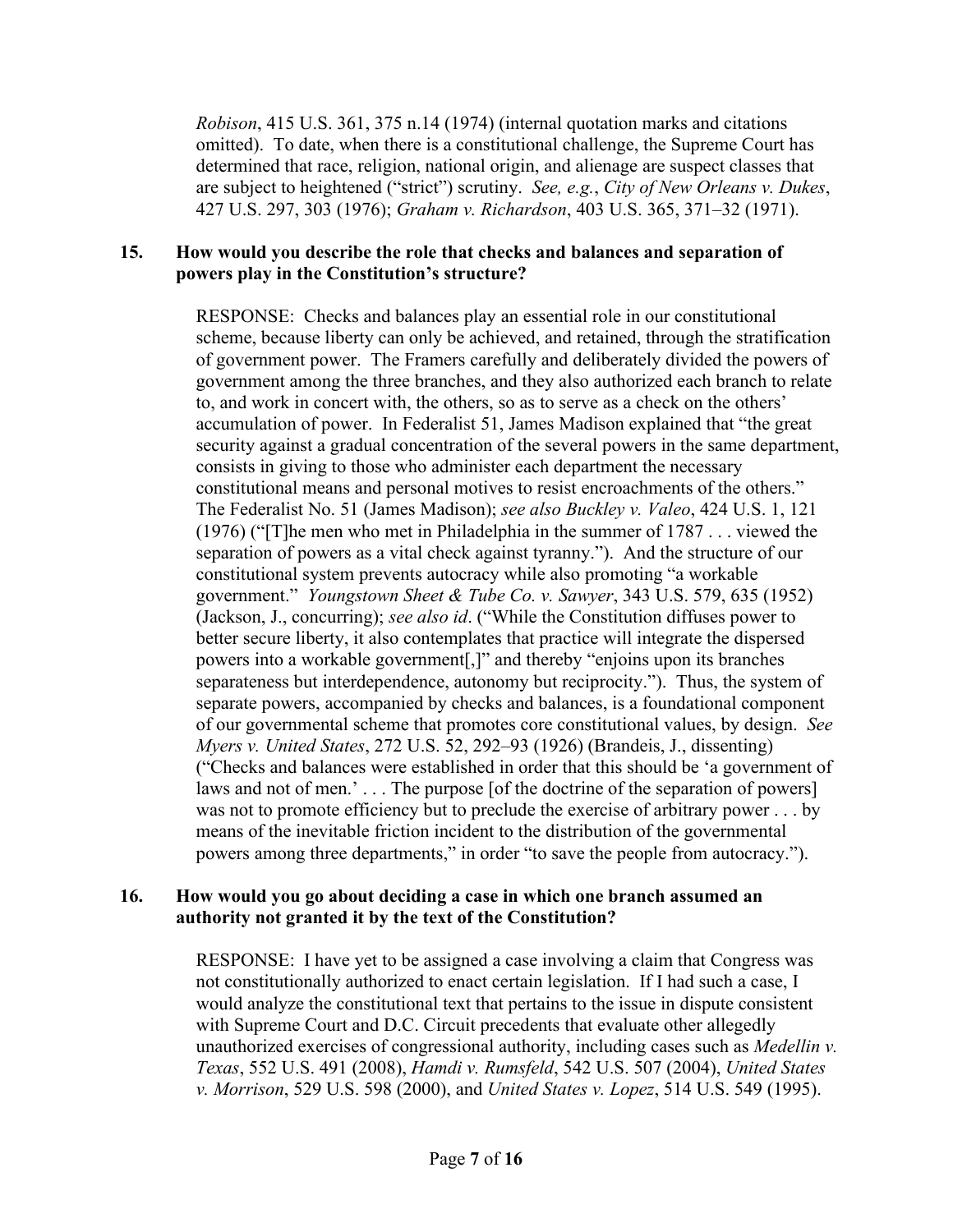*Robison*, 415 U.S. 361, 375 n.14 (1974) (internal quotation marks and citations omitted). To date, when there is a constitutional challenge, the Supreme Court has determined that race, religion, national origin, and alienage are suspect classes that are subject to heightened ("strict") scrutiny. *See, e.g.*, *City of New Orleans v. Dukes*, 427 U.S. 297, 303 (1976); *Graham v. Richardson*, 403 U.S. 365, 371–32 (1971).

**15. How would you describe the role that checks and balances and separation of powers play in the Constitution's structure?**

RESPONSE: Checks and balances play an essential role in our constitutional scheme, because liberty can only be achieved, and retained, through the stratification of government power. The Framers carefully and deliberately divided the powers of government among the three branches, and they also authorized each branch to relate to, and work in concert with, the others, so as to serve as a check on the others' accumulation of power. In Federalist 51, James Madison explained that "the great security against a gradual concentration of the several powers in the same department, consists in giving to those who administer each department the necessary constitutional means and personal motives to resist encroachments of the others." The Federalist No. 51 (James Madison); *see also Buckley v. Valeo*, 424 U.S. 1, 121 (1976) ("[T]he men who met in Philadelphia in the summer of 1787 . . . viewed the separation of powers as a vital check against tyranny."). And the structure of our constitutional system prevents autocracy while also promoting "a workable government." *Youngstown Sheet & Tube Co. v. Sawyer*, 343 U.S. 579, 635 (1952) (Jackson, J., concurring); *see also id*. ("While the Constitution diffuses power to better secure liberty, it also contemplates that practice will integrate the dispersed powers into a workable government[,]" and thereby "enjoins upon its branches separateness but interdependence, autonomy but reciprocity."). Thus, the system of separate powers, accompanied by checks and balances, is a foundational component of our governmental scheme that promotes core constitutional values, by design. *See Myers v. United States*, 272 U.S. 52, 292–93 (1926) (Brandeis, J., dissenting) ("Checks and balances were established in order that this should be 'a government of laws and not of men.' . . . The purpose [of the doctrine of the separation of powers] was not to promote efficiency but to preclude the exercise of arbitrary power . . . by means of the inevitable friction incident to the distribution of the governmental powers among three departments," in order "to save the people from autocracy.").

**16. How would you go about deciding a case in which one branch assumed an authority not granted it by the text of the Constitution?**

RESPONSE: I have yet to be assigned a case involving a claim that Congress was not constitutionally authorized to enact certain legislation. If I had such a case, I would analyze the constitutional text that pertains to the issue in dispute consistent with Supreme Court and D.C. Circuit precedents that evaluate other allegedly unauthorized exercises of congressional authority, including cases such as *Medellin v. Texas*, 552 U.S. 491 (2008), *Hamdi v. Rumsfeld*, 542 U.S. 507 (2004), *United States v. Morrison*, 529 U.S. 598 (2000), and *United States v. Lopez*, 514 U.S. 549 (1995).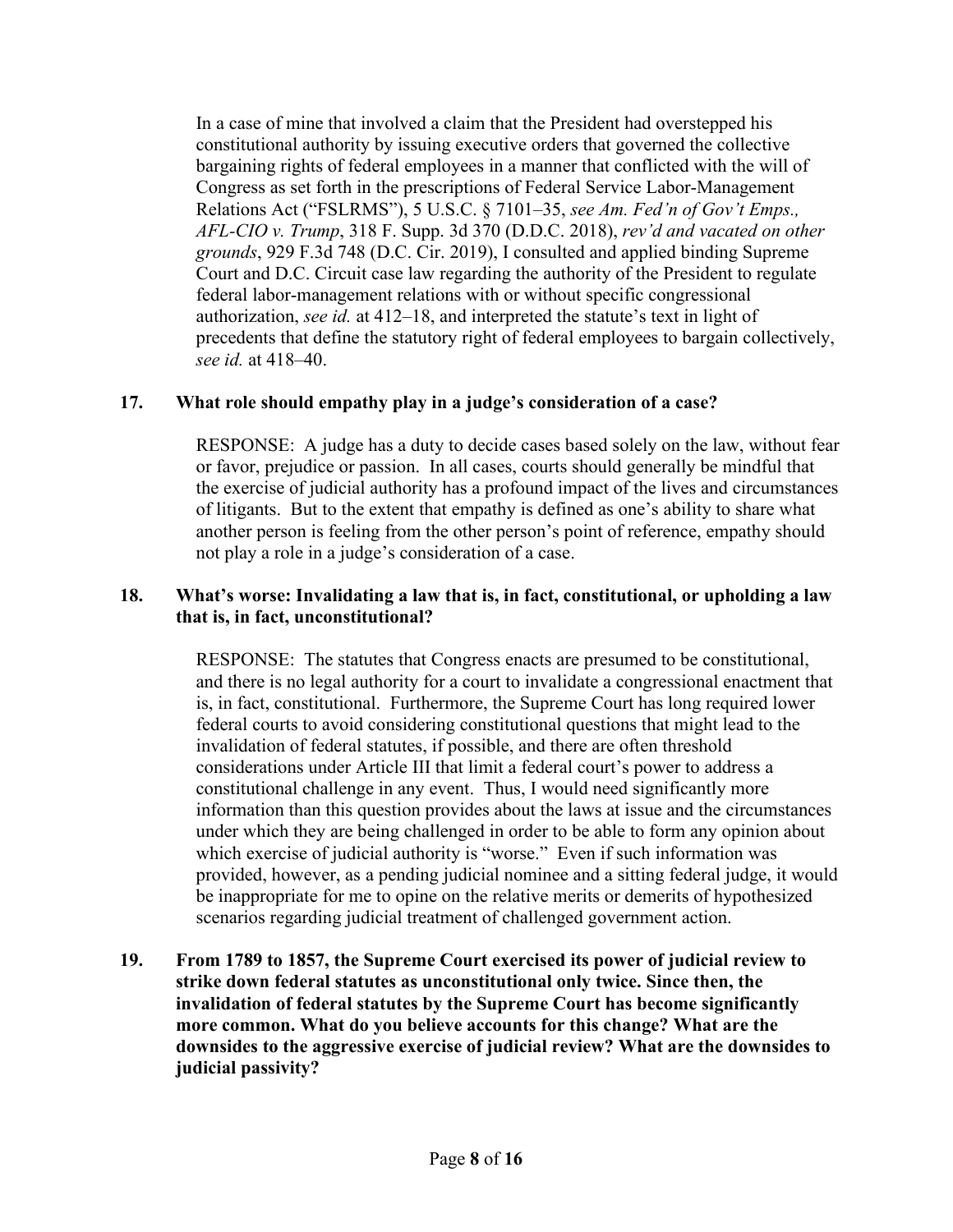In a case of mine that involved a claim that the President had overstepped his constitutional authority by issuing executive orders that governed the collective bargaining rights of federal employees in a manner that conflicted with the will of Congress as set forth in the prescriptions of Federal Service Labor-Management Relations Act ("FSLRMS"), 5 U.S.C. § 7101–35, *see Am. Fed'n of Gov't Emps., AFL-CIO v. Trump*, 318 F. Supp. 3d 370 (D.D.C. 2018), *rev'd and vacated on other grounds*, 929 F.3d 748 (D.C. Cir. 2019), I consulted and applied binding Supreme Court and D.C. Circuit case law regarding the authority of the President to regulate federal labor-management relations with or without specific congressional authorization, *see id.* at 412–18, and interpreted the statute's text in light of precedents that define the statutory right of federal employees to bargain collectively, *see id.* at 418–40.

**17. What role should empathy play in a judge's consideration of a case?**

RESPONSE: A judge has a duty to decide cases based solely on the law, without fear or favor, prejudice or passion. In all cases, courts should generally be mindful that the exercise of judicial authority has a profound impact of the lives and circumstances of litigants. But to the extent that empathy is defined as one's ability to share what another person is feeling from the other person's point of reference, empathy should not play a role in a judge's consideration of a case.

**18. What's worse: Invalidating a law that is, in fact, constitutional, or upholding a law that is, in fact, unconstitutional?**

RESPONSE: The statutes that Congress enacts are presumed to be constitutional, and there is no legal authority for a court to invalidate a congressional enactment that is, in fact, constitutional. Furthermore, the Supreme Court has long required lower federal courts to avoid considering constitutional questions that might lead to the invalidation of federal statutes, if possible, and there are often threshold considerations under Article III that limit a federal court's power to address a constitutional challenge in any event. Thus, I would need significantly more information than this question provides about the laws at issue and the circumstances under which they are being challenged in order to be able to form any opinion about which exercise of judicial authority is "worse." Even if such information was provided, however, as a pending judicial nominee and a sitting federal judge, it would be inappropriate for me to opine on the relative merits or demerits of hypothesized scenarios regarding judicial treatment of challenged government action.

**19. From 1789 to 1857, the Supreme Court exercised its power of judicial review to strike down federal statutes as unconstitutional only twice. Since then, the invalidation of federal statutes by the Supreme Court has become significantly more common. What do you believe accounts for this change? What are the downsides to the aggressive exercise of judicial review? What are the downsides to judicial passivity?**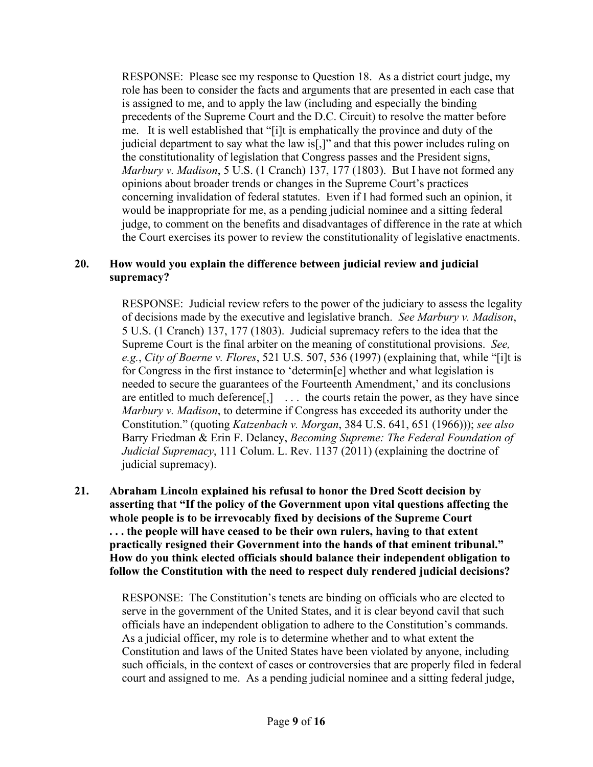RESPONSE: Please see my response to Question 18. As a district court judge, my role has been to consider the facts and arguments that are presented in each case that is assigned to me, and to apply the law (including and especially the binding precedents of the Supreme Court and the D.C. Circuit) to resolve the matter before me. It is well established that "[i]t is emphatically the province and duty of the judicial department to say what the law is[,]" and that this power includes ruling on the constitutionality of legislation that Congress passes and the President signs, *Marbury v. Madison*, 5 U.S. (1 Cranch) 137, 177 (1803). But I have not formed any opinions about broader trends or changes in the Supreme Court's practices concerning invalidation of federal statutes. Even if I had formed such an opinion, it would be inappropriate for me, as a pending judicial nominee and a sitting federal judge, to comment on the benefits and disadvantages of difference in the rate at which the Court exercises its power to review the constitutionality of legislative enactments.

**20. How would you explain the difference between judicial review and judicial supremacy?**

RESPONSE: Judicial review refers to the power of the judiciary to assess the legality of decisions made by the executive and legislative branch. *See Marbury v. Madison*, 5 U.S. (1 Cranch) 137, 177 (1803). Judicial supremacy refers to the idea that the Supreme Court is the final arbiter on the meaning of constitutional provisions. *See, e.g.*, *City of Boerne v. Flores*, 521 U.S. 507, 536 (1997) (explaining that, while "[i]t is for Congress in the first instance to 'determin[e] whether and what legislation is needed to secure the guarantees of the Fourteenth Amendment,' and its conclusions are entitled to much deference[,] . . . the courts retain the power, as they have since *Marbury v. Madison*, to determine if Congress has exceeded its authority under the Constitution." (quoting *Katzenbach v. Morgan*, 384 U.S. 641, 651 (1966))); *see also* Barry Friedman & Erin F. Delaney, *Becoming Supreme: The Federal Foundation of Judicial Supremacy*, 111 Colum. L. Rev. 1137 (2011) (explaining the doctrine of judicial supremacy).

**21. Abraham Lincoln explained his refusal to honor the Dred Scott decision by asserting that "If the policy of the Government upon vital questions affecting the whole people is to be irrevocably fixed by decisions of the Supreme Court . . . the people will have ceased to be their own rulers, having to that extent practically resigned their Government into the hands of that eminent tribunal." How do you think elected officials should balance their independent obligation to follow the Constitution with the need to respect duly rendered judicial decisions?**

RESPONSE: The Constitution's tenets are binding on officials who are elected to serve in the government of the United States, and it is clear beyond cavil that such officials have an independent obligation to adhere to the Constitution's commands. As a judicial officer, my role is to determine whether and to what extent the Constitution and laws of the United States have been violated by anyone, including such officials, in the context of cases or controversies that are properly filed in federal court and assigned to me. As a pending judicial nominee and a sitting federal judge,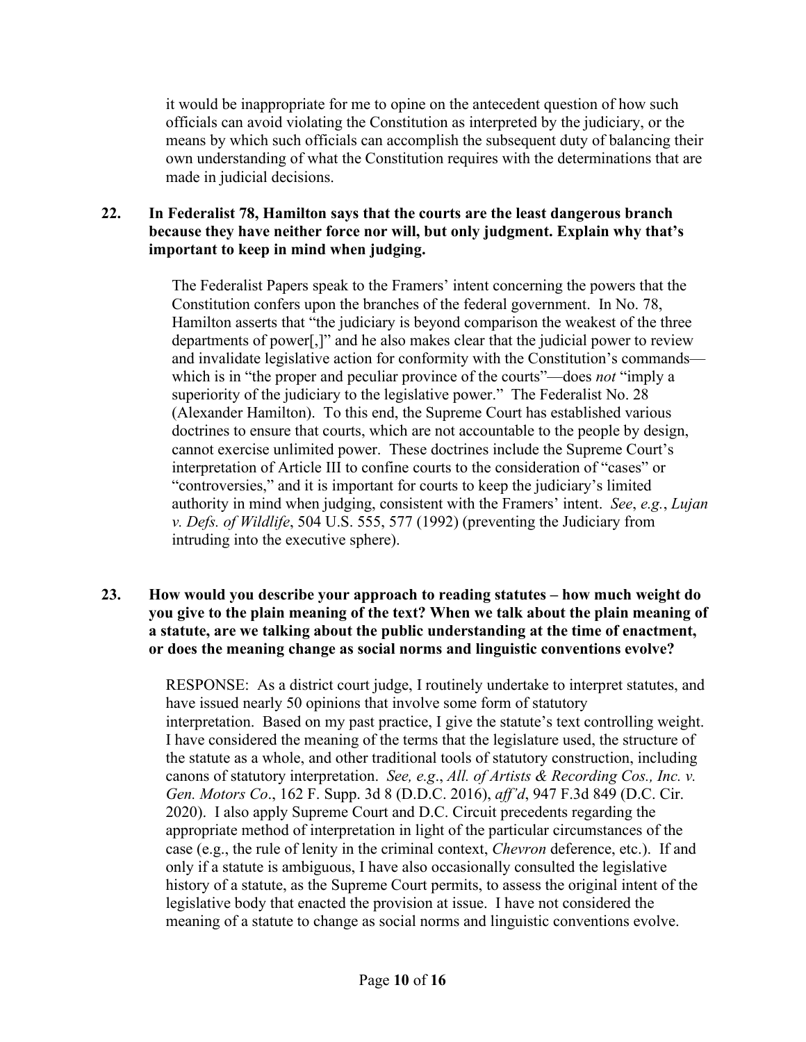it would be inappropriate for me to opine on the antecedent question of how such officials can avoid violating the Constitution as interpreted by the judiciary, or the means by which such officials can accomplish the subsequent duty of balancing their own understanding of what the Constitution requires with the determinations that are made in judicial decisions.

**22. In Federalist 78, Hamilton says that the courts are the least dangerous branch because they have neither force nor will, but only judgment. Explain why that's important to keep in mind when judging.**

The Federalist Papers speak to the Framers' intent concerning the powers that the Constitution confers upon the branches of the federal government. In No. 78, Hamilton asserts that "the judiciary is beyond comparison the weakest of the three departments of power[,]" and he also makes clear that the judicial power to review and invalidate legislative action for conformity with the Constitution's commands—which is in "the proper and peculiar province of the courts"—does *not* "imply a superiority of the judiciary to the legislative power." The Federalist No. 28 (Alexander Hamilton). To this end, the Supreme Court has established various doctrines to ensure that courts, which are not accountable to the people by design, cannot exercise unlimited power. These doctrines include the Supreme Court's interpretation of Article III to confine courts to the consideration of "cases" or "controversies," and it is important for courts to keep the judiciary's limited authority in mind when judging, consistent with the Framers' intent. *See*, *e.g.*, *Lujan v. Defs. of Wildlife*, 504 U.S. 555, 577 (1992) (preventing the Judiciary from intruding into the executive sphere).

**23. How would you describe your approach to reading statutes – how much weight do you give to the plain meaning of the text? When we talk about the plain meaning of a statute, are we talking about the public understanding at the time of enactment, or does the meaning change as social norms and linguistic conventions evolve?**

RESPONSE: As a district court judge, I routinely undertake to interpret statutes, and have issued nearly 50 opinions that involve some form of statutory interpretation. Based on my past practice, I give the statute's text controlling weight. I have considered the meaning of the terms that the legislature used, the structure of the statute as a whole, and other traditional tools of statutory construction, including canons of statutory interpretation. *See, e.g*., *All. of Artists & Recording Cos., Inc. v. Gen. Motors Co*., 162 F. Supp. 3d 8 (D.D.C. 2016), *aff'd*, 947 F.3d 849 (D.C. Cir. 2020). I also apply Supreme Court and D.C. Circuit precedents regarding the appropriate method of interpretation in light of the particular circumstances of the case (e.g., the rule of lenity in the criminal context, *Chevron* deference, etc.). If and only if a statute is ambiguous, I have also occasionally consulted the legislative history of a statute, as the Supreme Court permits, to assess the original intent of the legislative body that enacted the provision at issue. I have not considered the meaning of a statute to change as social norms and linguistic conventions evolve.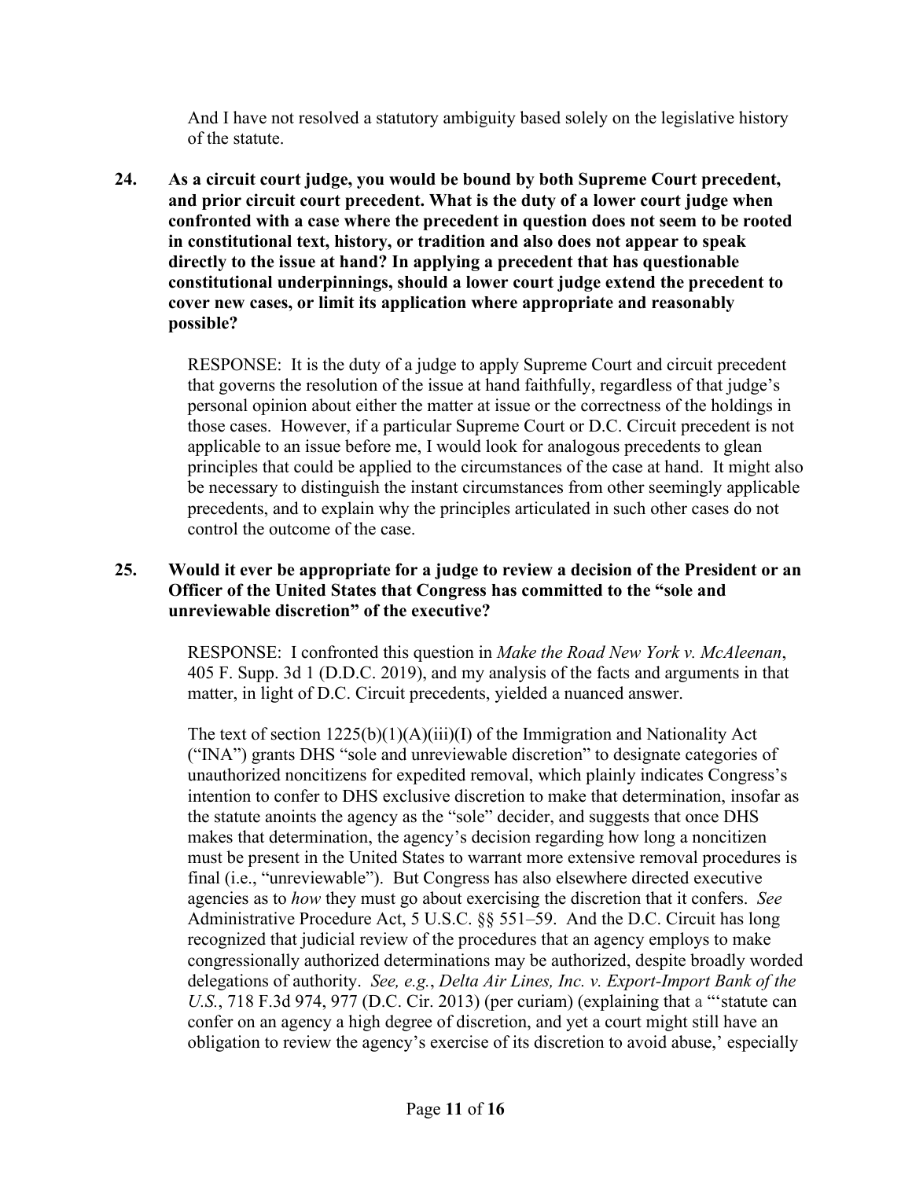And I have not resolved a statutory ambiguity based solely on the legislative history of the statute.

**24. As a circuit court judge, you would be bound by both Supreme Court precedent, and prior circuit court precedent. What is the duty of a lower court judge when confronted with a case where the precedent in question does not seem to be rooted in constitutional text, history, or tradition and also does not appear to speak directly to the issue at hand? In applying a precedent that has questionable constitutional underpinnings, should a lower court judge extend the precedent to cover new cases, or limit its application where appropriate and reasonably possible?**

RESPONSE: It is the duty of a judge to apply Supreme Court and circuit precedent that governs the resolution of the issue at hand faithfully, regardless of that judge's personal opinion about either the matter at issue or the correctness of the holdings in those cases. However, if a particular Supreme Court or D.C. Circuit precedent is not applicable to an issue before me, I would look for analogous precedents to glean principles that could be applied to the circumstances of the case at hand. It might also be necessary to distinguish the instant circumstances from other seemingly applicable precedents, and to explain why the principles articulated in such other cases do not control the outcome of the case.

**25. Would it ever be appropriate for a judge to review a decision of the President or an Officer of the United States that Congress has committed to the "sole and unreviewable discretion" of the executive?**

RESPONSE: I confronted this question in *Make the Road New York v. McAleenan*, 405 F. Supp. 3d 1 (D.D.C. 2019), and my analysis of the facts and arguments in that matter, in light of D.C. Circuit precedents, yielded a nuanced answer.

The text of section 1225(b)(1)(A)(iii)(I) of the Immigration and Nationality Act ("INA") grants DHS "sole and unreviewable discretion" to designate categories of unauthorized noncitizens for expedited removal, which plainly indicates Congress's intention to confer to DHS exclusive discretion to make that determination, insofar as the statute anoints the agency as the "sole" decider, and suggests that once DHS makes that determination, the agency's decision regarding how long a noncitizen must be present in the United States to warrant more extensive removal procedures is final (i.e., "unreviewable"). But Congress has also elsewhere directed executive agencies as to *how* they must go about exercising the discretion that it confers. *See* Administrative Procedure Act, 5 U.S.C. §§ 551–59. And the D.C. Circuit has long recognized that judicial review of the procedures that an agency employs to make congressionally authorized determinations may be authorized, despite broadly worded delegations of authority. *See, e.g.*, *Delta Air Lines, Inc. v. Export-Import Bank of the U.S.*, 718 F.3d 974, 977 (D.C. Cir. 2013) (per curiam) (explaining that a "'statute can confer on an agency a high degree of discretion, and yet a court might still have an obligation to review the agency's exercise of its discretion to avoid abuse,' especially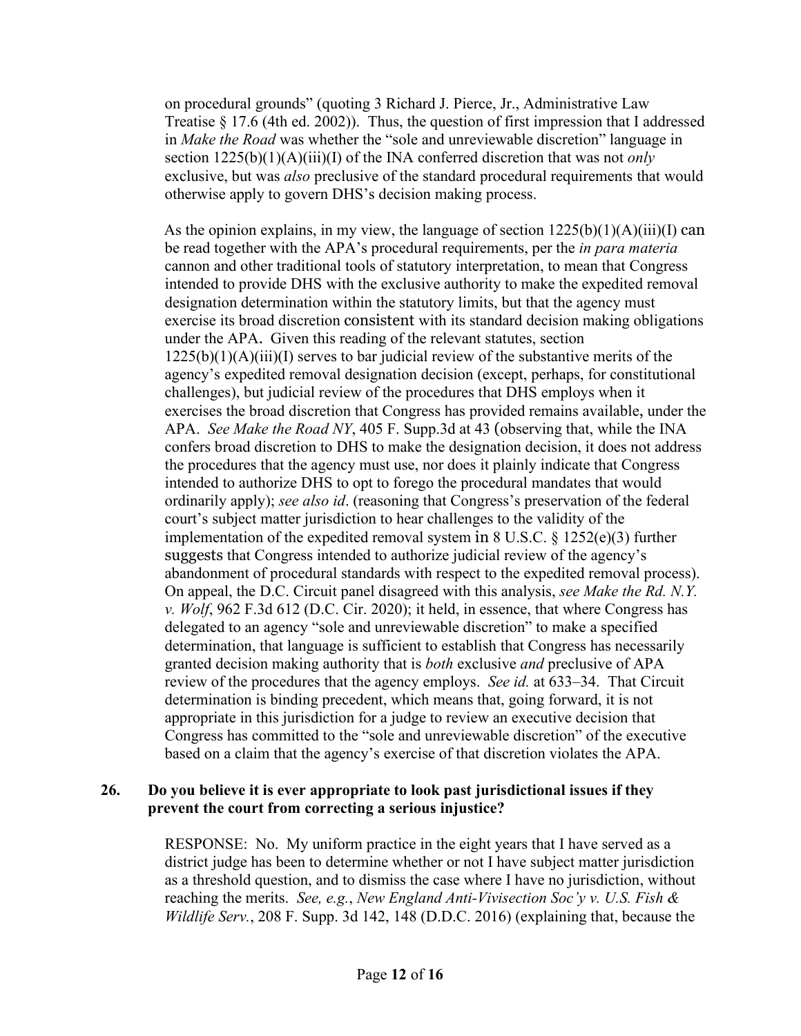on procedural grounds" (quoting 3 Richard J. Pierce, Jr., Administrative Law Treatise § 17.6 (4th ed. 2002)). Thus, the question of first impression that I addressed in *Make the Road* was whether the "sole and unreviewable discretion" language in section 1225(b)(1)(A)(iii)(I) of the INA conferred discretion that was not *only* exclusive, but was *also* preclusive of the standard procedural requirements that would otherwise apply to govern DHS's decision making process.

As the opinion explains, in my view, the language of section 1225(b)(1)(A)(iii)(I) can be read together with the APA's procedural requirements, per the *in para materia* cannon and other traditional tools of statutory interpretation, to mean that Congress intended to provide DHS with the exclusive authority to make the expedited removal designation determination within the statutory limits, but that the agency must exercise its broad discretion consistent with its standard decision making obligations under the APA. Given this reading of the relevant statutes, section 1225(b)(1)(A)(iii)(I) serves to bar judicial review of the substantive merits of the agency's expedited removal designation decision (except, perhaps, for constitutional challenges), but judicial review of the procedures that DHS employs when it exercises the broad discretion that Congress has provided remains available, under the APA. *See Make the Road NY*, 405 F. Supp.3d at 43 (observing that, while the INA confers broad discretion to DHS to make the designation decision, it does not address the procedures that the agency must use, nor does it plainly indicate that Congress intended to authorize DHS to opt to forego the procedural mandates that would ordinarily apply); *see also id*. (reasoning that Congress's preservation of the federal court's subject matter jurisdiction to hear challenges to the validity of the implementation of the expedited removal system in 8 U.S.C. § 1252(e)(3) further suggests that Congress intended to authorize judicial review of the agency's abandonment of procedural standards with respect to the expedited removal process). On appeal, the D.C. Circuit panel disagreed with this analysis, *see Make the Rd. N.Y. v. Wolf*, 962 F.3d 612 (D.C. Cir. 2020); it held, in essence, that where Congress has delegated to an agency "sole and unreviewable discretion" to make a specified determination, that language is sufficient to establish that Congress has necessarily granted decision making authority that is *both* exclusive *and* preclusive of APA review of the procedures that the agency employs. *See id.* at 633–34. That Circuit determination is binding precedent, which means that, going forward, it is not appropriate in this jurisdiction for a judge to review an executive decision that Congress has committed to the "sole and unreviewable discretion" of the executive based on a claim that the agency's exercise of that discretion violates the APA.

**26. Do you believe it is ever appropriate to look past jurisdictional issues if they prevent the court from correcting a serious injustice?**

RESPONSE: No. My uniform practice in the eight years that I have served as a district judge has been to determine whether or not I have subject matter jurisdiction as a threshold question, and to dismiss the case where I have no jurisdiction, without reaching the merits. *See, e.g.*, *New England Anti-Vivisection Soc'y v. U.S. Fish & Wildlife Serv.*, 208 F. Supp. 3d 142, 148 (D.D.C. 2016) (explaining that, because the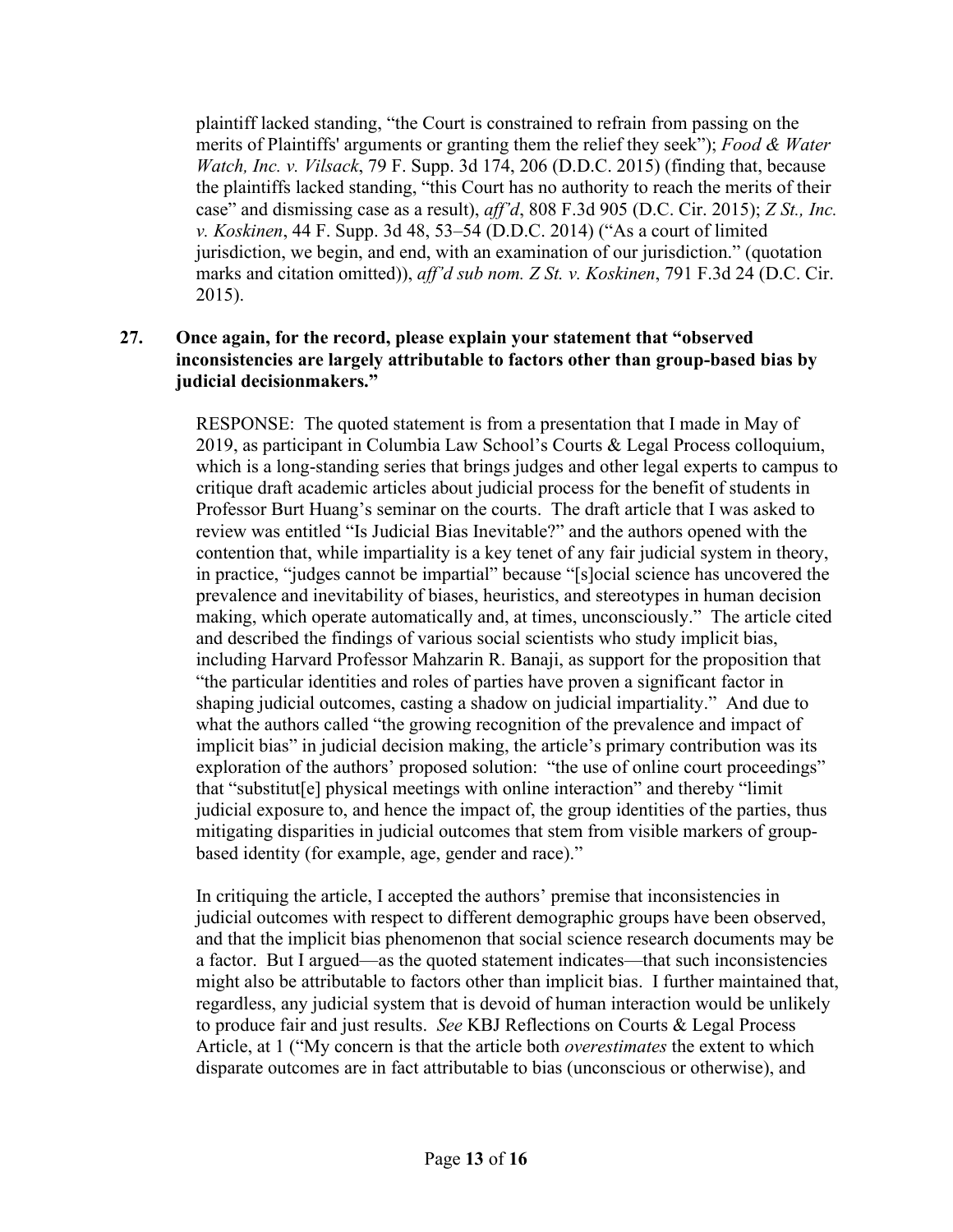plaintiff lacked standing, "the Court is constrained to refrain from passing on the merits of Plaintiffs' arguments or granting them the relief they seek"); *Food & Water Watch, Inc. v. Vilsack*, 79 F. Supp. 3d 174, 206 (D.D.C. 2015) (finding that, because the plaintiffs lacked standing, "this Court has no authority to reach the merits of their case" and dismissing case as a result), *aff'd*, 808 F.3d 905 (D.C. Cir. 2015); *Z St., Inc. v. Koskinen*, 44 F. Supp. 3d 48, 53–54 (D.D.C. 2014) ("As a court of limited jurisdiction, we begin, and end, with an examination of our jurisdiction." (quotation marks and citation omitted)), *aff'd sub nom. Z St. v. Koskinen*, 791 F.3d 24 (D.C. Cir. 2015).

**27. Once again, for the record, please explain your statement that "observed inconsistencies are largely attributable to factors other than group-based bias by judicial decisionmakers."**

RESPONSE: The quoted statement is from a presentation that I made in May of 2019, as participant in Columbia Law School's Courts & Legal Process colloquium, which is a long-standing series that brings judges and other legal experts to campus to critique draft academic articles about judicial process for the benefit of students in Professor Burt Huang's seminar on the courts. The draft article that I was asked to review was entitled "Is Judicial Bias Inevitable?" and the authors opened with the contention that, while impartiality is a key tenet of any fair judicial system in theory, in practice, "judges cannot be impartial" because "[s]ocial science has uncovered the prevalence and inevitability of biases, heuristics, and stereotypes in human decision making, which operate automatically and, at times, unconsciously." The article cited and described the findings of various social scientists who study implicit bias, including Harvard Professor Mahzarin R. Banaji, as support for the proposition that "the particular identities and roles of parties have proven a significant factor in shaping judicial outcomes, casting a shadow on judicial impartiality." And due to what the authors called "the growing recognition of the prevalence and impact of implicit bias" in judicial decision making, the article's primary contribution was its exploration of the authors' proposed solution: "the use of online court proceedings" that "substitut[e] physical meetings with online interaction" and thereby "limit judicial exposure to, and hence the impact of, the group identities of the parties, thus mitigating disparities in judicial outcomes that stem from visible markers of group-based identity (for example, age, gender and race)."

In critiquing the article, I accepted the authors' premise that inconsistencies in judicial outcomes with respect to different demographic groups have been observed, and that the implicit bias phenomenon that social science research documents may be a factor. But I argued—as the quoted statement indicates—that such inconsistencies might also be attributable to factors other than implicit bias. I further maintained that, regardless, any judicial system that is devoid of human interaction would be unlikely to produce fair and just results. *See* KBJ Reflections on Courts & Legal Process Article, at 1 ("My concern is that the article both *overestimates* the extent to which disparate outcomes are in fact attributable to bias (unconscious or otherwise), and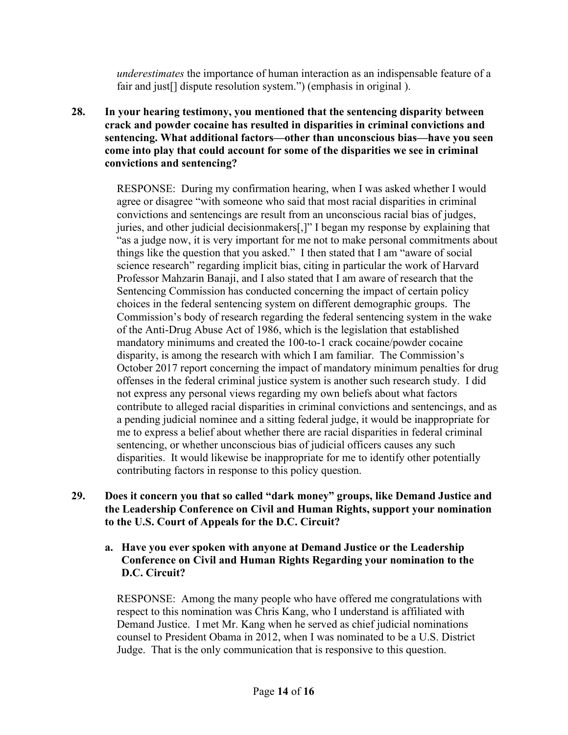*underestimates* the importance of human interaction as an indispensable feature of a fair and just[] dispute resolution system.") (emphasis in original ).

**28. In your hearing testimony, you mentioned that the sentencing disparity between crack and powder cocaine has resulted in disparities in criminal convictions and sentencing. What additional factors—other than unconscious bias—have you seen come into play that could account for some of the disparities we see in criminal convictions and sentencing?**

RESPONSE: During my confirmation hearing, when I was asked whether I would agree or disagree "with someone who said that most racial disparities in criminal convictions and sentencings are result from an unconscious racial bias of judges, juries, and other judicial decisionmakers[,]" I began my response by explaining that "as a judge now, it is very important for me not to make personal commitments about things like the question that you asked." I then stated that I am "aware of social science research" regarding implicit bias, citing in particular the work of Harvard Professor Mahzarin Banaji, and I also stated that I am aware of research that the Sentencing Commission has conducted concerning the impact of certain policy choices in the federal sentencing system on different demographic groups. The Commission's body of research regarding the federal sentencing system in the wake of the Anti-Drug Abuse Act of 1986, which is the legislation that established mandatory minimums and created the 100-to-1 crack cocaine/powder cocaine disparity, is among the research with which I am familiar. The Commission's October 2017 report concerning the impact of mandatory minimum penalties for drug offenses in the federal criminal justice system is another such research study. I did not express any personal views regarding my own beliefs about what factors contribute to alleged racial disparities in criminal convictions and sentencings, and as a pending judicial nominee and a sitting federal judge, it would be inappropriate for me to express a belief about whether there are racial disparities in federal criminal sentencing, or whether unconscious bias of judicial officers causes any such disparities. It would likewise be inappropriate for me to identify other potentially contributing factors in response to this policy question.

**29. Does it concern you that so called "dark money" groups, like Demand Justice and the Leadership Conference on Civil and Human Rights, support your nomination to the U.S. Court of Appeals for the D.C. Circuit?**

**a. Have you ever spoken with anyone at Demand Justice or the Leadership Conference on Civil and Human Rights Regarding your nomination to the D.C. Circuit?**

RESPONSE: Among the many people who have offered me congratulations with respect to this nomination was Chris Kang, who I understand is affiliated with Demand Justice. I met Mr. Kang when he served as chief judicial nominations counsel to President Obama in 2012, when I was nominated to be a U.S. District Judge. That is the only communication that is responsive to this question.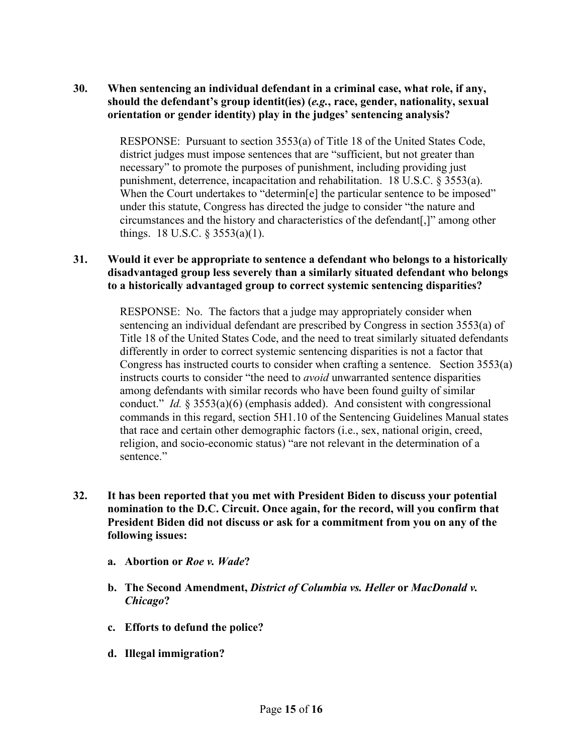**30. When sentencing an individual defendant in a criminal case, what role, if any, should the defendant's group identit(ies) (*e.g.*, race, gender, nationality, sexual orientation or gender identity) play in the judges' sentencing analysis?**

RESPONSE: Pursuant to section 3553(a) of Title 18 of the United States Code, district judges must impose sentences that are "sufficient, but not greater than necessary" to promote the purposes of punishment, including providing just punishment, deterrence, incapacitation and rehabilitation. 18 U.S.C. § 3553(a). When the Court undertakes to "determin[e] the particular sentence to be imposed" under this statute, Congress has directed the judge to consider "the nature and circumstances and the history and characteristics of the defendant[,]" among other things. 18 U.S.C. § 3553(a)(1).

**31. Would it ever be appropriate to sentence a defendant who belongs to a historically disadvantaged group less severely than a similarly situated defendant who belongs to a historically advantaged group to correct systemic sentencing disparities?**

RESPONSE: No. The factors that a judge may appropriately consider when sentencing an individual defendant are prescribed by Congress in section 3553(a) of Title 18 of the United States Code, and the need to treat similarly situated defendants differently in order to correct systemic sentencing disparities is not a factor that Congress has instructed courts to consider when crafting a sentence. Section 3553(a) instructs courts to consider "the need to *avoid* unwarranted sentence disparities among defendants with similar records who have been found guilty of similar conduct." *Id.* § 3553(a)(6) (emphasis added). And consistent with congressional commands in this regard, section 5H1.10 of the Sentencing Guidelines Manual states that race and certain other demographic factors (i.e., sex, national origin, creed, religion, and socio-economic status) "are not relevant in the determination of a sentence."

**32. It has been reported that you met with President Biden to discuss your potential nomination to the D.C. Circuit. Once again, for the record, will you confirm that President Biden did not discuss or ask for a commitment from you on any of the following issues:**

- **a. Abortion or *Roe v. Wade*?**
- **b. The Second Amendment, *District of Columbia vs. Heller* or *MacDonald v. Chicago*?**
- **c. Efforts to defund the police?**
- **d. Illegal immigration?**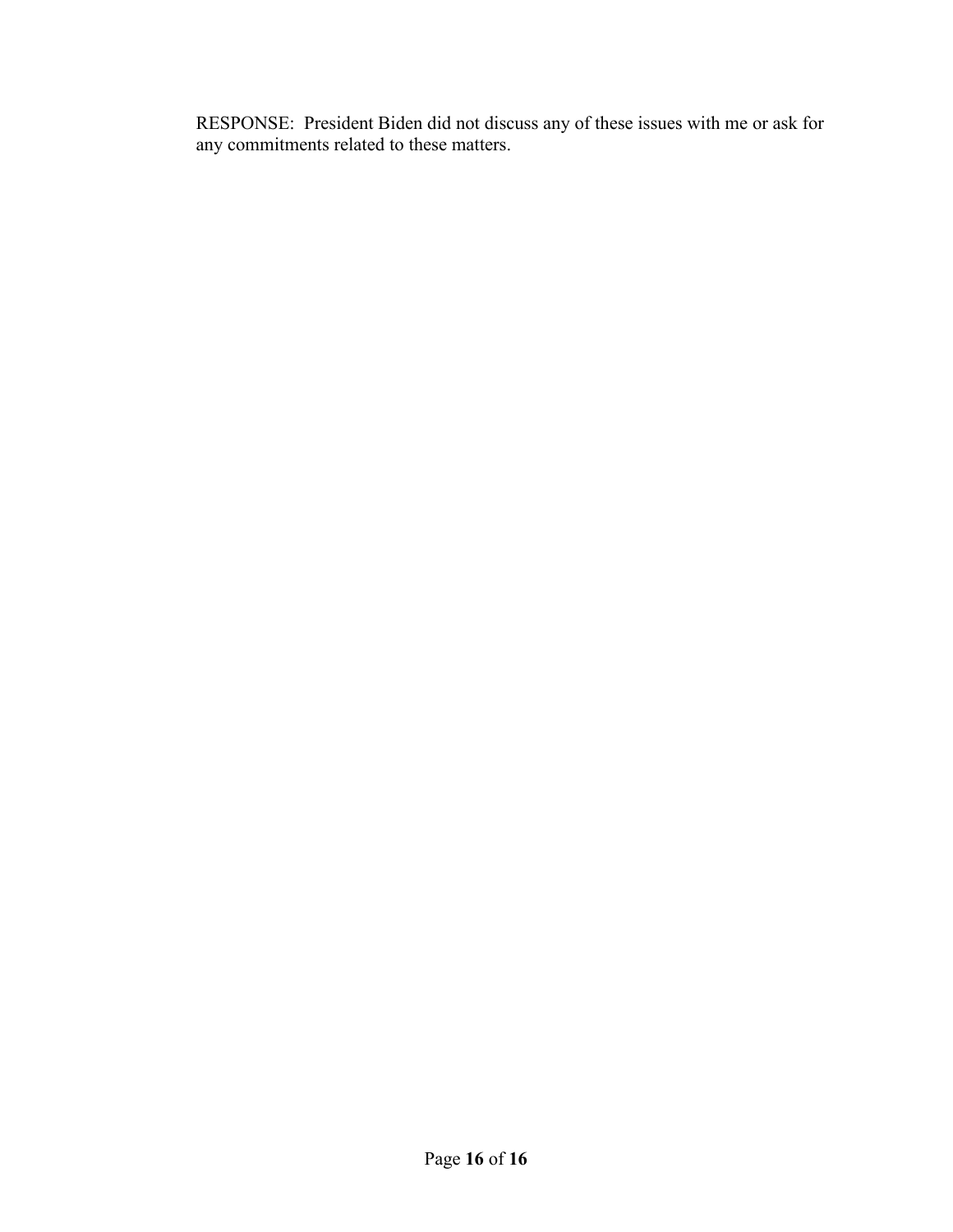RESPONSE: President Biden did not discuss any of these issues with me or ask for any commitments related to these matters.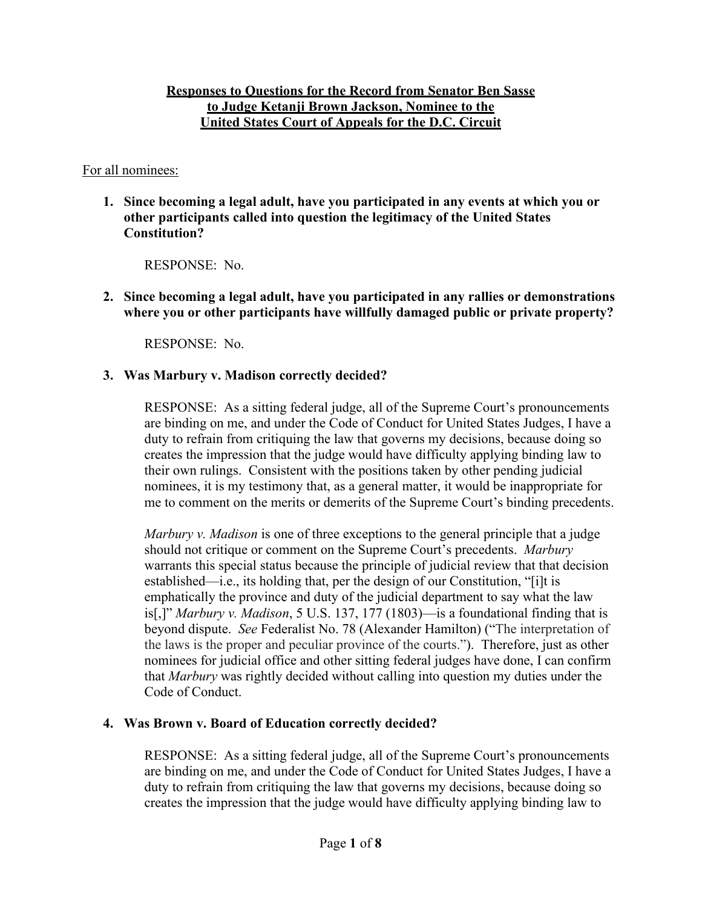**Responses to Questions for the Record from Senator Ben Sasse to Judge Ketanji Brown Jackson, Nominee to the United States Court of Appeals for the D.C. Circuit**

For all nominees:

1. **Since becoming a legal adult, have you participated in any events at which you or other participants called into question the legitimacy of the United States Constitution?**

   RESPONSE: No.

2. **Since becoming a legal adult, have you participated in any rallies or demonstrations where you or other participants have willfully damaged public or private property?**

   RESPONSE: No.

3. **Was Marbury v. Madison correctly decided?**

   RESPONSE: As a sitting federal judge, all of the Supreme Court's pronouncements are binding on me, and under the Code of Conduct for United States Judges, I have a duty to refrain from critiquing the law that governs my decisions, because doing so creates the impression that the judge would have difficulty applying binding law to their own rulings. Consistent with the positions taken by other pending judicial nominees, it is my testimony that, as a general matter, it would be inappropriate for me to comment on the merits or demerits of the Supreme Court's binding precedents.

   *Marbury v. Madison* is one of three exceptions to the general principle that a judge should not critique or comment on the Supreme Court's precedents. *Marbury* warrants this special status because the principle of judicial review that that decision established—i.e., its holding that, per the design of our Constitution, "[i]t is emphatically the province and duty of the judicial department to say what the law is[,]" *Marbury v. Madison*, 5 U.S. 137, 177 (1803)—is a foundational finding that is beyond dispute. *See* Federalist No. 78 (Alexander Hamilton) ("The interpretation of the laws is the proper and peculiar province of the courts."). Therefore, just as other nominees for judicial office and other sitting federal judges have done, I can confirm that *Marbury* was rightly decided without calling into question my duties under the Code of Conduct.

4. **Was Brown v. Board of Education correctly decided?**

   RESPONSE: As a sitting federal judge, all of the Supreme Court's pronouncements are binding on me, and under the Code of Conduct for United States Judges, I have a duty to refrain from critiquing the law that governs my decisions, because doing so creates the impression that the judge would have difficulty applying binding law to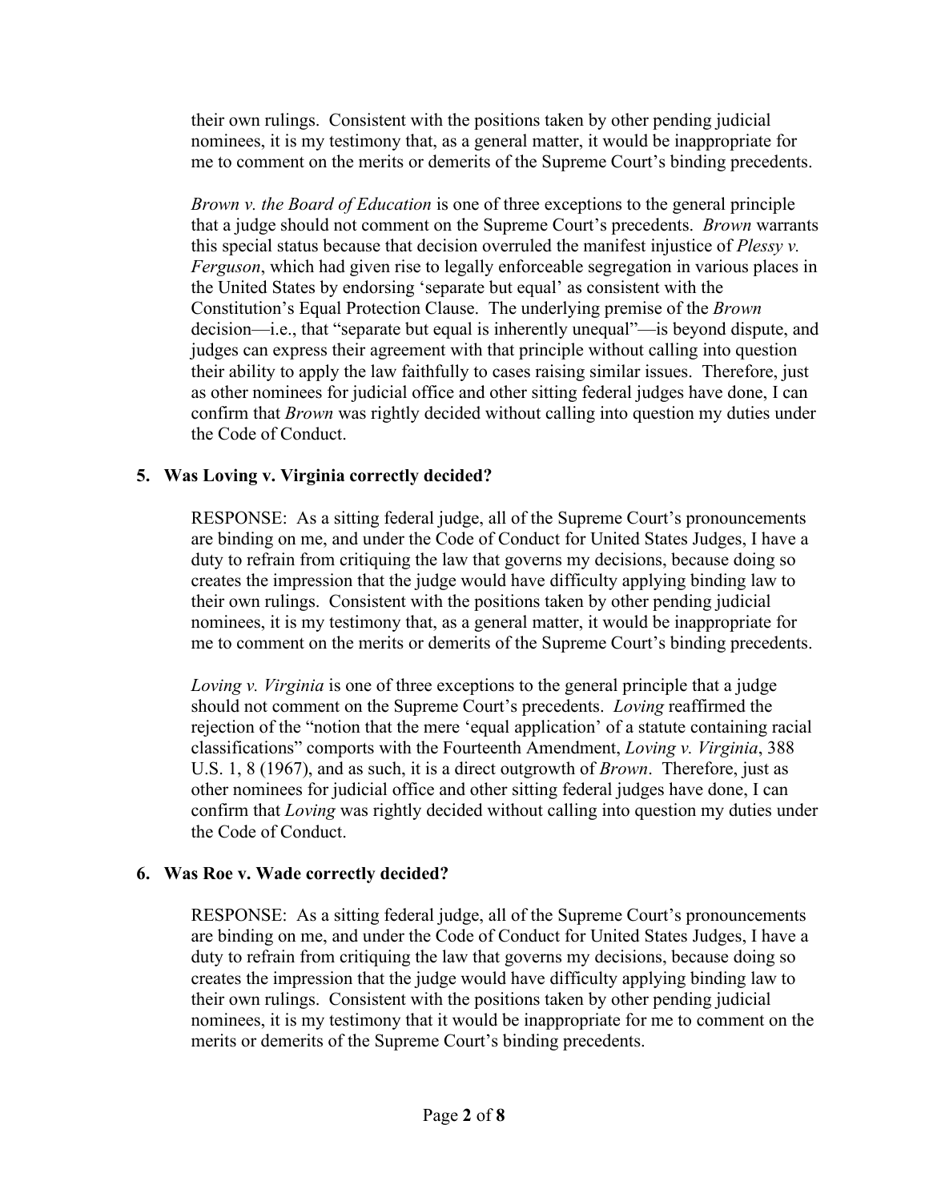their own rulings. Consistent with the positions taken by other pending judicial nominees, it is my testimony that, as a general matter, it would be inappropriate for me to comment on the merits or demerits of the Supreme Court's binding precedents.

*Brown v. the Board of Education* is one of three exceptions to the general principle that a judge should not comment on the Supreme Court's precedents. *Brown* warrants this special status because that decision overruled the manifest injustice of *Plessy v. Ferguson*, which had given rise to legally enforceable segregation in various places in the United States by endorsing 'separate but equal' as consistent with the Constitution's Equal Protection Clause. The underlying premise of the *Brown* decision—i.e., that "separate but equal is inherently unequal"—is beyond dispute, and judges can express their agreement with that principle without calling into question their ability to apply the law faithfully to cases raising similar issues. Therefore, just as other nominees for judicial office and other sitting federal judges have done, I can confirm that *Brown* was rightly decided without calling into question my duties under the Code of Conduct.

**5. Was Loving v. Virginia correctly decided?**

RESPONSE: As a sitting federal judge, all of the Supreme Court's pronouncements are binding on me, and under the Code of Conduct for United States Judges, I have a duty to refrain from critiquing the law that governs my decisions, because doing so creates the impression that the judge would have difficulty applying binding law to their own rulings. Consistent with the positions taken by other pending judicial nominees, it is my testimony that, as a general matter, it would be inappropriate for me to comment on the merits or demerits of the Supreme Court's binding precedents.

*Loving v. Virginia* is one of three exceptions to the general principle that a judge should not comment on the Supreme Court's precedents. *Loving* reaffirmed the rejection of the "notion that the mere 'equal application' of a statute containing racial classifications" comports with the Fourteenth Amendment, *Loving v. Virginia*, 388 U.S. 1, 8 (1967), and as such, it is a direct outgrowth of *Brown*. Therefore, just as other nominees for judicial office and other sitting federal judges have done, I can confirm that *Loving* was rightly decided without calling into question my duties under the Code of Conduct.

**6. Was Roe v. Wade correctly decided?**

RESPONSE: As a sitting federal judge, all of the Supreme Court's pronouncements are binding on me, and under the Code of Conduct for United States Judges, I have a duty to refrain from critiquing the law that governs my decisions, because doing so creates the impression that the judge would have difficulty applying binding law to their own rulings. Consistent with the positions taken by other pending judicial nominees, it is my testimony that it would be inappropriate for me to comment on the merits or demerits of the Supreme Court's binding precedents.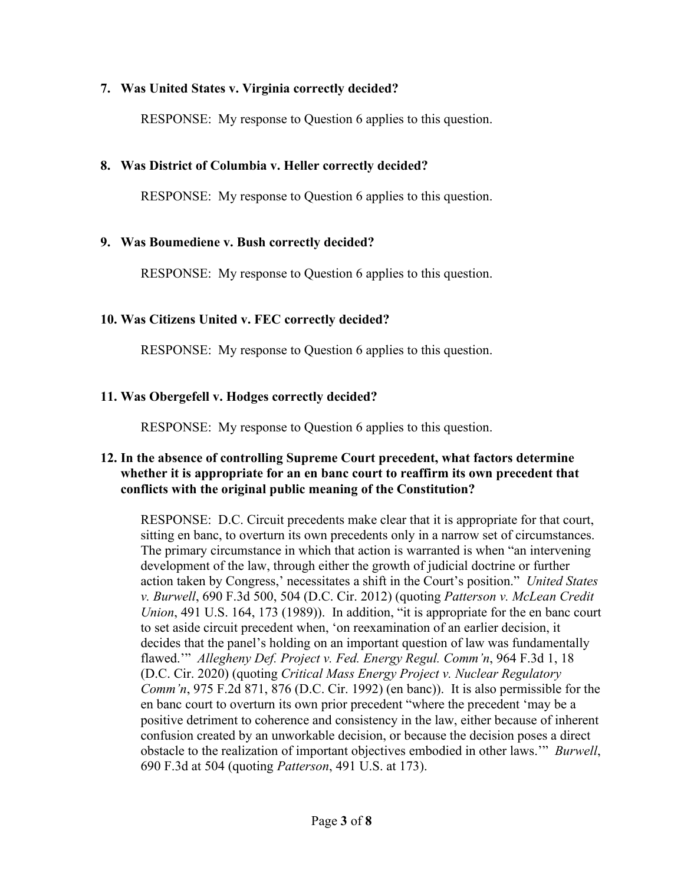**7. Was United States v. Virginia correctly decided?**

RESPONSE: My response to Question 6 applies to this question.

**8. Was District of Columbia v. Heller correctly decided?**

RESPONSE: My response to Question 6 applies to this question.

**9. Was Boumediene v. Bush correctly decided?**

RESPONSE: My response to Question 6 applies to this question.

**10. Was Citizens United v. FEC correctly decided?**

RESPONSE: My response to Question 6 applies to this question.

**11. Was Obergefell v. Hodges correctly decided?**

RESPONSE: My response to Question 6 applies to this question.

**12. In the absence of controlling Supreme Court precedent, what factors determine whether it is appropriate for an en banc court to reaffirm its own precedent that conflicts with the original public meaning of the Constitution?**

RESPONSE: D.C. Circuit precedents make clear that it is appropriate for that court, sitting en banc, to overturn its own precedents only in a narrow set of circumstances. The primary circumstance in which that action is warranted is when "an intervening development of the law, through either the growth of judicial doctrine or further action taken by Congress,' necessitates a shift in the Court's position." *United States v. Burwell*, 690 F.3d 500, 504 (D.C. Cir. 2012) (quoting *Patterson v. McLean Credit Union*, 491 U.S. 164, 173 (1989)). In addition, "it is appropriate for the en banc court to set aside circuit precedent when, 'on reexamination of an earlier decision, it decides that the panel's holding on an important question of law was fundamentally flawed.'" *Allegheny Def. Project v. Fed. Energy Regul. Comm'n*, 964 F.3d 1, 18 (D.C. Cir. 2020) (quoting *Critical Mass Energy Project v. Nuclear Regulatory Comm'n*, 975 F.2d 871, 876 (D.C. Cir. 1992) (en banc)). It is also permissible for the en banc court to overturn its own prior precedent "where the precedent 'may be a positive detriment to coherence and consistency in the law, either because of inherent confusion created by an unworkable decision, or because the decision poses a direct obstacle to the realization of important objectives embodied in other laws.'" *Burwell*, 690 F.3d at 504 (quoting *Patterson*, 491 U.S. at 173).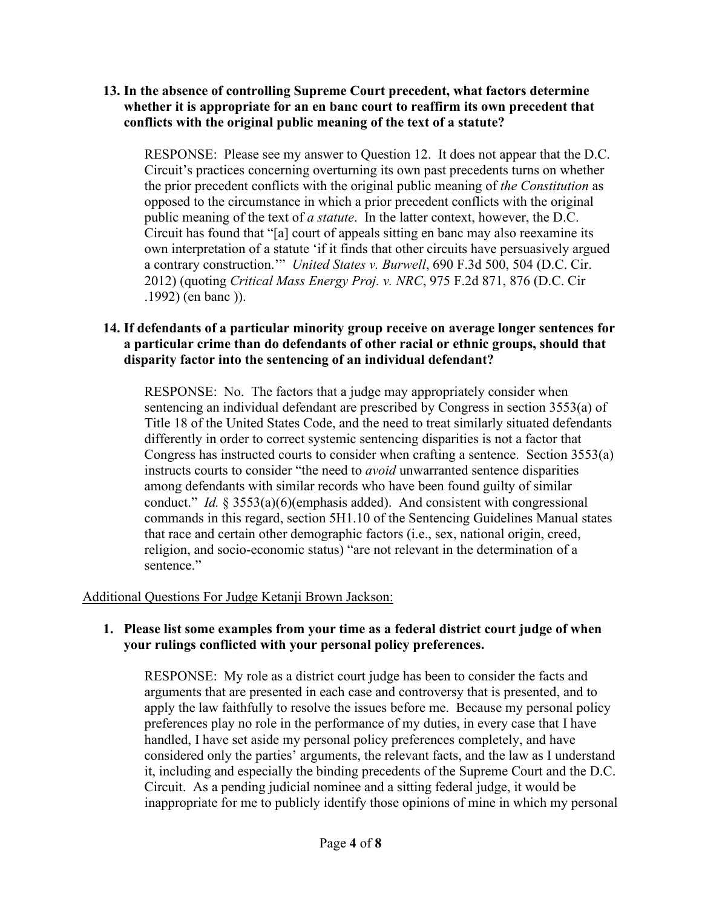**13. In the absence of controlling Supreme Court precedent, what factors determine whether it is appropriate for an en banc court to reaffirm its own precedent that conflicts with the original public meaning of the text of a statute?**

RESPONSE: Please see my answer to Question 12. It does not appear that the D.C. Circuit's practices concerning overturning its own past precedents turns on whether the prior precedent conflicts with the original public meaning of *the Constitution* as opposed to the circumstance in which a prior precedent conflicts with the original public meaning of the text of *a statute*. In the latter context, however, the D.C. Circuit has found that "[a] court of appeals sitting en banc may also reexamine its own interpretation of a statute 'if it finds that other circuits have persuasively argued a contrary construction.'" *United States v. Burwell*, 690 F.3d 500, 504 (D.C. Cir. 2012) (quoting *Critical Mass Energy Proj. v. NRC*, 975 F.2d 871, 876 (D.C. Cir .1992) (en banc )).

**14. If defendants of a particular minority group receive on average longer sentences for a particular crime than do defendants of other racial or ethnic groups, should that disparity factor into the sentencing of an individual defendant?**

RESPONSE: No. The factors that a judge may appropriately consider when sentencing an individual defendant are prescribed by Congress in section 3553(a) of Title 18 of the United States Code, and the need to treat similarly situated defendants differently in order to correct systemic sentencing disparities is not a factor that Congress has instructed courts to consider when crafting a sentence. Section 3553(a) instructs courts to consider "the need to *avoid* unwarranted sentence disparities among defendants with similar records who have been found guilty of similar conduct." *Id.* § 3553(a)(6)(emphasis added). And consistent with congressional commands in this regard, section 5H1.10 of the Sentencing Guidelines Manual states that race and certain other demographic factors (i.e., sex, national origin, creed, religion, and socio-economic status) "are not relevant in the determination of a sentence."

<u>Additional Questions For Judge Ketanji Brown Jackson:</u>

**1. Please list some examples from your time as a federal district court judge of when your rulings conflicted with your personal policy preferences.**

RESPONSE: My role as a district court judge has been to consider the facts and arguments that are presented in each case and controversy that is presented, and to apply the law faithfully to resolve the issues before me. Because my personal policy preferences play no role in the performance of my duties, in every case that I have handled, I have set aside my personal policy preferences completely, and have considered only the parties' arguments, the relevant facts, and the law as I understand it, including and especially the binding precedents of the Supreme Court and the D.C. Circuit. As a pending judicial nominee and a sitting federal judge, it would be inappropriate for me to publicly identify those opinions of mine in which my personal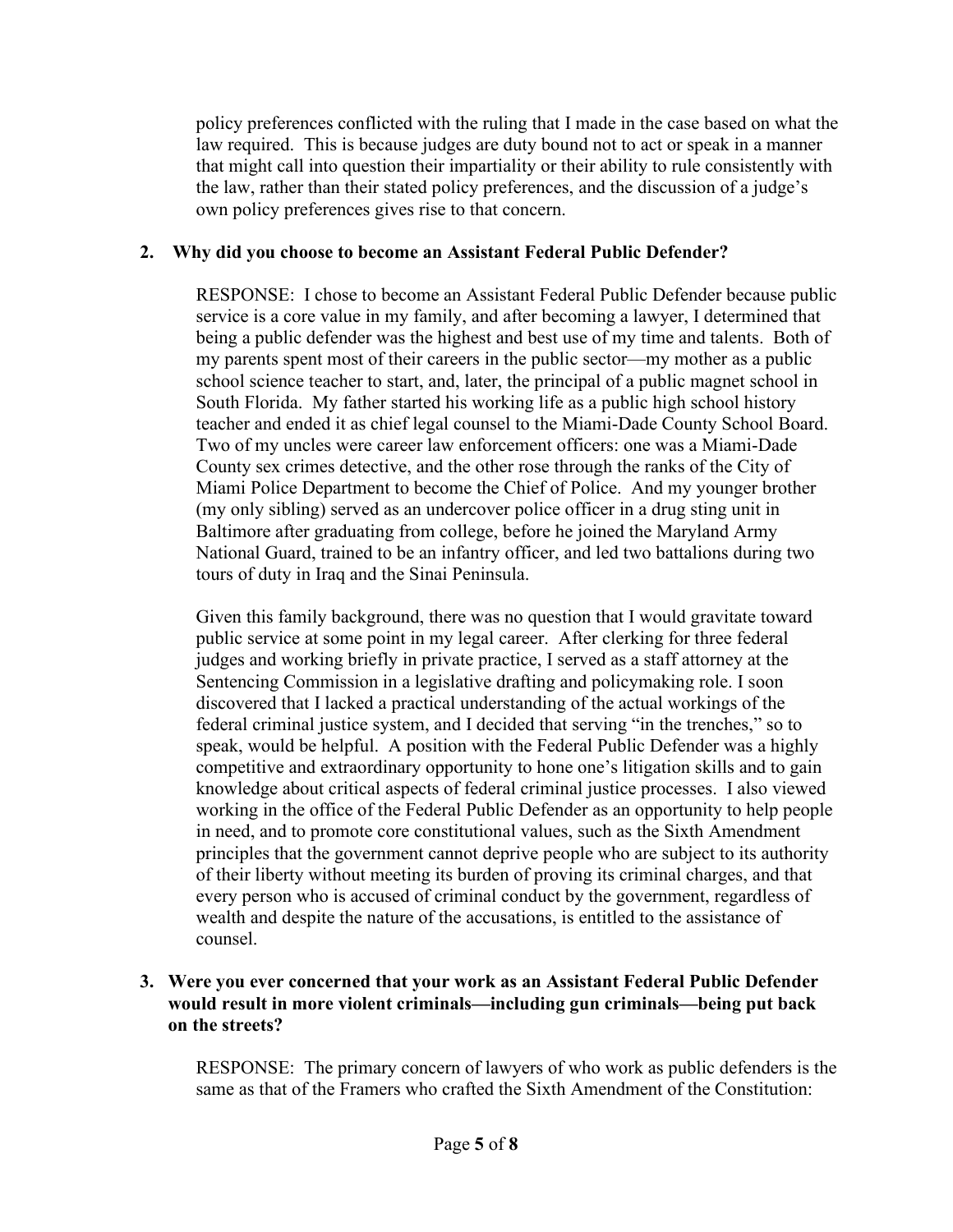policy preferences conflicted with the ruling that I made in the case based on what the law required. This is because judges are duty bound not to act or speak in a manner that might call into question their impartiality or their ability to rule consistently with the law, rather than their stated policy preferences, and the discussion of a judge's own policy preferences gives rise to that concern.

**2. Why did you choose to become an Assistant Federal Public Defender?**

RESPONSE: I chose to become an Assistant Federal Public Defender because public service is a core value in my family, and after becoming a lawyer, I determined that being a public defender was the highest and best use of my time and talents. Both of my parents spent most of their careers in the public sector—my mother as a public school science teacher to start, and, later, the principal of a public magnet school in South Florida. My father started his working life as a public high school history teacher and ended it as chief legal counsel to the Miami-Dade County School Board. Two of my uncles were career law enforcement officers: one was a Miami-Dade County sex crimes detective, and the other rose through the ranks of the City of Miami Police Department to become the Chief of Police. And my younger brother (my only sibling) served as an undercover police officer in a drug sting unit in Baltimore after graduating from college, before he joined the Maryland Army National Guard, trained to be an infantry officer, and led two battalions during two tours of duty in Iraq and the Sinai Peninsula.

Given this family background, there was no question that I would gravitate toward public service at some point in my legal career. After clerking for three federal judges and working briefly in private practice, I served as a staff attorney at the Sentencing Commission in a legislative drafting and policymaking role. I soon discovered that I lacked a practical understanding of the actual workings of the federal criminal justice system, and I decided that serving "in the trenches," so to speak, would be helpful. A position with the Federal Public Defender was a highly competitive and extraordinary opportunity to hone one's litigation skills and to gain knowledge about critical aspects of federal criminal justice processes. I also viewed working in the office of the Federal Public Defender as an opportunity to help people in need, and to promote core constitutional values, such as the Sixth Amendment principles that the government cannot deprive people who are subject to its authority of their liberty without meeting its burden of proving its criminal charges, and that every person who is accused of criminal conduct by the government, regardless of wealth and despite the nature of the accusations, is entitled to the assistance of counsel.

**3. Were you ever concerned that your work as an Assistant Federal Public Defender would result in more violent criminals—including gun criminals—being put back on the streets?**

RESPONSE: The primary concern of lawyers of who work as public defenders is the same as that of the Framers who crafted the Sixth Amendment of the Constitution: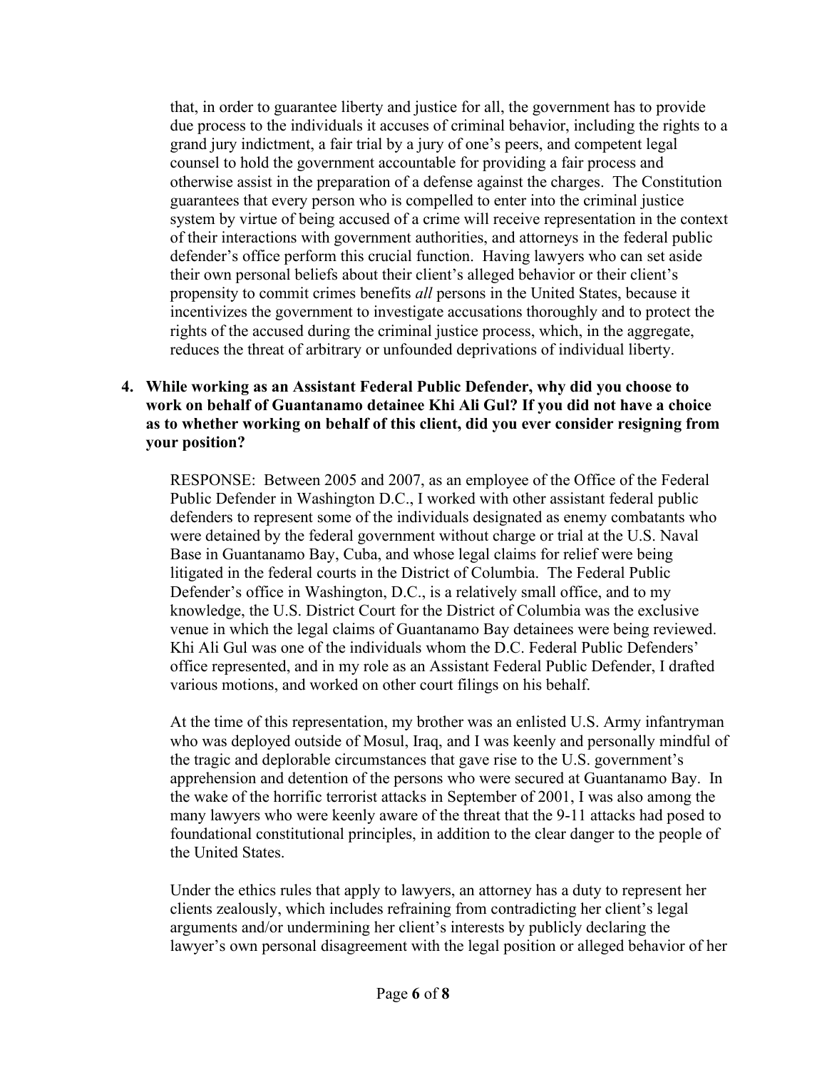that, in order to guarantee liberty and justice for all, the government has to provide due process to the individuals it accuses of criminal behavior, including the rights to a grand jury indictment, a fair trial by a jury of one's peers, and competent legal counsel to hold the government accountable for providing a fair process and otherwise assist in the preparation of a defense against the charges. The Constitution guarantees that every person who is compelled to enter into the criminal justice system by virtue of being accused of a crime will receive representation in the context of their interactions with government authorities, and attorneys in the federal public defender's office perform this crucial function. Having lawyers who can set aside their own personal beliefs about their client's alleged behavior or their client's propensity to commit crimes benefits *all* persons in the United States, because it incentivizes the government to investigate accusations thoroughly and to protect the rights of the accused during the criminal justice process, which, in the aggregate, reduces the threat of arbitrary or unfounded deprivations of individual liberty.

**4. While working as an Assistant Federal Public Defender, why did you choose to work on behalf of Guantanamo detainee Khi Ali Gul? If you did not have a choice as to whether working on behalf of this client, did you ever consider resigning from your position?**

RESPONSE: Between 2005 and 2007, as an employee of the Office of the Federal Public Defender in Washington D.C., I worked with other assistant federal public defenders to represent some of the individuals designated as enemy combatants who were detained by the federal government without charge or trial at the U.S. Naval Base in Guantanamo Bay, Cuba, and whose legal claims for relief were being litigated in the federal courts in the District of Columbia. The Federal Public Defender's office in Washington, D.C., is a relatively small office, and to my knowledge, the U.S. District Court for the District of Columbia was the exclusive venue in which the legal claims of Guantanamo Bay detainees were being reviewed. Khi Ali Gul was one of the individuals whom the D.C. Federal Public Defenders' office represented, and in my role as an Assistant Federal Public Defender, I drafted various motions, and worked on other court filings on his behalf.

At the time of this representation, my brother was an enlisted U.S. Army infantryman who was deployed outside of Mosul, Iraq, and I was keenly and personally mindful of the tragic and deplorable circumstances that gave rise to the U.S. government's apprehension and detention of the persons who were secured at Guantanamo Bay. In the wake of the horrific terrorist attacks in September of 2001, I was also among the many lawyers who were keenly aware of the threat that the 9-11 attacks had posed to foundational constitutional principles, in addition to the clear danger to the people of the United States.

Under the ethics rules that apply to lawyers, an attorney has a duty to represent her clients zealously, which includes refraining from contradicting her client's legal arguments and/or undermining her client's interests by publicly declaring the lawyer's own personal disagreement with the legal position or alleged behavior of her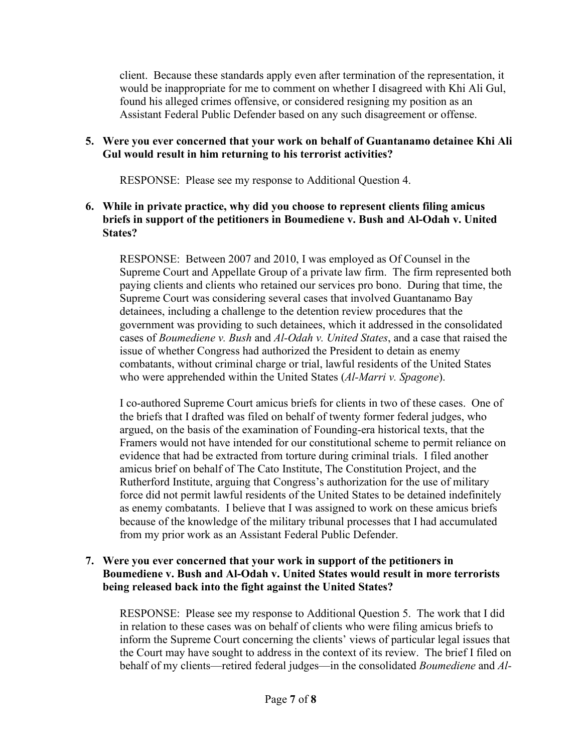client. Because these standards apply even after termination of the representation, it would be inappropriate for me to comment on whether I disagreed with Khi Ali Gul, found his alleged crimes offensive, or considered resigning my position as an Assistant Federal Public Defender based on any such disagreement or offense.

**5. Were you ever concerned that your work on behalf of Guantanamo detainee Khi Ali Gul would result in him returning to his terrorist activities?**

RESPONSE: Please see my response to Additional Question 4.

**6. While in private practice, why did you choose to represent clients filing amicus briefs in support of the petitioners in Boumediene v. Bush and Al-Odah v. United States?**

RESPONSE: Between 2007 and 2010, I was employed as Of Counsel in the Supreme Court and Appellate Group of a private law firm. The firm represented both paying clients and clients who retained our services pro bono. During that time, the Supreme Court was considering several cases that involved Guantanamo Bay detainees, including a challenge to the detention review procedures that the government was providing to such detainees, which it addressed in the consolidated cases of *Boumediene v. Bush* and *Al-Odah v. United States*, and a case that raised the issue of whether Congress had authorized the President to detain as enemy combatants, without criminal charge or trial, lawful residents of the United States who were apprehended within the United States (*Al-Marri v. Spagone*).

I co-authored Supreme Court amicus briefs for clients in two of these cases. One of the briefs that I drafted was filed on behalf of twenty former federal judges, who argued, on the basis of the examination of Founding-era historical texts, that the Framers would not have intended for our constitutional scheme to permit reliance on evidence that had be extracted from torture during criminal trials. I filed another amicus brief on behalf of The Cato Institute, The Constitution Project, and the Rutherford Institute, arguing that Congress's authorization for the use of military force did not permit lawful residents of the United States to be detained indefinitely as enemy combatants. I believe that I was assigned to work on these amicus briefs because of the knowledge of the military tribunal processes that I had accumulated from my prior work as an Assistant Federal Public Defender.

**7. Were you ever concerned that your work in support of the petitioners in Boumediene v. Bush and Al-Odah v. United States would result in more terrorists being released back into the fight against the United States?**

RESPONSE: Please see my response to Additional Question 5. The work that I did in relation to these cases was on behalf of clients who were filing amicus briefs to inform the Supreme Court concerning the clients' views of particular legal issues that the Court may have sought to address in the context of its review. The brief I filed on behalf of my clients—retired federal judges—in the consolidated *Boumediene* and *Al-*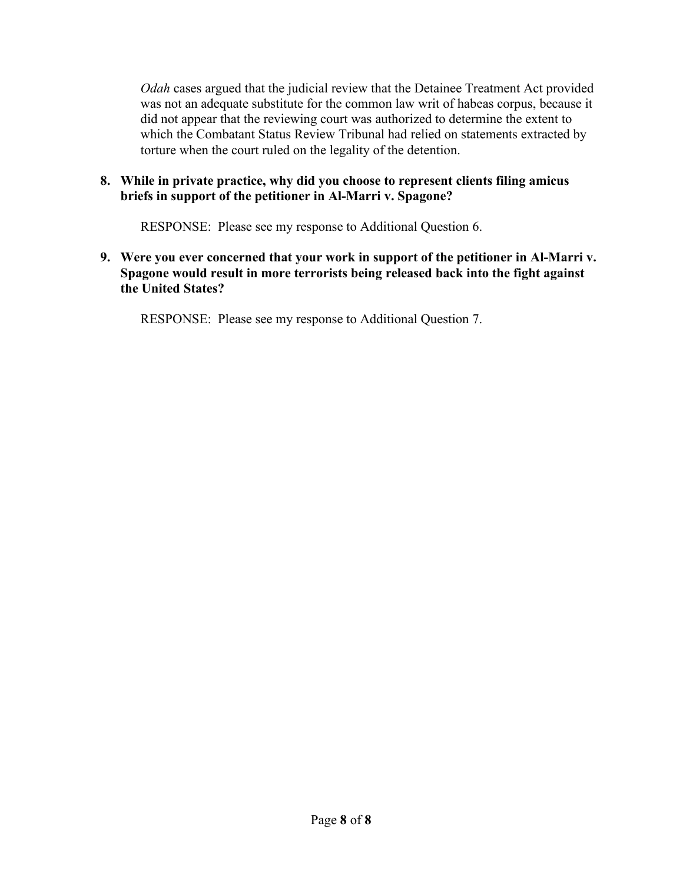*Odah* cases argued that the judicial review that the Detainee Treatment Act provided was not an adequate substitute for the common law writ of habeas corpus, because it did not appear that the reviewing court was authorized to determine the extent to which the Combatant Status Review Tribunal had relied on statements extracted by torture when the court ruled on the legality of the detention.

8. **While in private practice, why did you choose to represent clients filing amicus briefs in support of the petitioner in Al-Marri v. Spagone?**

   RESPONSE: Please see my response to Additional Question 6.

9. **Were you ever concerned that your work in support of the petitioner in Al-Marri v. Spagone would result in more terrorists being released back into the fight against the United States?**

   RESPONSE: Please see my response to Additional Question 7.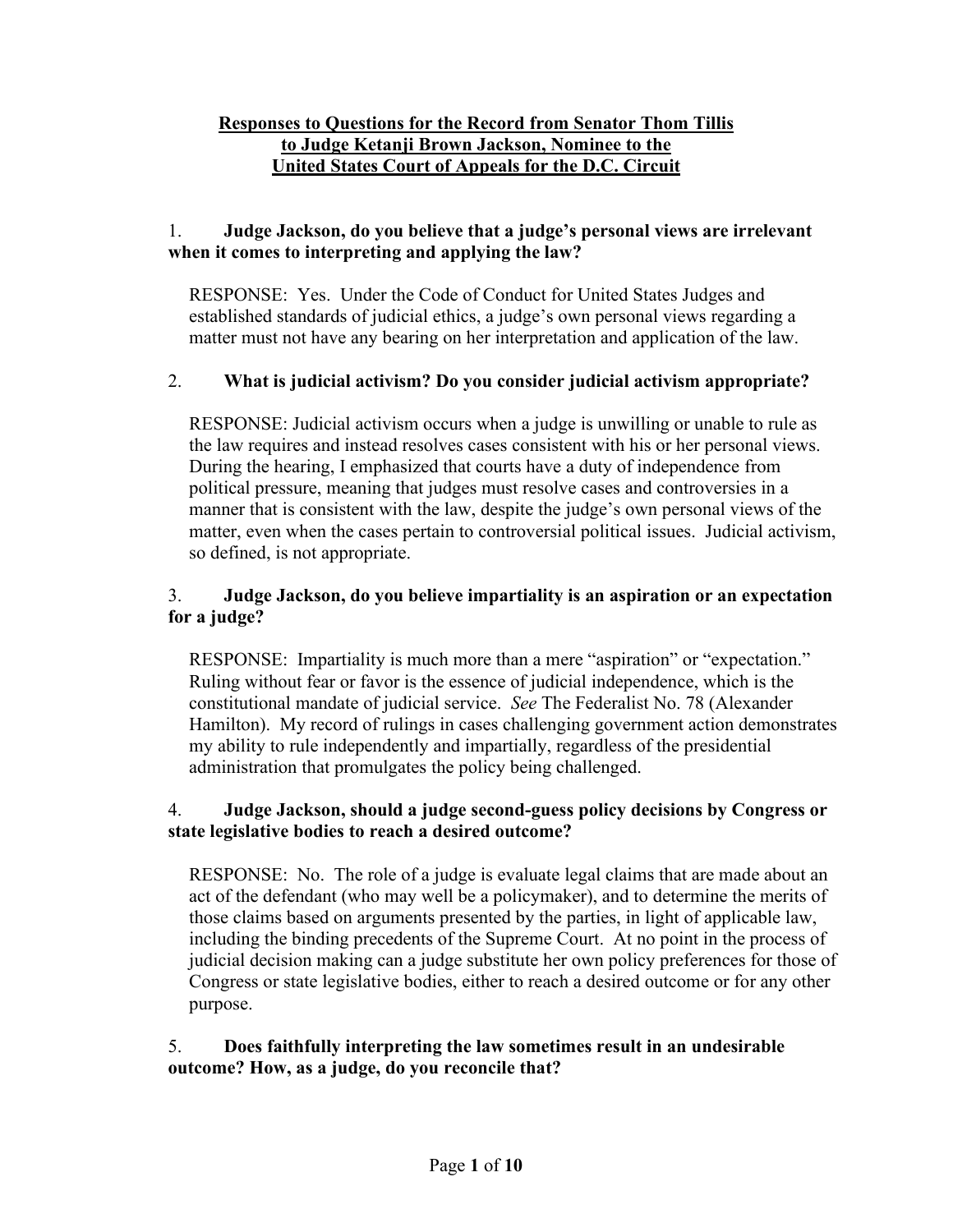**Responses to Questions for the Record from Senator Thom Tillis to Judge Ketanji Brown Jackson, Nominee to the United States Court of Appeals for the D.C. Circuit**

1. **Judge Jackson, do you believe that a judge's personal views are irrelevant when it comes to interpreting and applying the law?**

   RESPONSE: Yes. Under the Code of Conduct for United States Judges and established standards of judicial ethics, a judge's own personal views regarding a matter must not have any bearing on her interpretation and application of the law.

2. **What is judicial activism? Do you consider judicial activism appropriate?**

   RESPONSE: Judicial activism occurs when a judge is unwilling or unable to rule as the law requires and instead resolves cases consistent with his or her personal views. During the hearing, I emphasized that courts have a duty of independence from political pressure, meaning that judges must resolve cases and controversies in a manner that is consistent with the law, despite the judge's own personal views of the matter, even when the cases pertain to controversial political issues. Judicial activism, so defined, is not appropriate.

3. **Judge Jackson, do you believe impartiality is an aspiration or an expectation for a judge?**

   RESPONSE: Impartiality is much more than a mere "aspiration" or "expectation." Ruling without fear or favor is the essence of judicial independence, which is the constitutional mandate of judicial service. *See* The Federalist No. 78 (Alexander Hamilton). My record of rulings in cases challenging government action demonstrates my ability to rule independently and impartially, regardless of the presidential administration that promulgates the policy being challenged.

4. **Judge Jackson, should a judge second-guess policy decisions by Congress or state legislative bodies to reach a desired outcome?**

   RESPONSE: No. The role of a judge is evaluate legal claims that are made about an act of the defendant (who may well be a policymaker), and to determine the merits of those claims based on arguments presented by the parties, in light of applicable law, including the binding precedents of the Supreme Court. At no point in the process of judicial decision making can a judge substitute her own policy preferences for those of Congress or state legislative bodies, either to reach a desired outcome or for any other purpose.

5. **Does faithfully interpreting the law sometimes result in an undesirable outcome? How, as a judge, do you reconcile that?**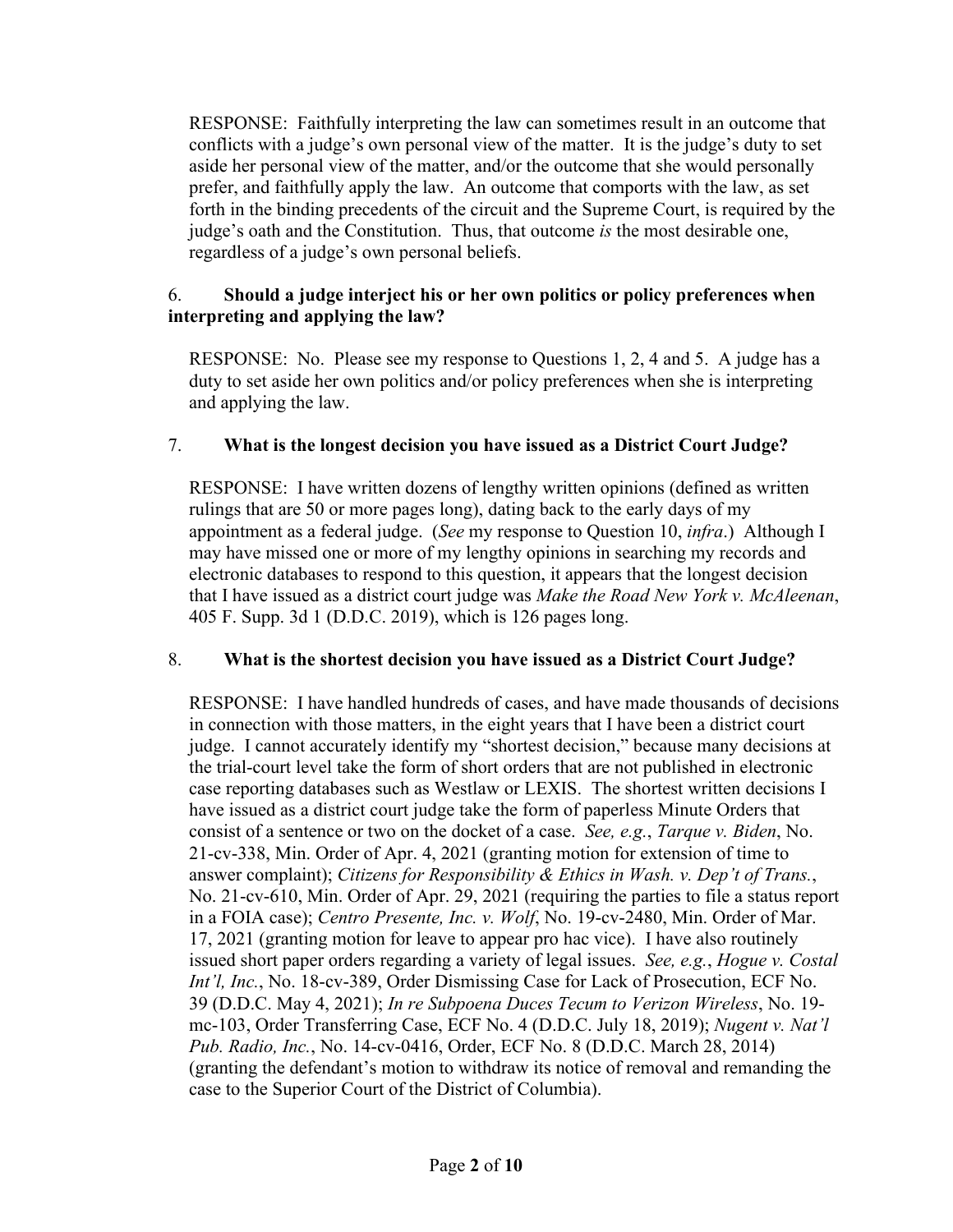RESPONSE: Faithfully interpreting the law can sometimes result in an outcome that conflicts with a judge's own personal view of the matter. It is the judge's duty to set aside her personal view of the matter, and/or the outcome that she would personally prefer, and faithfully apply the law. An outcome that comports with the law, as set forth in the binding precedents of the circuit and the Supreme Court, is required by the judge's oath and the Constitution. Thus, that outcome *is* the most desirable one, regardless of a judge's own personal beliefs.

6. **Should a judge interject his or her own politics or policy preferences when interpreting and applying the law?**

RESPONSE: No. Please see my response to Questions 1, 2, 4 and 5. A judge has a duty to set aside her own politics and/or policy preferences when she is interpreting and applying the law.

7. **What is the longest decision you have issued as a District Court Judge?**

RESPONSE: I have written dozens of lengthy written opinions (defined as written rulings that are 50 or more pages long), dating back to the early days of my appointment as a federal judge. (*See* my response to Question 10, *infra*.) Although I may have missed one or more of my lengthy opinions in searching my records and electronic databases to respond to this question, it appears that the longest decision that I have issued as a district court judge was *Make the Road New York v. McAleenan*, 405 F. Supp. 3d 1 (D.D.C. 2019), which is 126 pages long.

8. **What is the shortest decision you have issued as a District Court Judge?**

RESPONSE: I have handled hundreds of cases, and have made thousands of decisions in connection with those matters, in the eight years that I have been a district court judge. I cannot accurately identify my "shortest decision," because many decisions at the trial-court level take the form of short orders that are not published in electronic case reporting databases such as Westlaw or LEXIS. The shortest written decisions I have issued as a district court judge take the form of paperless Minute Orders that consist of a sentence or two on the docket of a case. *See, e.g.*, *Tarque v. Biden*, No. 21-cv-338, Min. Order of Apr. 4, 2021 (granting motion for extension of time to answer complaint); *Citizens for Responsibility & Ethics in Wash. v. Dep't of Trans.*, No. 21-cv-610, Min. Order of Apr. 29, 2021 (requiring the parties to file a status report in a FOIA case); *Centro Presente, Inc. v. Wolf*, No. 19-cv-2480, Min. Order of Mar. 17, 2021 (granting motion for leave to appear pro hac vice). I have also routinely issued short paper orders regarding a variety of legal issues. *See, e.g.*, *Hogue v. Costal Int'l, Inc.*, No. 18-cv-389, Order Dismissing Case for Lack of Prosecution, ECF No. 39 (D.D.C. May 4, 2021); *In re Subpoena Duces Tecum to Verizon Wireless*, No. 19-mc-103, Order Transferring Case, ECF No. 4 (D.D.C. July 18, 2019); *Nugent v. Nat'l Pub. Radio, Inc.*, No. 14-cv-0416, Order, ECF No. 8 (D.D.C. March 28, 2014) (granting the defendant's motion to withdraw its notice of removal and remanding the case to the Superior Court of the District of Columbia).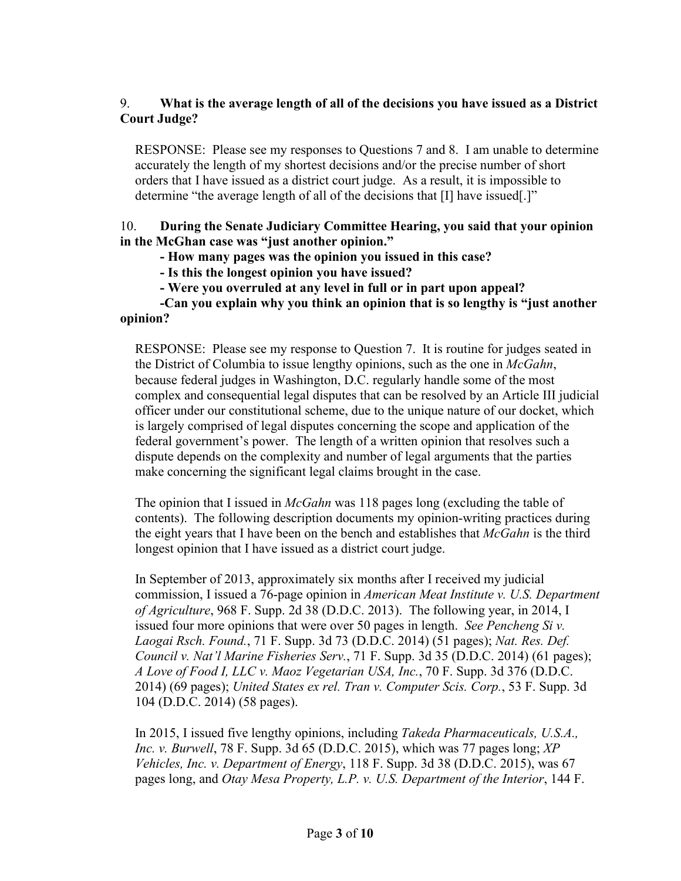9. **What is the average length of all of the decisions you have issued as a District Court Judge?**

RESPONSE: Please see my responses to Questions 7 and 8. I am unable to determine accurately the length of my shortest decisions and/or the precise number of short orders that I have issued as a district court judge. As a result, it is impossible to determine "the average length of all of the decisions that [I] have issued[.]"

10. **During the Senate Judiciary Committee Hearing, you said that your opinion in the McGhan case was "just another opinion."**

**- How many pages was the opinion you issued in this case?**

**- Is this the longest opinion you have issued?**

**- Were you overruled at any level in full or in part upon appeal?**

**-Can you explain why you think an opinion that is so lengthy is "just another opinion?**

RESPONSE: Please see my response to Question 7. It is routine for judges seated in the District of Columbia to issue lengthy opinions, such as the one in *McGahn*, because federal judges in Washington, D.C. regularly handle some of the most complex and consequential legal disputes that can be resolved by an Article III judicial officer under our constitutional scheme, due to the unique nature of our docket, which is largely comprised of legal disputes concerning the scope and application of the federal government's power. The length of a written opinion that resolves such a dispute depends on the complexity and number of legal arguments that the parties make concerning the significant legal claims brought in the case.

The opinion that I issued in *McGahn* was 118 pages long (excluding the table of contents). The following description documents my opinion-writing practices during the eight years that I have been on the bench and establishes that *McGahn* is the third longest opinion that I have issued as a district court judge.

In September of 2013, approximately six months after I received my judicial commission, I issued a 76-page opinion in *American Meat Institute v. U.S. Department of Agriculture*, 968 F. Supp. 2d 38 (D.D.C. 2013). The following year, in 2014, I issued four more opinions that were over 50 pages in length. *See Pencheng Si v. Laogai Rsch. Found.*, 71 F. Supp. 3d 73 (D.D.C. 2014) (51 pages); *Nat. Res. Def. Council v. Nat'l Marine Fisheries Serv.*, 71 F. Supp. 3d 35 (D.D.C. 2014) (61 pages); *A Love of Food I, LLC v. Maoz Vegetarian USA, Inc.*, 70 F. Supp. 3d 376 (D.D.C. 2014) (69 pages); *United States ex rel. Tran v. Computer Scis. Corp.*, 53 F. Supp. 3d 104 (D.D.C. 2014) (58 pages).

In 2015, I issued five lengthy opinions, including *Takeda Pharmaceuticals, U.S.A., Inc. v. Burwell*, 78 F. Supp. 3d 65 (D.D.C. 2015), which was 77 pages long; *XP Vehicles, Inc. v. Department of Energy*, 118 F. Supp. 3d 38 (D.D.C. 2015), was 67 pages long, and *Otay Mesa Property, L.P. v. U.S. Department of the Interior*, 144 F.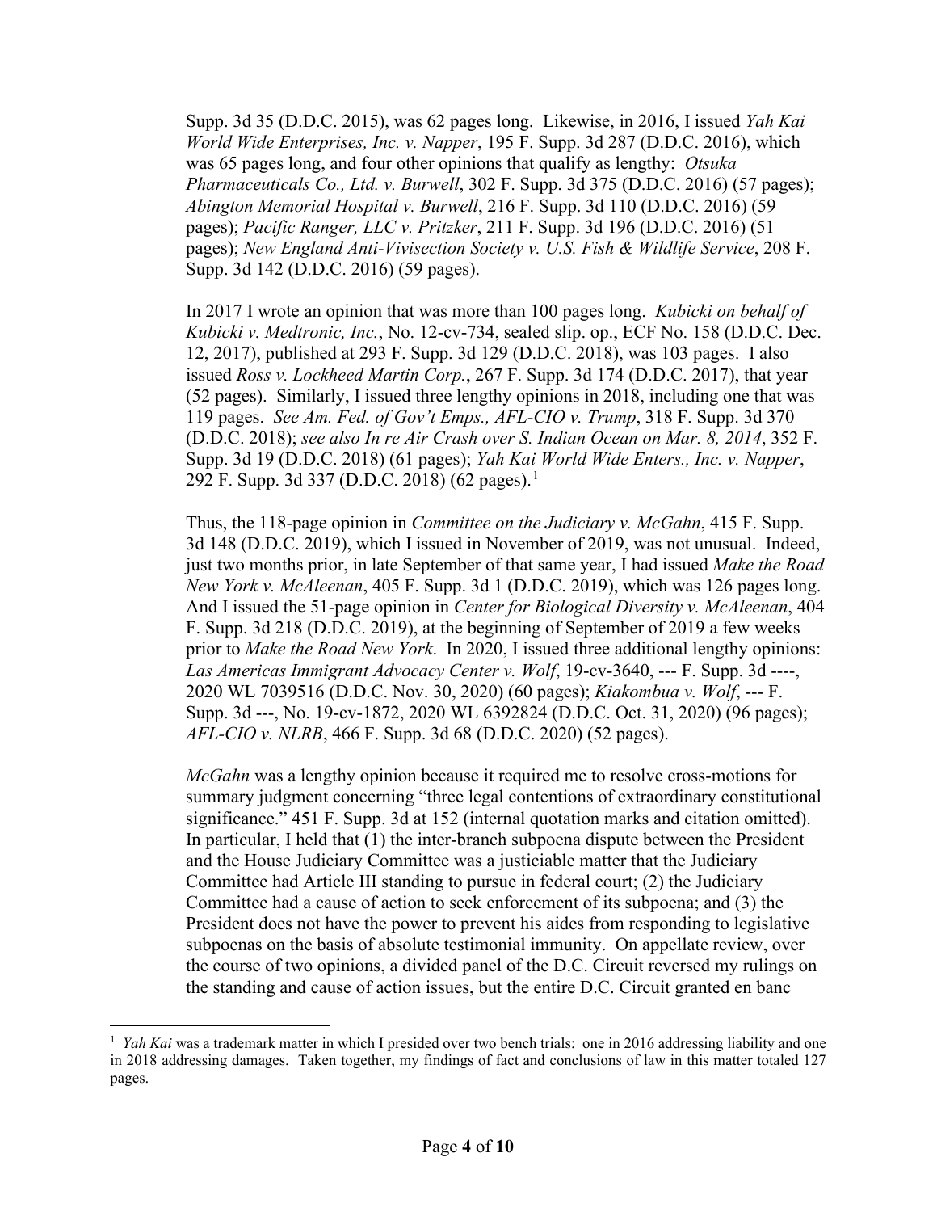Supp. 3d 35 (D.D.C. 2015), was 62 pages long. Likewise, in 2016, I issued *Yah Kai World Wide Enterprises, Inc. v. Napper*, 195 F. Supp. 3d 287 (D.D.C. 2016), which was 65 pages long, and four other opinions that qualify as lengthy: *Otsuka Pharmaceuticals Co., Ltd. v. Burwell*, 302 F. Supp. 3d 375 (D.D.C. 2016) (57 pages); *Abington Memorial Hospital v. Burwell*, 216 F. Supp. 3d 110 (D.D.C. 2016) (59 pages); *Pacific Ranger, LLC v. Pritzker*, 211 F. Supp. 3d 196 (D.D.C. 2016) (51 pages); *New England Anti-Vivisection Society v. U.S. Fish & Wildlife Service*, 208 F. Supp. 3d 142 (D.D.C. 2016) (59 pages).

In 2017 I wrote an opinion that was more than 100 pages long. *Kubicki on behalf of Kubicki v. Medtronic, Inc.*, No. 12-cv-734, sealed slip. op., ECF No. 158 (D.D.C. Dec. 12, 2017), published at 293 F. Supp. 3d 129 (D.D.C. 2018), was 103 pages. I also issued *Ross v. Lockheed Martin Corp.*, 267 F. Supp. 3d 174 (D.D.C. 2017), that year (52 pages). Similarly, I issued three lengthy opinions in 2018, including one that was 119 pages. *See Am. Fed. of Gov't Emps., AFL-CIO v. Trump*, 318 F. Supp. 3d 370 (D.D.C. 2018); *see also In re Air Crash over S. Indian Ocean on Mar. 8, 2014*, 352 F. Supp. 3d 19 (D.D.C. 2018) (61 pages); *Yah Kai World Wide Enters., Inc. v. Napper*, 292 F. Supp. 3d 337 (D.D.C. 2018) (62 pages).[1]

Thus, the 118-page opinion in *Committee on the Judiciary v. McGahn*, 415 F. Supp. 3d 148 (D.D.C. 2019), which I issued in November of 2019, was not unusual. Indeed, just two months prior, in late September of that same year, I had issued *Make the Road New York v. McAleenan*, 405 F. Supp. 3d 1 (D.D.C. 2019), which was 126 pages long. And I issued the 51-page opinion in *Center for Biological Diversity v. McAleenan*, 404 F. Supp. 3d 218 (D.D.C. 2019), at the beginning of September of 2019 a few weeks prior to *Make the Road New York*. In 2020, I issued three additional lengthy opinions: *Las Americas Immigrant Advocacy Center v. Wolf*, 19-cv-3640, --- F. Supp. 3d ----, 2020 WL 7039516 (D.D.C. Nov. 30, 2020) (60 pages); *Kiakombua v. Wolf*, --- F. Supp. 3d ---, No. 19-cv-1872, 2020 WL 6392824 (D.D.C. Oct. 31, 2020) (96 pages); *AFL-CIO v. NLRB*, 466 F. Supp. 3d 68 (D.D.C. 2020) (52 pages).

*McGahn* was a lengthy opinion because it required me to resolve cross-motions for summary judgment concerning "three legal contentions of extraordinary constitutional significance." 451 F. Supp. 3d at 152 (internal quotation marks and citation omitted). In particular, I held that (1) the inter-branch subpoena dispute between the President and the House Judiciary Committee was a justiciable matter that the Judiciary Committee had Article III standing to pursue in federal court; (2) the Judiciary Committee had a cause of action to seek enforcement of its subpoena; and (3) the President does not have the power to prevent his aides from responding to legislative subpoenas on the basis of absolute testimonial immunity. On appellate review, over the course of two opinions, a divided panel of the D.C. Circuit reversed my rulings on the standing and cause of action issues, but the entire D.C. Circuit granted en banc

[1] *Yah Kai* was a trademark matter in which I presided over two bench trials: one in 2016 addressing liability and one in 2018 addressing damages. Taken together, my findings of fact and conclusions of law in this matter totaled 127 pages.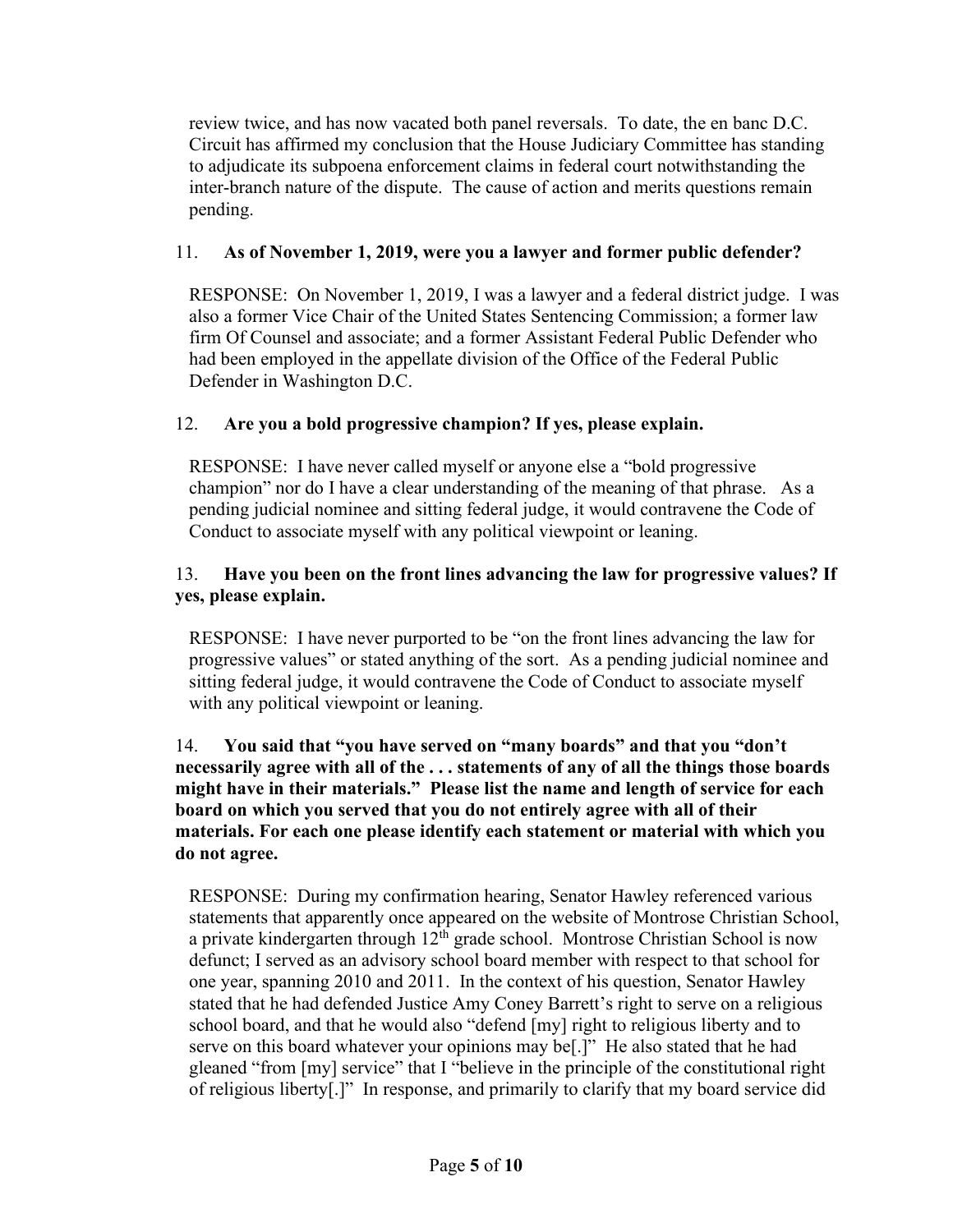review twice, and has now vacated both panel reversals. To date, the en banc D.C. Circuit has affirmed my conclusion that the House Judiciary Committee has standing to adjudicate its subpoena enforcement claims in federal court notwithstanding the inter-branch nature of the dispute. The cause of action and merits questions remain pending.

11. **As of November 1, 2019, were you a lawyer and former public defender?**

RESPONSE: On November 1, 2019, I was a lawyer and a federal district judge. I was also a former Vice Chair of the United States Sentencing Commission; a former law firm Of Counsel and associate; and a former Assistant Federal Public Defender who had been employed in the appellate division of the Office of the Federal Public Defender in Washington D.C.

12. **Are you a bold progressive champion? If yes, please explain.**

RESPONSE: I have never called myself or anyone else a "bold progressive champion" nor do I have a clear understanding of the meaning of that phrase. As a pending judicial nominee and sitting federal judge, it would contravene the Code of Conduct to associate myself with any political viewpoint or leaning.

13. **Have you been on the front lines advancing the law for progressive values? If yes, please explain.**

RESPONSE: I have never purported to be "on the front lines advancing the law for progressive values" or stated anything of the sort. As a pending judicial nominee and sitting federal judge, it would contravene the Code of Conduct to associate myself with any political viewpoint or leaning.

14. **You said that "you have served on "many boards" and that you "don't necessarily agree with all of the . . . statements of any of all the things those boards might have in their materials." Please list the name and length of service for each board on which you served that you do not entirely agree with all of their materials. For each one please identify each statement or material with which you do not agree.**

RESPONSE: During my confirmation hearing, Senator Hawley referenced various statements that apparently once appeared on the website of Montrose Christian School, a private kindergarten through 12th grade school. Montrose Christian School is now defunct; I served as an advisory school board member with respect to that school for one year, spanning 2010 and 2011. In the context of his question, Senator Hawley stated that he had defended Justice Amy Coney Barrett's right to serve on a religious school board, and that he would also "defend [my] right to religious liberty and to serve on this board whatever your opinions may be[.]" He also stated that he had gleaned "from [my] service" that I "believe in the principle of the constitutional right of religious liberty[.]" In response, and primarily to clarify that my board service did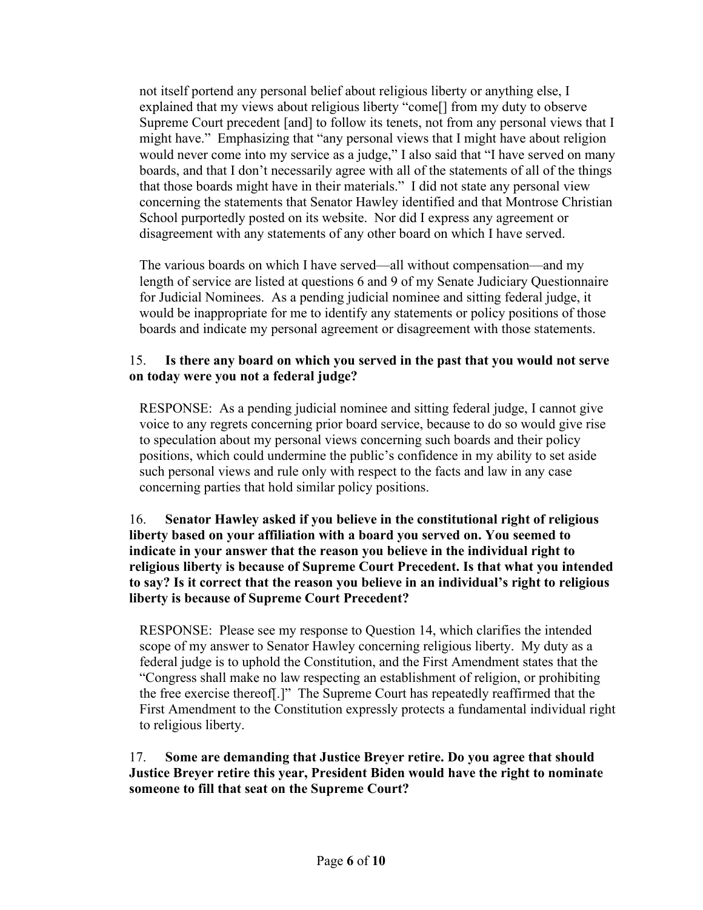not itself portend any personal belief about religious liberty or anything else, I explained that my views about religious liberty "come[] from my duty to observe Supreme Court precedent [and] to follow its tenets, not from any personal views that I might have." Emphasizing that "any personal views that I might have about religion would never come into my service as a judge," I also said that "I have served on many boards, and that I don't necessarily agree with all of the statements of all of the things that those boards might have in their materials." I did not state any personal view concerning the statements that Senator Hawley identified and that Montrose Christian School purportedly posted on its website. Nor did I express any agreement or disagreement with any statements of any other board on which I have served.

The various boards on which I have served—all without compensation—and my length of service are listed at questions 6 and 9 of my Senate Judiciary Questionnaire for Judicial Nominees. As a pending judicial nominee and sitting federal judge, it would be inappropriate for me to identify any statements or policy positions of those boards and indicate my personal agreement or disagreement with those statements.

15. **Is there any board on which you served in the past that you would not serve on today were you not a federal judge?**

RESPONSE: As a pending judicial nominee and sitting federal judge, I cannot give voice to any regrets concerning prior board service, because to do so would give rise to speculation about my personal views concerning such boards and their policy positions, which could undermine the public's confidence in my ability to set aside such personal views and rule only with respect to the facts and law in any case concerning parties that hold similar policy positions.

16. **Senator Hawley asked if you believe in the constitutional right of religious liberty based on your affiliation with a board you served on. You seemed to indicate in your answer that the reason you believe in the individual right to religious liberty is because of Supreme Court Precedent. Is that what you intended to say? Is it correct that the reason you believe in an individual's right to religious liberty is because of Supreme Court Precedent?**

RESPONSE: Please see my response to Question 14, which clarifies the intended scope of my answer to Senator Hawley concerning religious liberty. My duty as a federal judge is to uphold the Constitution, and the First Amendment states that the "Congress shall make no law respecting an establishment of religion, or prohibiting the free exercise thereof[.]" The Supreme Court has repeatedly reaffirmed that the First Amendment to the Constitution expressly protects a fundamental individual right to religious liberty.

17. **Some are demanding that Justice Breyer retire. Do you agree that should Justice Breyer retire this year, President Biden would have the right to nominate someone to fill that seat on the Supreme Court?**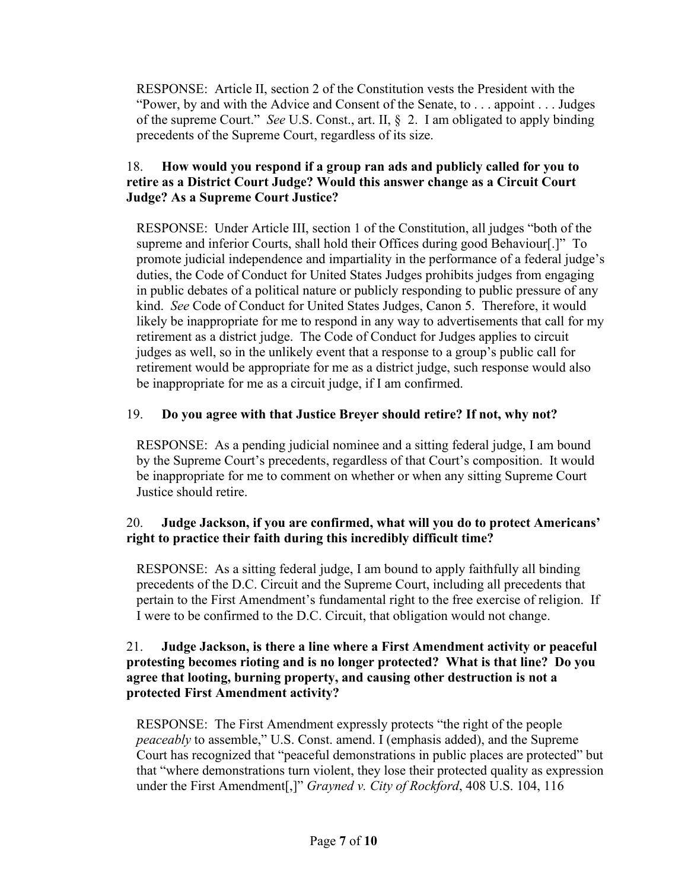RESPONSE: Article II, section 2 of the Constitution vests the President with the "Power, by and with the Advice and Consent of the Senate, to . . . appoint . . . Judges of the supreme Court." *See* U.S. Const., art. II, § 2. I am obligated to apply binding precedents of the Supreme Court, regardless of its size.

18. **How would you respond if a group ran ads and publicly called for you to retire as a District Court Judge? Would this answer change as a Circuit Court Judge? As a Supreme Court Justice?**

RESPONSE: Under Article III, section 1 of the Constitution, all judges "both of the supreme and inferior Courts, shall hold their Offices during good Behaviour[.]" To promote judicial independence and impartiality in the performance of a federal judge's duties, the Code of Conduct for United States Judges prohibits judges from engaging in public debates of a political nature or publicly responding to public pressure of any kind. *See* Code of Conduct for United States Judges, Canon 5. Therefore, it would likely be inappropriate for me to respond in any way to advertisements that call for my retirement as a district judge. The Code of Conduct for Judges applies to circuit judges as well, so in the unlikely event that a response to a group's public call for retirement would be appropriate for me as a district judge, such response would also be inappropriate for me as a circuit judge, if I am confirmed.

19. **Do you agree with that Justice Breyer should retire? If not, why not?**

RESPONSE: As a pending judicial nominee and a sitting federal judge, I am bound by the Supreme Court's precedents, regardless of that Court's composition. It would be inappropriate for me to comment on whether or when any sitting Supreme Court Justice should retire.

20. **Judge Jackson, if you are confirmed, what will you do to protect Americans' right to practice their faith during this incredibly difficult time?**

RESPONSE: As a sitting federal judge, I am bound to apply faithfully all binding precedents of the D.C. Circuit and the Supreme Court, including all precedents that pertain to the First Amendment's fundamental right to the free exercise of religion. If I were to be confirmed to the D.C. Circuit, that obligation would not change.

21. **Judge Jackson, is there a line where a First Amendment activity or peaceful protesting becomes rioting and is no longer protected? What is that line? Do you agree that looting, burning property, and causing other destruction is not a protected First Amendment activity?**

RESPONSE: The First Amendment expressly protects "the right of the people *peaceably* to assemble," U.S. Const. amend. I (emphasis added), and the Supreme Court has recognized that "peaceful demonstrations in public places are protected" but that "where demonstrations turn violent, they lose their protected quality as expression under the First Amendment[,]" *Grayned v. City of Rockford*, 408 U.S. 104, 116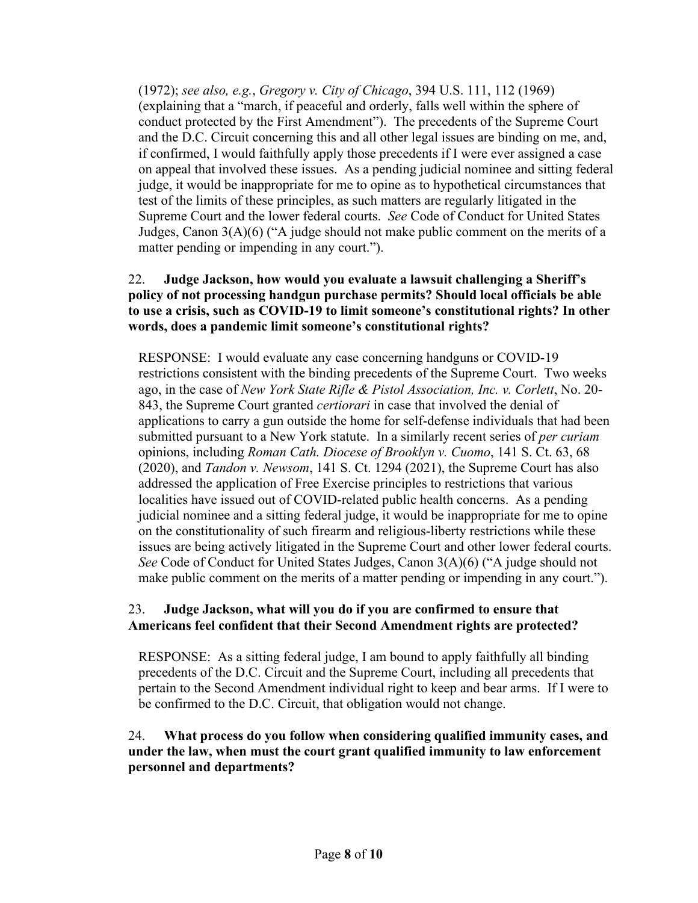(1972); *see also, e.g.*, *Gregory v. City of Chicago*, 394 U.S. 111, 112 (1969) (explaining that a "march, if peaceful and orderly, falls well within the sphere of conduct protected by the First Amendment"). The precedents of the Supreme Court and the D.C. Circuit concerning this and all other legal issues are binding on me, and, if confirmed, I would faithfully apply those precedents if I were ever assigned a case on appeal that involved these issues. As a pending judicial nominee and sitting federal judge, it would be inappropriate for me to opine as to hypothetical circumstances that test of the limits of these principles, as such matters are regularly litigated in the Supreme Court and the lower federal courts. *See* Code of Conduct for United States Judges, Canon 3(A)(6) ("A judge should not make public comment on the merits of a matter pending or impending in any court.").

22. **Judge Jackson, how would you evaluate a lawsuit challenging a Sheriff's policy of not processing handgun purchase permits? Should local officials be able to use a crisis, such as COVID-19 to limit someone's constitutional rights? In other words, does a pandemic limit someone's constitutional rights?**

RESPONSE: I would evaluate any case concerning handguns or COVID-19 restrictions consistent with the binding precedents of the Supreme Court. Two weeks ago, in the case of *New York State Rifle & Pistol Association, Inc. v. Corlett*, No. 20-843, the Supreme Court granted *certiorari* in case that involved the denial of applications to carry a gun outside the home for self-defense individuals that had been submitted pursuant to a New York statute. In a similarly recent series of *per curiam* opinions, including *Roman Cath. Diocese of Brooklyn v. Cuomo*, 141 S. Ct. 63, 68 (2020), and *Tandon v. Newsom*, 141 S. Ct. 1294 (2021), the Supreme Court has also addressed the application of Free Exercise principles to restrictions that various localities have issued out of COVID-related public health concerns. As a pending judicial nominee and a sitting federal judge, it would be inappropriate for me to opine on the constitutionality of such firearm and religious-liberty restrictions while these issues are being actively litigated in the Supreme Court and other lower federal courts. *See* Code of Conduct for United States Judges, Canon 3(A)(6) ("A judge should not make public comment on the merits of a matter pending or impending in any court.").

23. **Judge Jackson, what will you do if you are confirmed to ensure that Americans feel confident that their Second Amendment rights are protected?**

RESPONSE: As a sitting federal judge, I am bound to apply faithfully all binding precedents of the D.C. Circuit and the Supreme Court, including all precedents that pertain to the Second Amendment individual right to keep and bear arms. If I were to be confirmed to the D.C. Circuit, that obligation would not change.

24. **What process do you follow when considering qualified immunity cases, and under the law, when must the court grant qualified immunity to law enforcement personnel and departments?**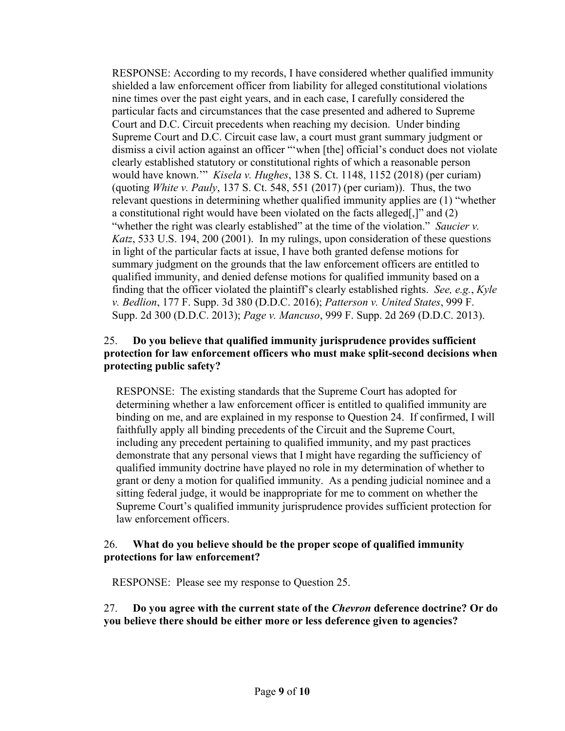RESPONSE: According to my records, I have considered whether qualified immunity shielded a law enforcement officer from liability for alleged constitutional violations nine times over the past eight years, and in each case, I carefully considered the particular facts and circumstances that the case presented and adhered to Supreme Court and D.C. Circuit precedents when reaching my decision. Under binding Supreme Court and D.C. Circuit case law, a court must grant summary judgment or dismiss a civil action against an officer "'when [the] official's conduct does not violate clearly established statutory or constitutional rights of which a reasonable person would have known.'" *Kisela v. Hughes*, 138 S. Ct. 1148, 1152 (2018) (per curiam) (quoting *White v. Pauly*, 137 S. Ct. 548, 551 (2017) (per curiam)). Thus, the two relevant questions in determining whether qualified immunity applies are (1) "whether a constitutional right would have been violated on the facts alleged[,]" and (2) "whether the right was clearly established" at the time of the violation." *Saucier v. Katz*, 533 U.S. 194, 200 (2001). In my rulings, upon consideration of these questions in light of the particular facts at issue, I have both granted defense motions for summary judgment on the grounds that the law enforcement officers are entitled to qualified immunity, and denied defense motions for qualified immunity based on a finding that the officer violated the plaintiff's clearly established rights. *See, e.g.*, *Kyle v. Bedlion*, 177 F. Supp. 3d 380 (D.D.C. 2016); *Patterson v. United States*, 999 F. Supp. 2d 300 (D.D.C. 2013); *Page v. Mancuso*, 999 F. Supp. 2d 269 (D.D.C. 2013).

25. **Do you believe that qualified immunity jurisprudence provides sufficient protection for law enforcement officers who must make split-second decisions when protecting public safety?**

RESPONSE: The existing standards that the Supreme Court has adopted for determining whether a law enforcement officer is entitled to qualified immunity are binding on me, and are explained in my response to Question 24. If confirmed, I will faithfully apply all binding precedents of the Circuit and the Supreme Court, including any precedent pertaining to qualified immunity, and my past practices demonstrate that any personal views that I might have regarding the sufficiency of qualified immunity doctrine have played no role in my determination of whether to grant or deny a motion for qualified immunity. As a pending judicial nominee and a sitting federal judge, it would be inappropriate for me to comment on whether the Supreme Court's qualified immunity jurisprudence provides sufficient protection for law enforcement officers.

26. **What do you believe should be the proper scope of qualified immunity protections for law enforcement?**

RESPONSE: Please see my response to Question 25.

27. **Do you agree with the current state of the *Chevron* deference doctrine? Or do you believe there should be either more or less deference given to agencies?**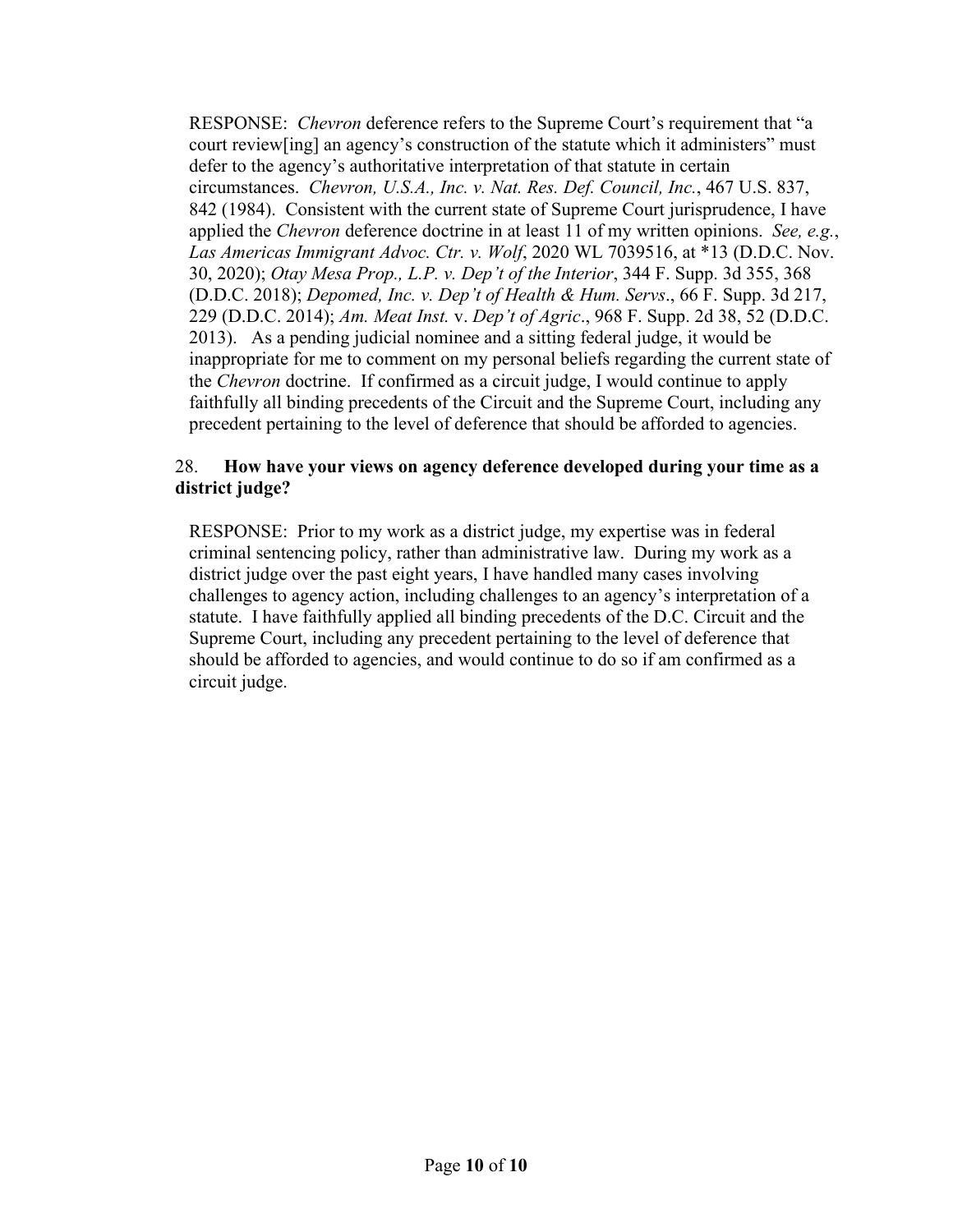RESPONSE: *Chevron* deference refers to the Supreme Court's requirement that "a court review[ing] an agency's construction of the statute which it administers" must defer to the agency's authoritative interpretation of that statute in certain circumstances. *Chevron, U.S.A., Inc. v. Nat. Res. Def. Council, Inc.*, 467 U.S. 837, 842 (1984). Consistent with the current state of Supreme Court jurisprudence, I have applied the *Chevron* deference doctrine in at least 11 of my written opinions. *See, e.g.*, *Las Americas Immigrant Advoc. Ctr. v. Wolf*, 2020 WL 7039516, at *13 (D.D.C. Nov. 30, 2020); *Otay Mesa Prop., L.P. v. Dep't of the Interior*, 344 F. Supp. 3d 355, 368 (D.D.C. 2018); *Depomed, Inc. v. Dep't of Health & Hum. Servs*., 66 F. Supp. 3d 217, 229 (D.D.C. 2014); *Am. Meat Inst.* v. *Dep't of Agric*., 968 F. Supp. 2d 38, 52 (D.D.C. 2013). As a pending judicial nominee and a sitting federal judge, it would be inappropriate for me to comment on my personal beliefs regarding the current state of the *Chevron* doctrine. If confirmed as a circuit judge, I would continue to apply faithfully all binding precedents of the Circuit and the Supreme Court, including any precedent pertaining to the level of deference that should be afforded to agencies.

28. **How have your views on agency deference developed during your time as a district judge?**

RESPONSE: Prior to my work as a district judge, my expertise was in federal criminal sentencing policy, rather than administrative law. During my work as a district judge over the past eight years, I have handled many cases involving challenges to agency action, including challenges to an agency's interpretation of a statute. I have faithfully applied all binding precedents of the D.C. Circuit and the Supreme Court, including any precedent pertaining to the level of deference that should be afforded to agencies, and would continue to do so if am confirmed as a circuit judge.